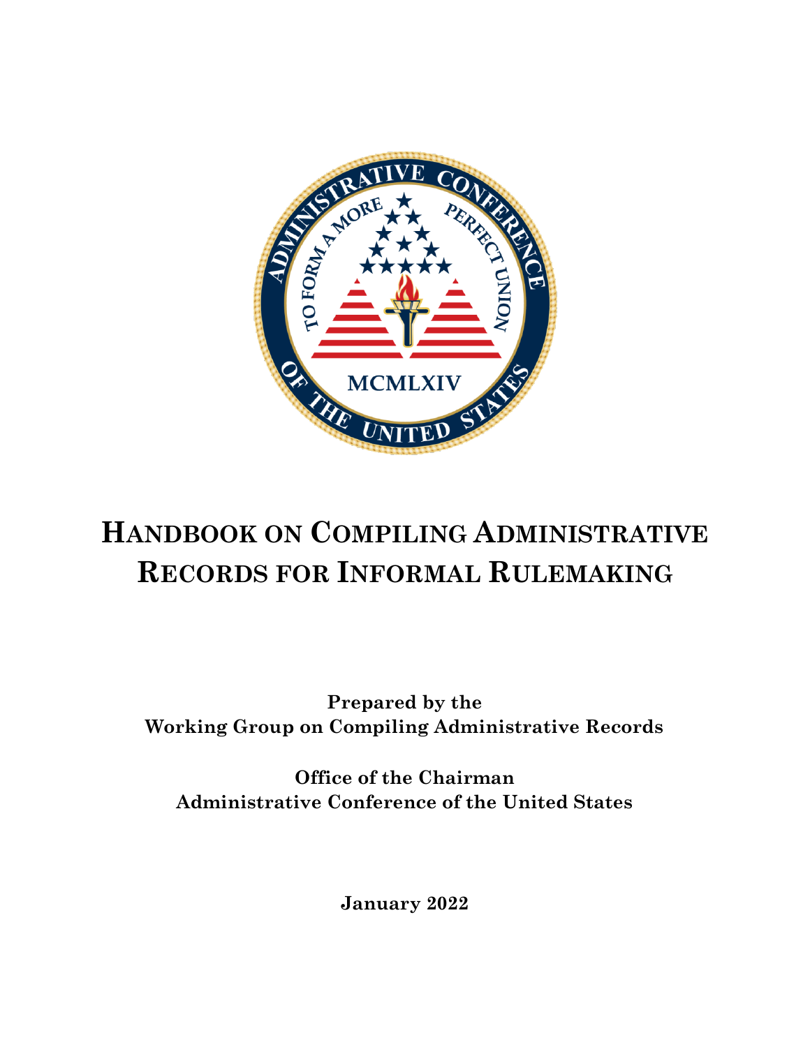# Handbook on Compiling Administrative Records for Informal Rulemaking

**Prepared by the**
**Working Group on Compiling Administrative Records**

**Office of the Chairman**
**Administrative Conference of the United States**

**January 2022**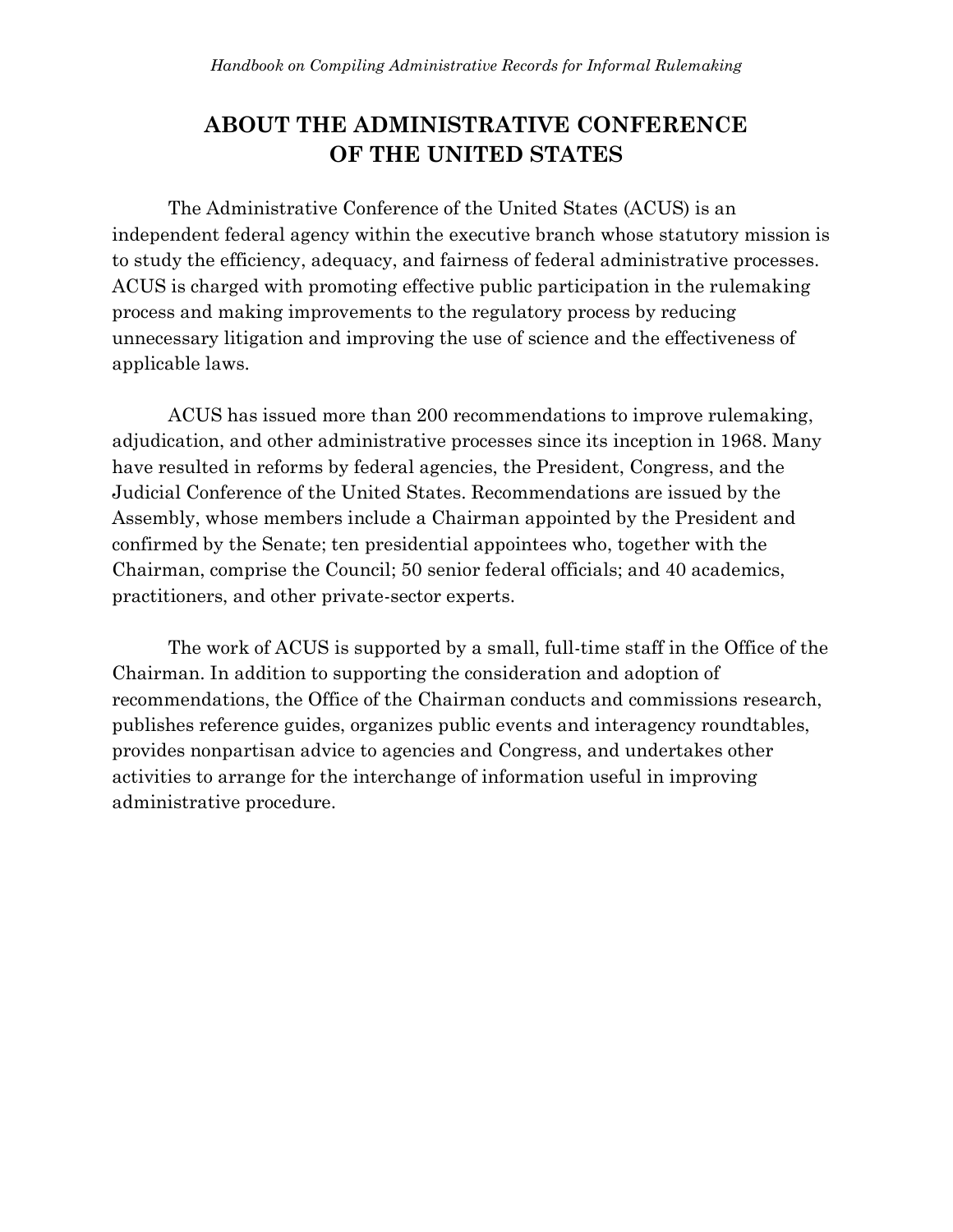# ABOUT THE ADMINISTRATIVE CONFERENCE OF THE UNITED STATES

The Administrative Conference of the United States (ACUS) is an independent federal agency within the executive branch whose statutory mission is to study the efficiency, adequacy, and fairness of federal administrative processes. ACUS is charged with promoting effective public participation in the rulemaking process and making improvements to the regulatory process by reducing unnecessary litigation and improving the use of science and the effectiveness of applicable laws.

ACUS has issued more than 200 recommendations to improve rulemaking, adjudication, and other administrative processes since its inception in 1968. Many have resulted in reforms by federal agencies, the President, Congress, and the Judicial Conference of the United States. Recommendations are issued by the Assembly, whose members include a Chairman appointed by the President and confirmed by the Senate; ten presidential appointees who, together with the Chairman, comprise the Council; 50 senior federal officials; and 40 academics, practitioners, and other private-sector experts.

The work of ACUS is supported by a small, full-time staff in the Office of the Chairman. In addition to supporting the consideration and adoption of recommendations, the Office of the Chairman conducts and commissions research, publishes reference guides, organizes public events and interagency roundtables, provides nonpartisan advice to agencies and Congress, and undertakes other activities to arrange for the interchange of information useful in improving administrative procedure.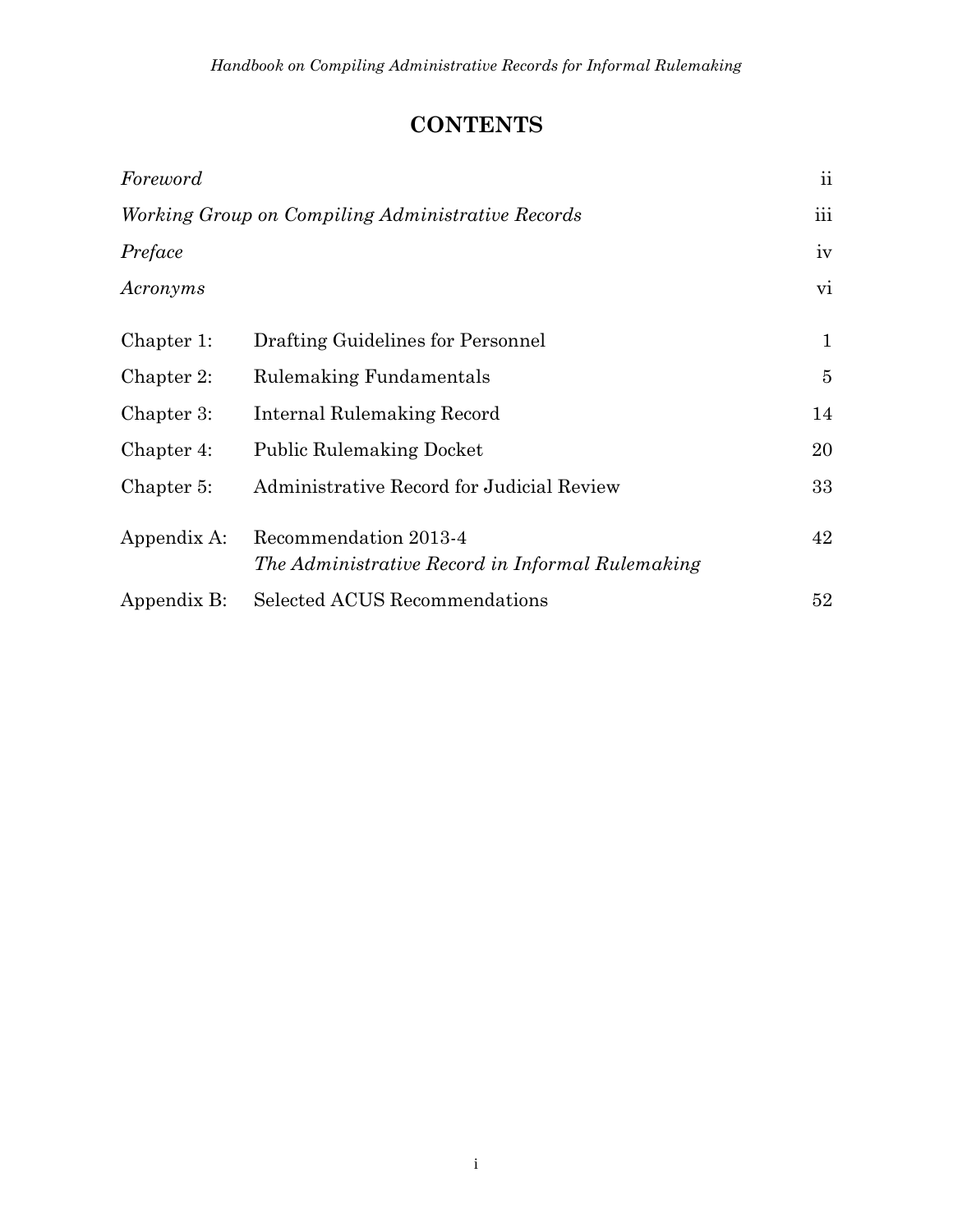# CONTENTS

| | | |
|---|---|---|
| *Foreword* | | ii |
| *Working Group on Compiling Administrative Records* | | iii |
| *Preface* | | iv |
| *Acronyms* | | vi |
| Chapter 1: | Drafting Guidelines for Personnel | 1 |
| Chapter 2: | Rulemaking Fundamentals | 5 |
| Chapter 3: | Internal Rulemaking Record | 14 |
| Chapter 4: | Public Rulemaking Docket | 20 |
| Chapter 5: | Administrative Record for Judicial Review | 33 |
| Appendix A: | Recommendation 2013-4 *The Administrative Record in Informal Rulemaking* | 42 |
| Appendix B: | Selected ACUS Recommendations | 52 |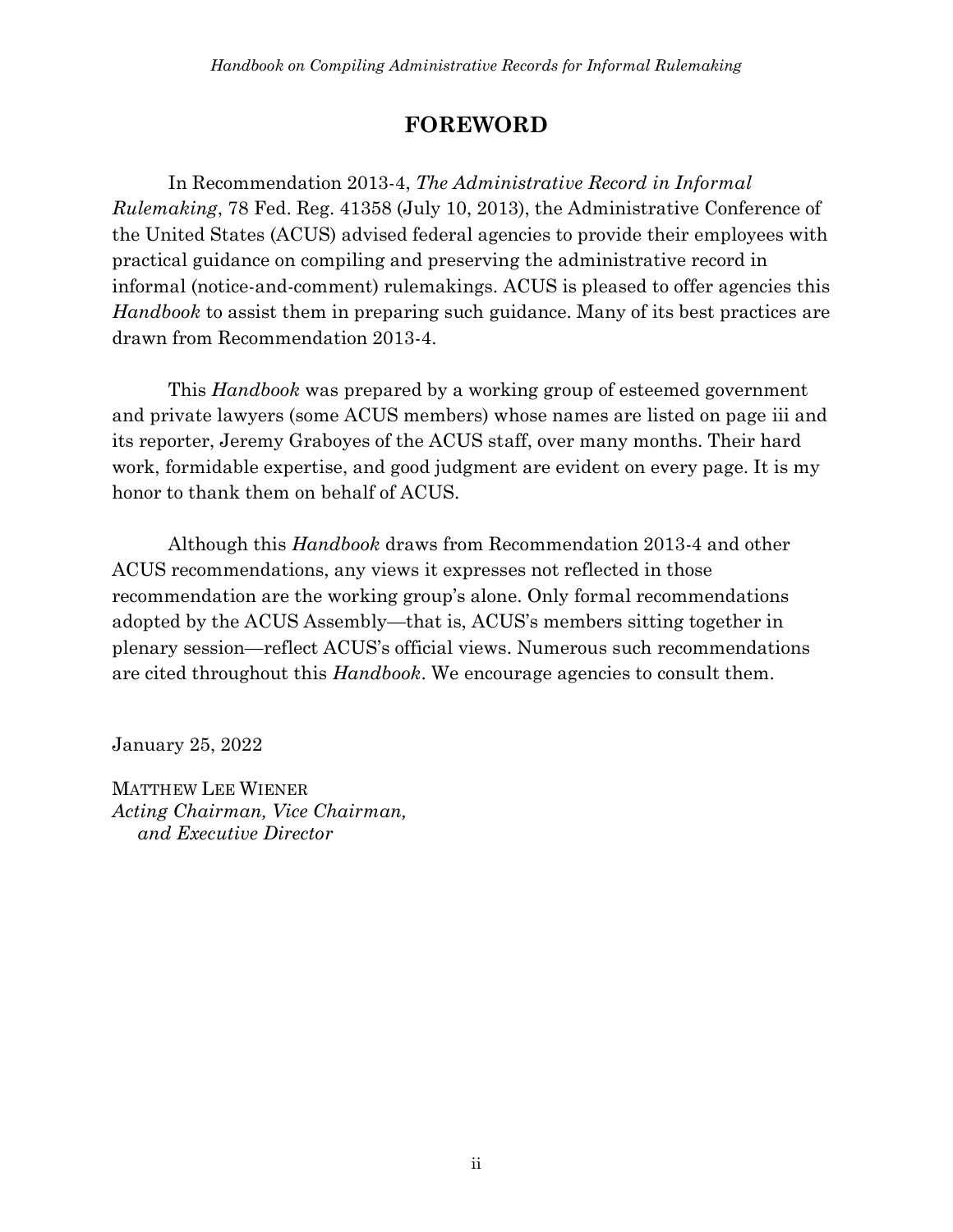# FOREWORD

In Recommendation 2013-4, *The Administrative Record in Informal Rulemaking*, 78 Fed. Reg. 41358 (July 10, 2013), the Administrative Conference of the United States (ACUS) advised federal agencies to provide their employees with practical guidance on compiling and preserving the administrative record in informal (notice-and-comment) rulemakings. ACUS is pleased to offer agencies this *Handbook* to assist them in preparing such guidance. Many of its best practices are drawn from Recommendation 2013-4.

This *Handbook* was prepared by a working group of esteemed government and private lawyers (some ACUS members) whose names are listed on page iii and its reporter, Jeremy Graboyes of the ACUS staff, over many months. Their hard work, formidable expertise, and good judgment are evident on every page. It is my honor to thank them on behalf of ACUS.

Although this *Handbook* draws from Recommendation 2013-4 and other ACUS recommendations, any views it expresses not reflected in those recommendation are the working group's alone. Only formal recommendations adopted by the ACUS Assembly—that is, ACUS's members sitting together in plenary session—reflect ACUS's official views. Numerous such recommendations are cited throughout this *Handbook*. We encourage agencies to consult them.

January 25, 2022

MATTHEW LEE WIENER
*Acting Chairman, Vice Chairman,*
*and Executive Director*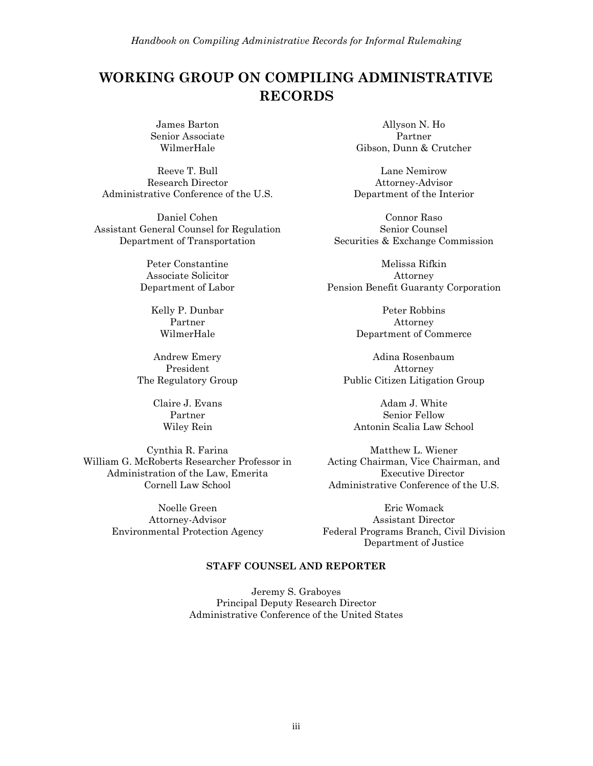# WORKING GROUP ON COMPILING ADMINISTRATIVE RECORDS

James Barton
Senior Associate
WilmerHale

Reeve T. Bull
Research Director
Administrative Conference of the U.S.

Daniel Cohen
Assistant General Counsel for Regulation
Department of Transportation

Peter Constantine
Associate Solicitor
Department of Labor

Kelly P. Dunbar
Partner
WilmerHale

Andrew Emery
President
The Regulatory Group

Claire J. Evans
Partner
Wiley Rein

Cynthia R. Farina
William G. McRoberts Researcher Professor in Administration of the Law, Emerita
Cornell Law School

Noelle Green
Attorney-Advisor
Environmental Protection Agency

Allyson N. Ho
Partner
Gibson, Dunn & Crutcher

Lane Nemirow
Attorney-Advisor
Department of the Interior

Connor Raso
Senior Counsel
Securities & Exchange Commission

Melissa Rifkin
Attorney
Pension Benefit Guaranty Corporation

Peter Robbins
Attorney
Department of Commerce

Adina Rosenbaum
Attorney
Public Citizen Litigation Group

Adam J. White
Senior Fellow
Antonin Scalia Law School

Matthew L. Wiener
Acting Chairman, Vice Chairman, and Executive Director
Administrative Conference of the U.S.

Eric Womack
Assistant Director
Federal Programs Branch, Civil Division
Department of Justice

### STAFF COUNSEL AND REPORTER

Jeremy S. Graboyes
Principal Deputy Research Director
Administrative Conference of the United States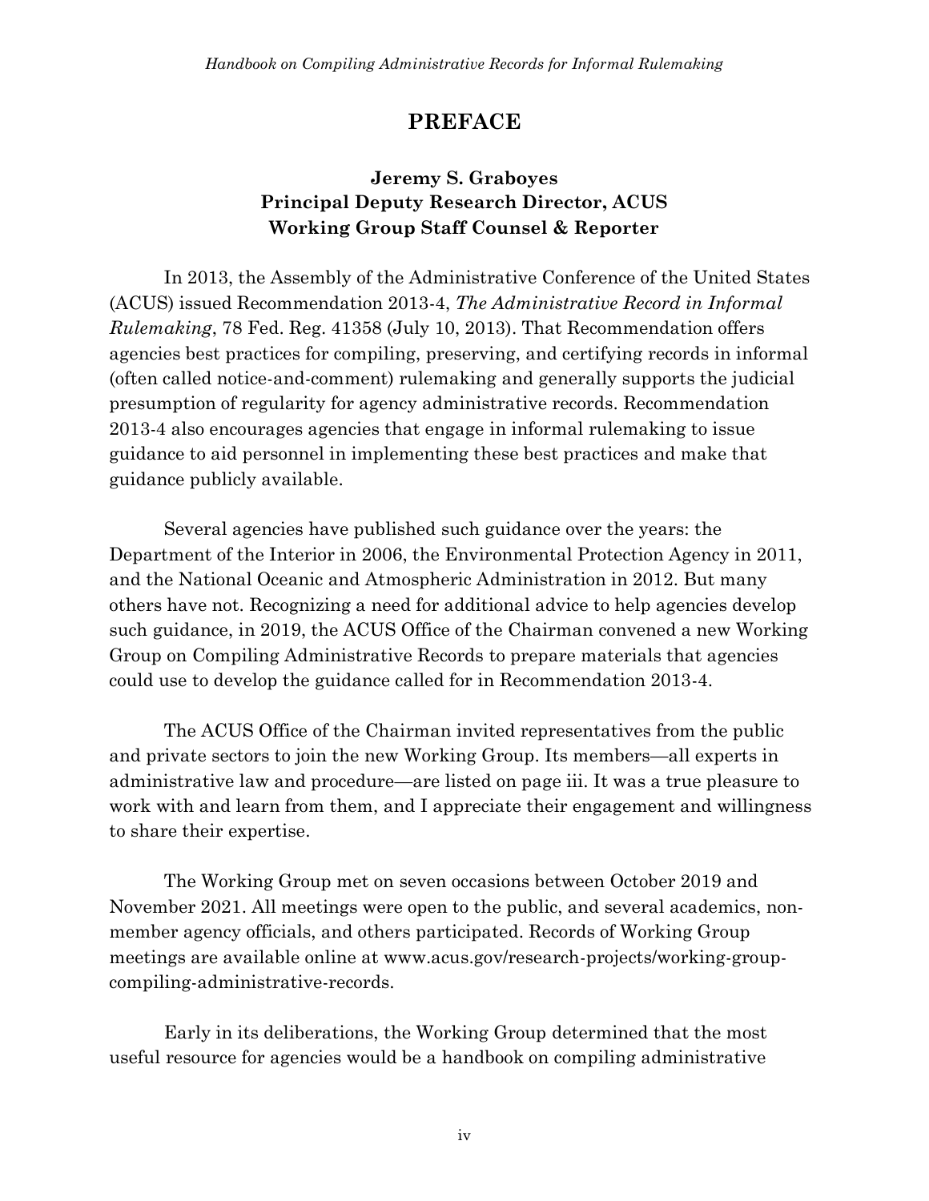# PREFACE

**Jeremy S. Graboyes**
**Principal Deputy Research Director, ACUS**
**Working Group Staff Counsel & Reporter**

In 2013, the Assembly of the Administrative Conference of the United States (ACUS) issued Recommendation 2013-4, *The Administrative Record in Informal Rulemaking*, 78 Fed. Reg. 41358 (July 10, 2013). That Recommendation offers agencies best practices for compiling, preserving, and certifying records in informal (often called notice-and-comment) rulemaking and generally supports the judicial presumption of regularity for agency administrative records. Recommendation 2013-4 also encourages agencies that engage in informal rulemaking to issue guidance to aid personnel in implementing these best practices and make that guidance publicly available.

Several agencies have published such guidance over the years: the Department of the Interior in 2006, the Environmental Protection Agency in 2011, and the National Oceanic and Atmospheric Administration in 2012. But many others have not. Recognizing a need for additional advice to help agencies develop such guidance, in 2019, the ACUS Office of the Chairman convened a new Working Group on Compiling Administrative Records to prepare materials that agencies could use to develop the guidance called for in Recommendation 2013-4.

The ACUS Office of the Chairman invited representatives from the public and private sectors to join the new Working Group. Its members—all experts in administrative law and procedure—are listed on page iii. It was a true pleasure to work with and learn from them, and I appreciate their engagement and willingness to share their expertise.

The Working Group met on seven occasions between October 2019 and November 2021. All meetings were open to the public, and several academics, non-member agency officials, and others participated. Records of Working Group meetings are available online at www.acus.gov/research-projects/working-group-compiling-administrative-records.

Early in its deliberations, the Working Group determined that the most useful resource for agencies would be a handbook on compiling administrative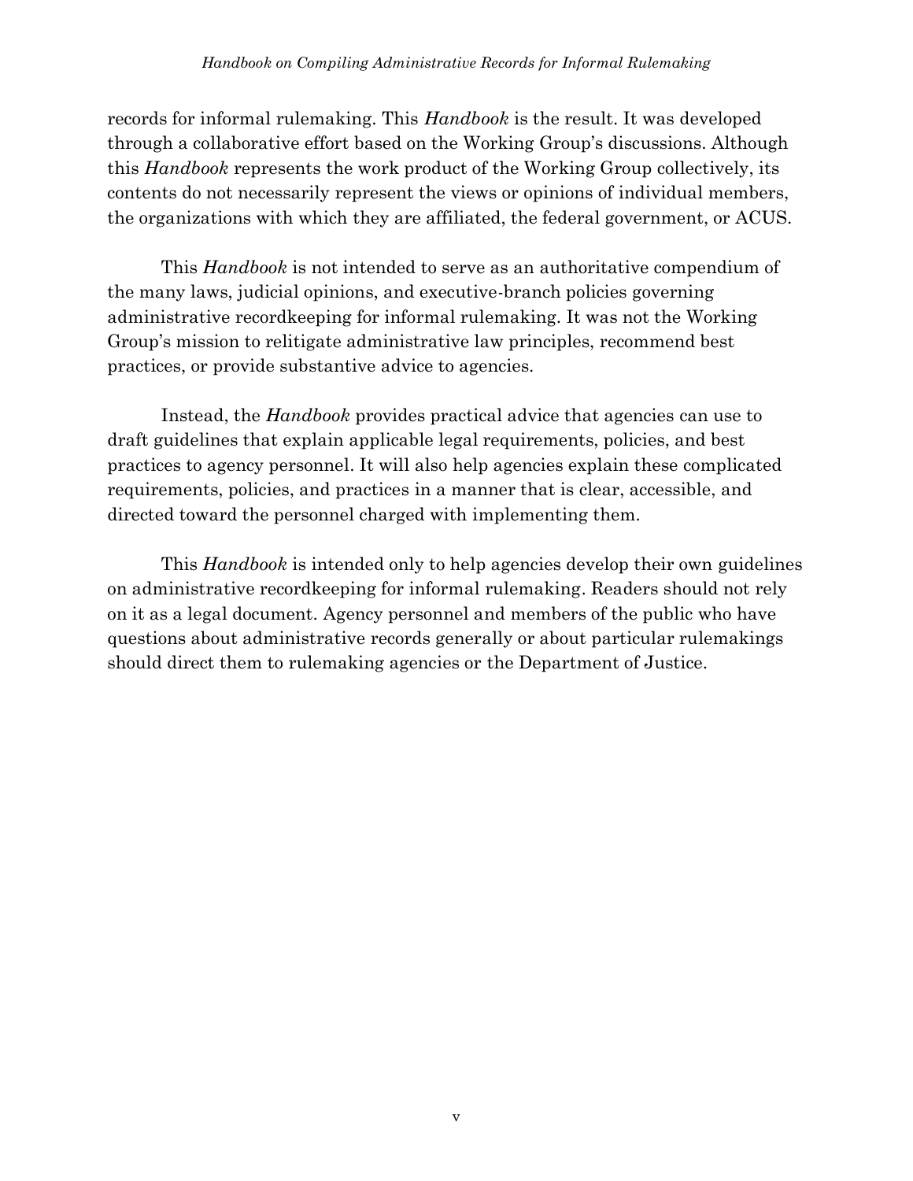records for informal rulemaking. This *Handbook* is the result. It was developed through a collaborative effort based on the Working Group's discussions. Although this *Handbook* represents the work product of the Working Group collectively, its contents do not necessarily represent the views or opinions of individual members, the organizations with which they are affiliated, the federal government, or ACUS.

This *Handbook* is not intended to serve as an authoritative compendium of the many laws, judicial opinions, and executive-branch policies governing administrative recordkeeping for informal rulemaking. It was not the Working Group's mission to relitigate administrative law principles, recommend best practices, or provide substantive advice to agencies.

Instead, the *Handbook* provides practical advice that agencies can use to draft guidelines that explain applicable legal requirements, policies, and best practices to agency personnel. It will also help agencies explain these complicated requirements, policies, and practices in a manner that is clear, accessible, and directed toward the personnel charged with implementing them.

This *Handbook* is intended only to help agencies develop their own guidelines on administrative recordkeeping for informal rulemaking. Readers should not rely on it as a legal document. Agency personnel and members of the public who have questions about administrative records generally or about particular rulemakings should direct them to rulemaking agencies or the Department of Justice.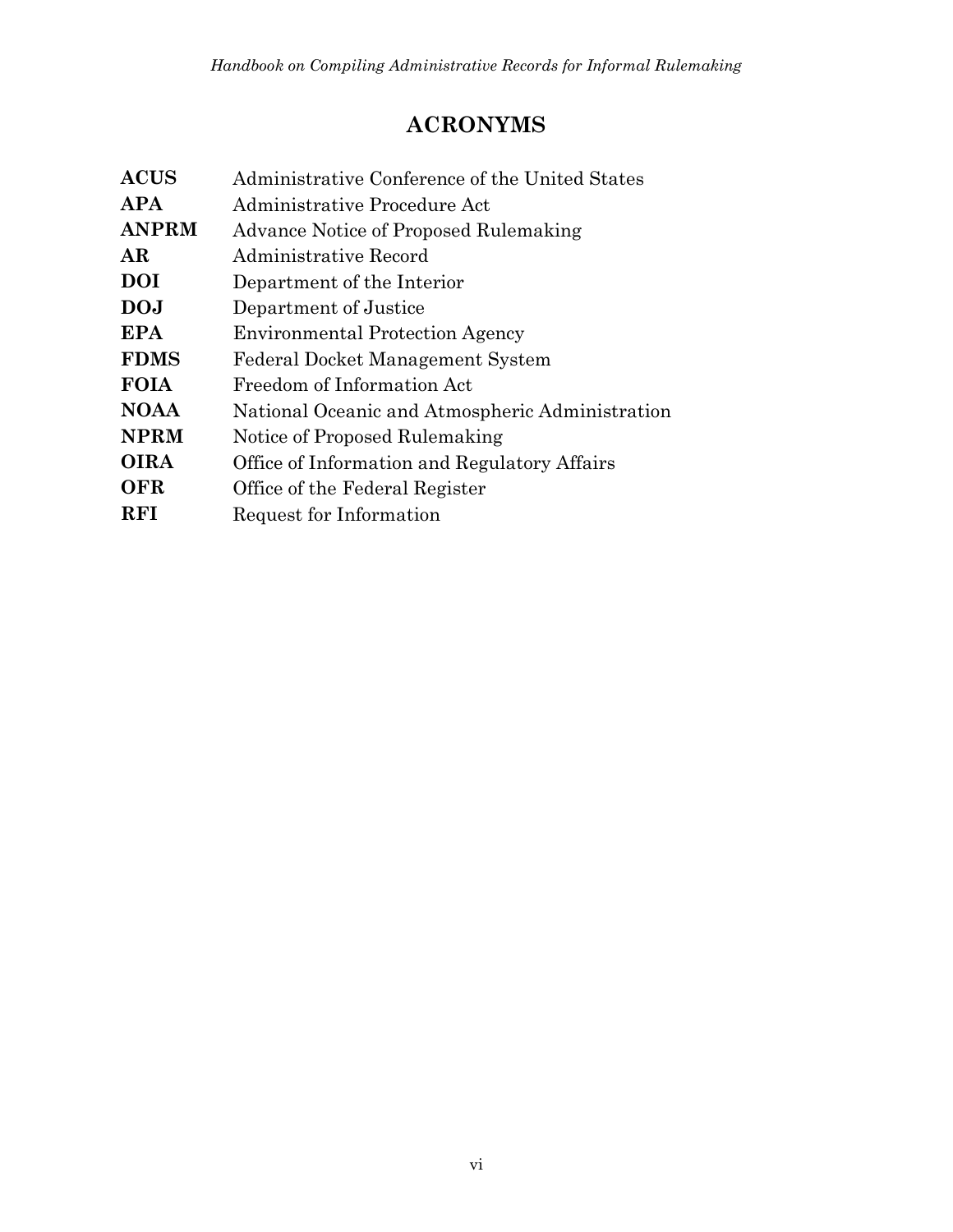# ACRONYMS

| | |
|---|---|
| **ACUS** | Administrative Conference of the United States |
| **APA** | Administrative Procedure Act |
| **ANPRM** | Advance Notice of Proposed Rulemaking |
| **AR** | Administrative Record |
| **DOI** | Department of the Interior |
| **DOJ** | Department of Justice |
| **EPA** | Environmental Protection Agency |
| **FDMS** | Federal Docket Management System |
| **FOIA** | Freedom of Information Act |
| **NOAA** | National Oceanic and Atmospheric Administration |
| **NPRM** | Notice of Proposed Rulemaking |
| **OIRA** | Office of Information and Regulatory Affairs |
| **OFR** | Office of the Federal Register |
| **RFI** | Request for Information |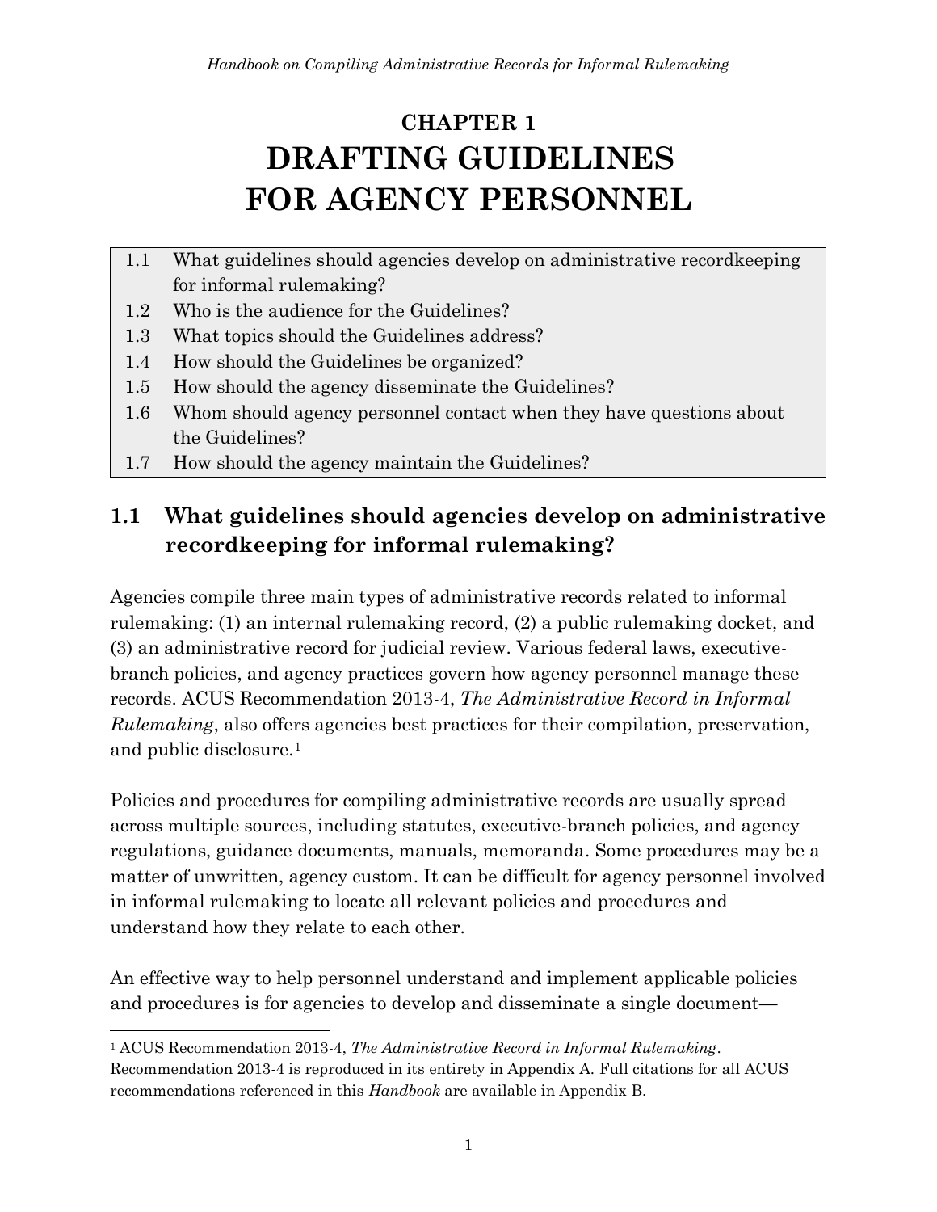# CHAPTER 1
# DRAFTING GUIDELINES FOR AGENCY PERSONNEL

| | |
|---|---|
| 1.1 | What guidelines should agencies develop on administrative recordkeeping for informal rulemaking? |
| 1.2 | Who is the audience for the Guidelines? |
| 1.3 | What topics should the Guidelines address? |
| 1.4 | How should the Guidelines be organized? |
| 1.5 | How should the agency disseminate the Guidelines? |
| 1.6 | Whom should agency personnel contact when they have questions about the Guidelines? |
| 1.7 | How should the agency maintain the Guidelines? |

## 1.1 What guidelines should agencies develop on administrative recordkeeping for informal rulemaking?

Agencies compile three main types of administrative records related to informal rulemaking: (1) an internal rulemaking record, (2) a public rulemaking docket, and (3) an administrative record for judicial review. Various federal laws, executive-branch policies, and agency practices govern how agency personnel manage these records. ACUS Recommendation 2013-4, *The Administrative Record in Informal Rulemaking*, also offers agencies best practices for their compilation, preservation, and public disclosure.[1]

Policies and procedures for compiling administrative records are usually spread across multiple sources, including statutes, executive-branch policies, and agency regulations, guidance documents, manuals, memoranda. Some procedures may be a matter of unwritten, agency custom. It can be difficult for agency personnel involved in informal rulemaking to locate all relevant policies and procedures and understand how they relate to each other.

An effective way to help personnel understand and implement applicable policies and procedures is for agencies to develop and disseminate a single document—

[1] ACUS Recommendation 2013-4, *The Administrative Record in Informal Rulemaking*. Recommendation 2013-4 is reproduced in its entirety in Appendix A. Full citations for all ACUS recommendations referenced in this *Handbook* are available in Appendix B.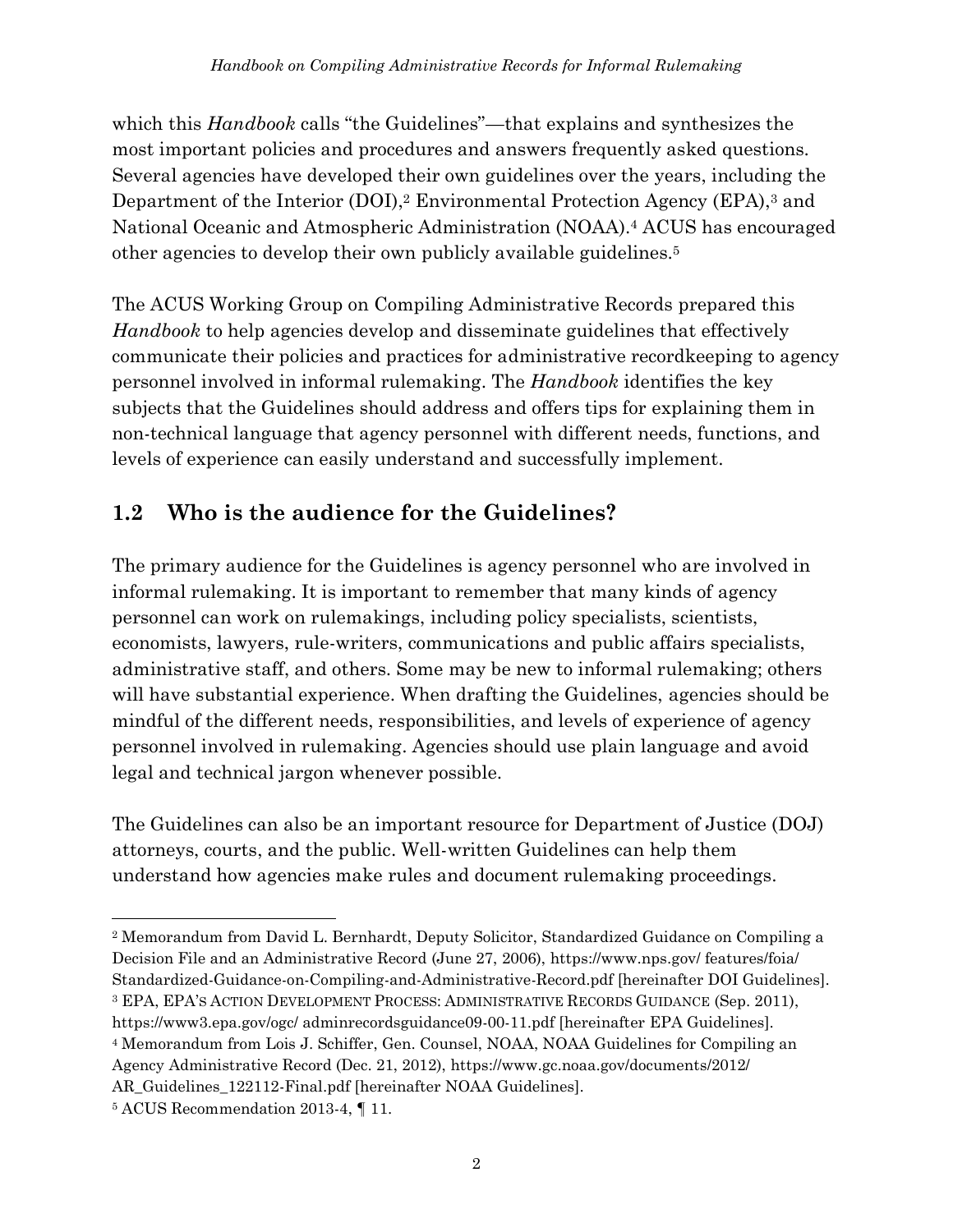which this *Handbook* calls "the Guidelines"—that explains and synthesizes the most important policies and procedures and answers frequently asked questions. Several agencies have developed their own guidelines over the years, including the Department of the Interior (DOI),[2] Environmental Protection Agency (EPA),[3] and National Oceanic and Atmospheric Administration (NOAA).[4] ACUS has encouraged other agencies to develop their own publicly available guidelines.[5]

The ACUS Working Group on Compiling Administrative Records prepared this *Handbook* to help agencies develop and disseminate guidelines that effectively communicate their policies and practices for administrative recordkeeping to agency personnel involved in informal rulemaking. The *Handbook* identifies the key subjects that the Guidelines should address and offers tips for explaining them in non-technical language that agency personnel with different needs, functions, and levels of experience can easily understand and successfully implement.

## 1.2 Who is the audience for the Guidelines?

The primary audience for the Guidelines is agency personnel who are involved in informal rulemaking. It is important to remember that many kinds of agency personnel can work on rulemakings, including policy specialists, scientists, economists, lawyers, rule-writers, communications and public affairs specialists, administrative staff, and others. Some may be new to informal rulemaking; others will have substantial experience. When drafting the Guidelines, agencies should be mindful of the different needs, responsibilities, and levels of experience of agency personnel involved in rulemaking. Agencies should use plain language and avoid legal and technical jargon whenever possible.

The Guidelines can also be an important resource for Department of Justice (DOJ) attorneys, courts, and the public. Well-written Guidelines can help them understand how agencies make rules and document rulemaking proceedings.

---

[2] Memorandum from David L. Bernhardt, Deputy Solicitor, Standardized Guidance on Compiling a Decision File and an Administrative Record (June 27, 2006), https://www.nps.gov/ features/foia/ Standardized-Guidance-on-Compiling-and-Administrative-Record.pdf [hereinafter DOI Guidelines].

[3] EPA, EPA'S ACTION DEVELOPMENT PROCESS: ADMINISTRATIVE RECORDS GUIDANCE (Sep. 2011), https://www3.epa.gov/ogc/ adminrecordsguidance09-00-11.pdf [hereinafter EPA Guidelines].

[4] Memorandum from Lois J. Schiffer, Gen. Counsel, NOAA, NOAA Guidelines for Compiling an Agency Administrative Record (Dec. 21, 2012), https://www.gc.noaa.gov/documents/2012/ AR_Guidelines_122112-Final.pdf [hereinafter NOAA Guidelines].

[5] ACUS Recommendation 2013-4, ¶ 11.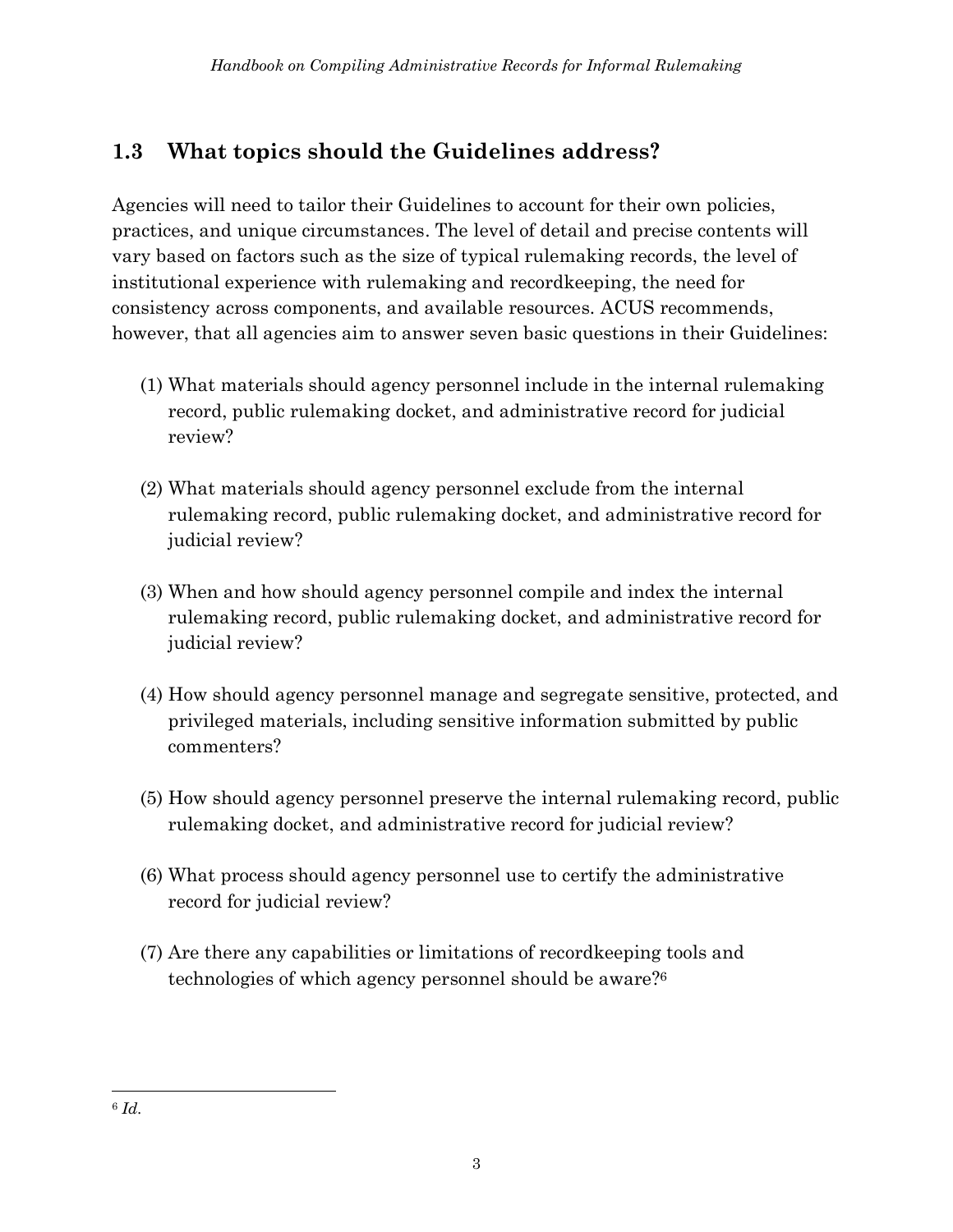## 1.3 What topics should the Guidelines address?

Agencies will need to tailor their Guidelines to account for their own policies, practices, and unique circumstances. The level of detail and precise contents will vary based on factors such as the size of typical rulemaking records, the level of institutional experience with rulemaking and recordkeeping, the need for consistency across components, and available resources. ACUS recommends, however, that all agencies aim to answer seven basic questions in their Guidelines:

(1) What materials should agency personnel include in the internal rulemaking record, public rulemaking docket, and administrative record for judicial review?

(2) What materials should agency personnel exclude from the internal rulemaking record, public rulemaking docket, and administrative record for judicial review?

(3) When and how should agency personnel compile and index the internal rulemaking record, public rulemaking docket, and administrative record for judicial review?

(4) How should agency personnel manage and segregate sensitive, protected, and privileged materials, including sensitive information submitted by public commenters?

(5) How should agency personnel preserve the internal rulemaking record, public rulemaking docket, and administrative record for judicial review?

(6) What process should agency personnel use to certify the administrative record for judicial review?

(7) Are there any capabilities or limitations of recordkeeping tools and technologies of which agency personnel should be aware?[6]

---

[6] *Id.*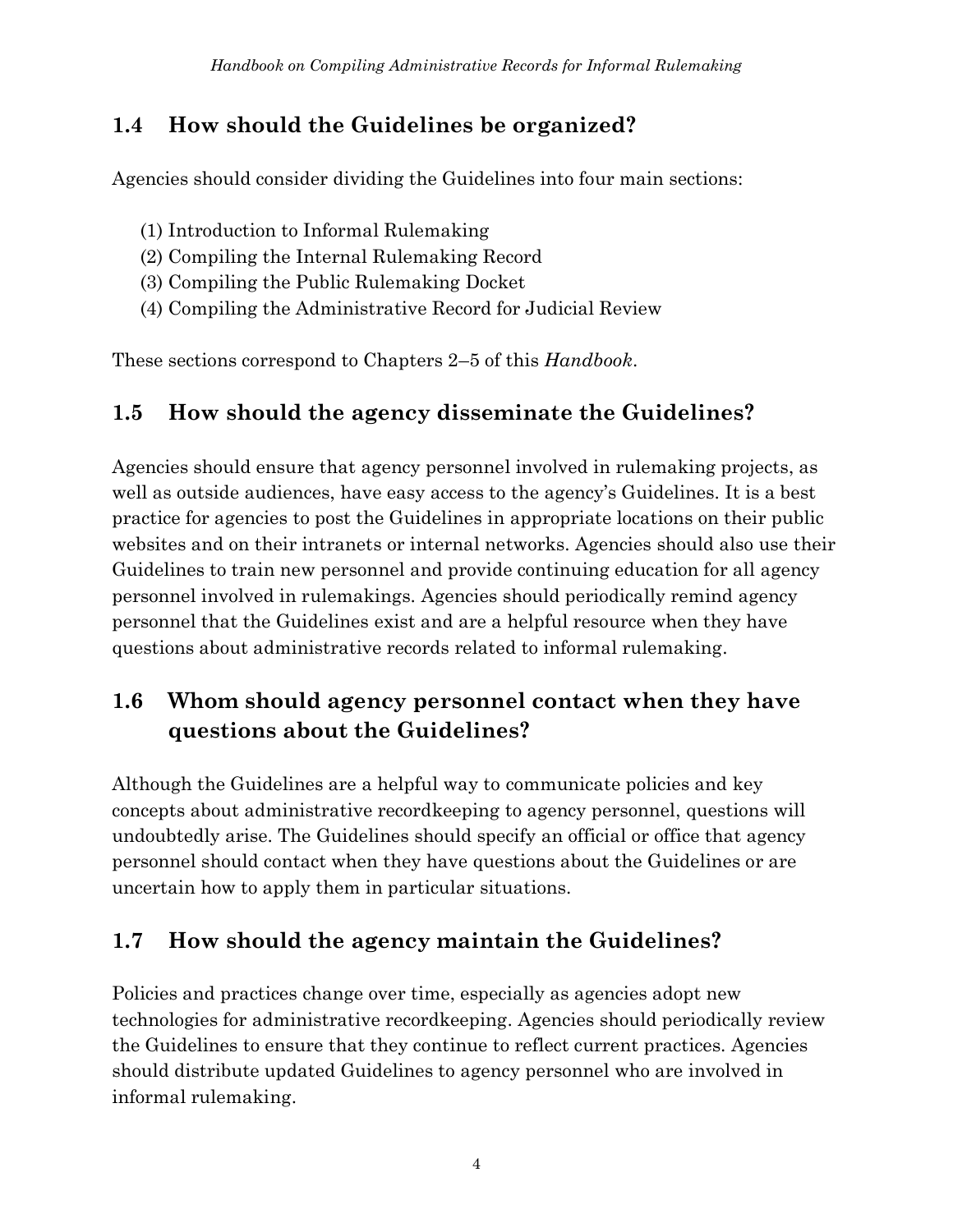## 1.4 How should the Guidelines be organized?

Agencies should consider dividing the Guidelines into four main sections:

(1) Introduction to Informal Rulemaking
(2) Compiling the Internal Rulemaking Record
(3) Compiling the Public Rulemaking Docket
(4) Compiling the Administrative Record for Judicial Review

These sections correspond to Chapters 2–5 of this *Handbook*.

## 1.5 How should the agency disseminate the Guidelines?

Agencies should ensure that agency personnel involved in rulemaking projects, as well as outside audiences, have easy access to the agency's Guidelines. It is a best practice for agencies to post the Guidelines in appropriate locations on their public websites and on their intranets or internal networks. Agencies should also use their Guidelines to train new personnel and provide continuing education for all agency personnel involved in rulemakings. Agencies should periodically remind agency personnel that the Guidelines exist and are a helpful resource when they have questions about administrative records related to informal rulemaking.

## 1.6 Whom should agency personnel contact when they have questions about the Guidelines?

Although the Guidelines are a helpful way to communicate policies and key concepts about administrative recordkeeping to agency personnel, questions will undoubtedly arise. The Guidelines should specify an official or office that agency personnel should contact when they have questions about the Guidelines or are uncertain how to apply them in particular situations.

## 1.7 How should the agency maintain the Guidelines?

Policies and practices change over time, especially as agencies adopt new technologies for administrative recordkeeping. Agencies should periodically review the Guidelines to ensure that they continue to reflect current practices. Agencies should distribute updated Guidelines to agency personnel who are involved in informal rulemaking.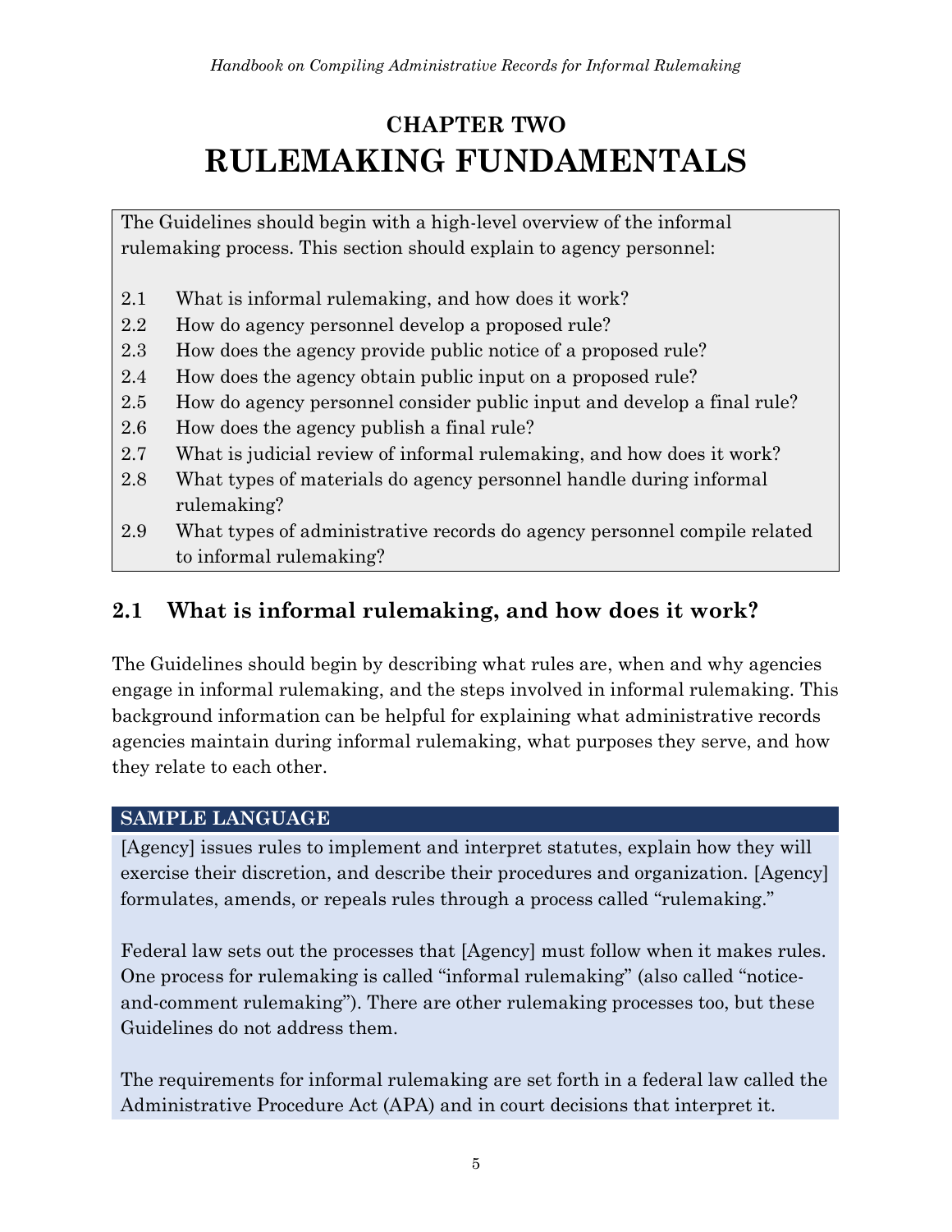# CHAPTER TWO
# RULEMAKING FUNDAMENTALS

The Guidelines should begin with a high-level overview of the informal rulemaking process. This section should explain to agency personnel:

- 2.1 What is informal rulemaking, and how does it work?
- 2.2 How do agency personnel develop a proposed rule?
- 2.3 How does the agency provide public notice of a proposed rule?
- 2.4 How does the agency obtain public input on a proposed rule?
- 2.5 How do agency personnel consider public input and develop a final rule?
- 2.6 How does the agency publish a final rule?
- 2.7 What is judicial review of informal rulemaking, and how does it work?
- 2.8 What types of materials do agency personnel handle during informal rulemaking?
- 2.9 What types of administrative records do agency personnel compile related to informal rulemaking?

## 2.1 What is informal rulemaking, and how does it work?

The Guidelines should begin by describing what rules are, when and why agencies engage in informal rulemaking, and the steps involved in informal rulemaking. This background information can be helpful for explaining what administrative records agencies maintain during informal rulemaking, what purposes they serve, and how they relate to each other.

**SAMPLE LANGUAGE**

[Agency] issues rules to implement and interpret statutes, explain how they will exercise their discretion, and describe their procedures and organization. [Agency] formulates, amends, or repeals rules through a process called "rulemaking."

Federal law sets out the processes that [Agency] must follow when it makes rules. One process for rulemaking is called "informal rulemaking" (also called "notice-and-comment rulemaking"). There are other rulemaking processes too, but these Guidelines do not address them.

The requirements for informal rulemaking are set forth in a federal law called the Administrative Procedure Act (APA) and in court decisions that interpret it.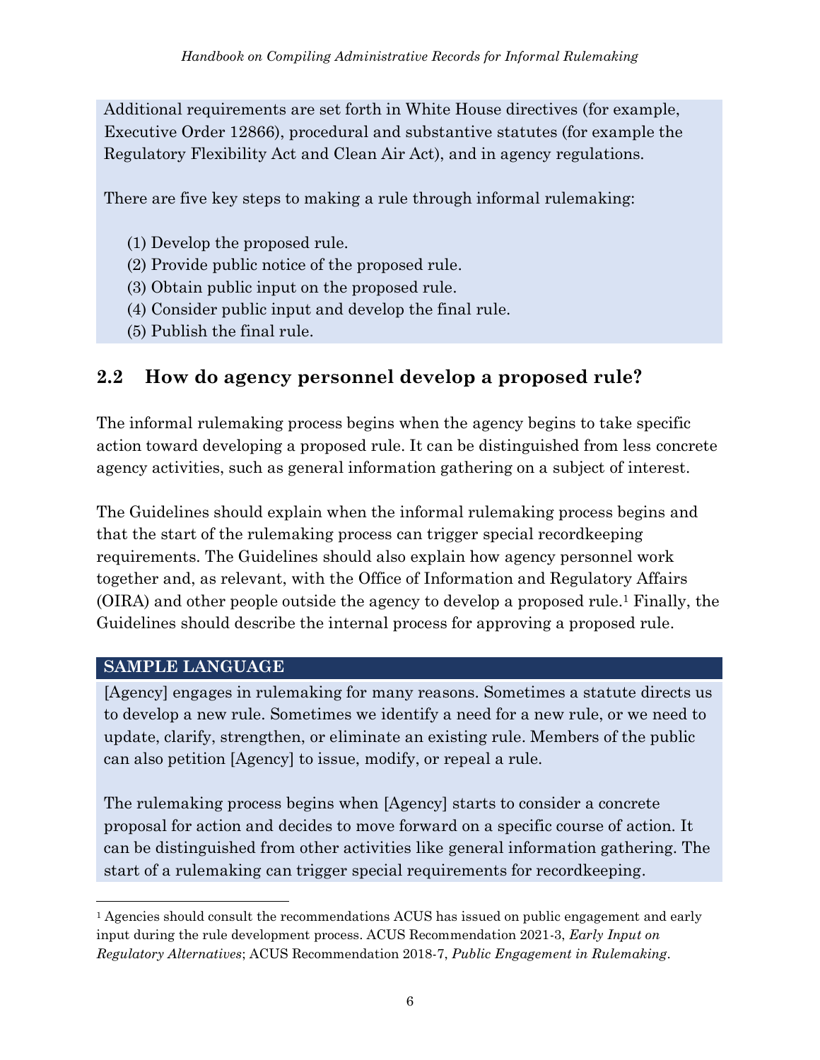Additional requirements are set forth in White House directives (for example, Executive Order 12866), procedural and substantive statutes (for example the Regulatory Flexibility Act and Clean Air Act), and in agency regulations.

There are five key steps to making a rule through informal rulemaking:

(1) Develop the proposed rule.
(2) Provide public notice of the proposed rule.
(3) Obtain public input on the proposed rule.
(4) Consider public input and develop the final rule.
(5) Publish the final rule.

## 2.2 How do agency personnel develop a proposed rule?

The informal rulemaking process begins when the agency begins to take specific action toward developing a proposed rule. It can be distinguished from less concrete agency activities, such as general information gathering on a subject of interest.

The Guidelines should explain when the informal rulemaking process begins and that the start of the rulemaking process can trigger special recordkeeping requirements. The Guidelines should also explain how agency personnel work together and, as relevant, with the Office of Information and Regulatory Affairs (OIRA) and other people outside the agency to develop a proposed rule.[1] Finally, the Guidelines should describe the internal process for approving a proposed rule.

**SAMPLE LANGUAGE**

[Agency] engages in rulemaking for many reasons. Sometimes a statute directs us to develop a new rule. Sometimes we identify a need for a new rule, or we need to update, clarify, strengthen, or eliminate an existing rule. Members of the public can also petition [Agency] to issue, modify, or repeal a rule.

The rulemaking process begins when [Agency] starts to consider a concrete proposal for action and decides to move forward on a specific course of action. It can be distinguished from other activities like general information gathering. The start of a rulemaking can trigger special requirements for recordkeeping.

[1] Agencies should consult the recommendations ACUS has issued on public engagement and early input during the rule development process. ACUS Recommendation 2021-3, *Early Input on Regulatory Alternatives*; ACUS Recommendation 2018-7, *Public Engagement in Rulemaking*.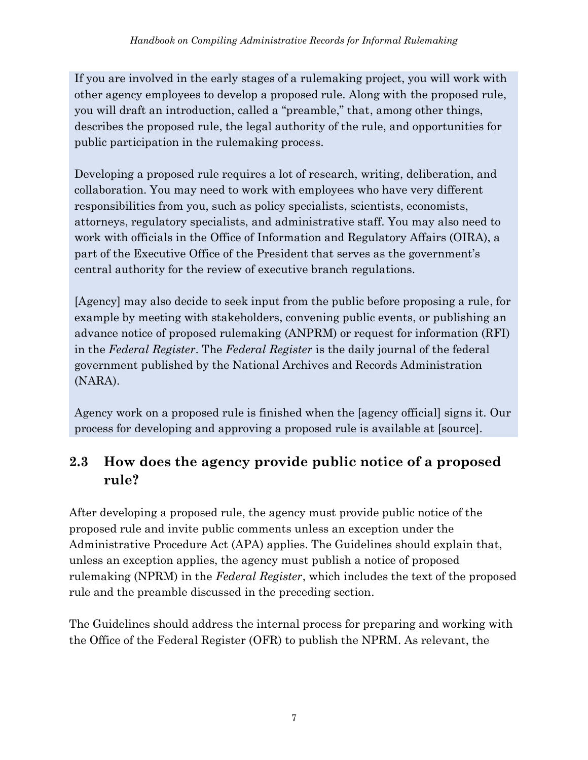If you are involved in the early stages of a rulemaking project, you will work with other agency employees to develop a proposed rule. Along with the proposed rule, you will draft an introduction, called a "preamble," that, among other things, describes the proposed rule, the legal authority of the rule, and opportunities for public participation in the rulemaking process.

Developing a proposed rule requires a lot of research, writing, deliberation, and collaboration. You may need to work with employees who have very different responsibilities from you, such as policy specialists, scientists, economists, attorneys, regulatory specialists, and administrative staff. You may also need to work with officials in the Office of Information and Regulatory Affairs (OIRA), a part of the Executive Office of the President that serves as the government's central authority for the review of executive branch regulations.

[Agency] may also decide to seek input from the public before proposing a rule, for example by meeting with stakeholders, convening public events, or publishing an advance notice of proposed rulemaking (ANPRM) or request for information (RFI) in the *Federal Register*. The *Federal Register* is the daily journal of the federal government published by the National Archives and Records Administration (NARA).

Agency work on a proposed rule is finished when the [agency official] signs it. Our process for developing and approving a proposed rule is available at [source].

## 2.3 How does the agency provide public notice of a proposed rule?

After developing a proposed rule, the agency must provide public notice of the proposed rule and invite public comments unless an exception under the Administrative Procedure Act (APA) applies. The Guidelines should explain that, unless an exception applies, the agency must publish a notice of proposed rulemaking (NPRM) in the *Federal Register*, which includes the text of the proposed rule and the preamble discussed in the preceding section.

The Guidelines should address the internal process for preparing and working with the Office of the Federal Register (OFR) to publish the NPRM. As relevant, the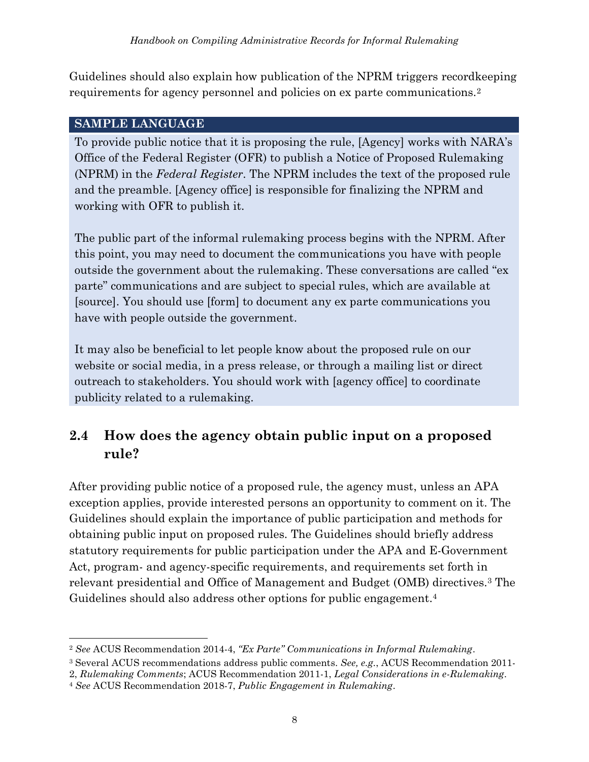Guidelines should also explain how publication of the NPRM triggers recordkeeping requirements for agency personnel and policies on ex parte communications.[2]

> **SAMPLE LANGUAGE**
>
> To provide public notice that it is proposing the rule, [Agency] works with NARA's Office of the Federal Register (OFR) to publish a Notice of Proposed Rulemaking (NPRM) in the *Federal Register*. The NPRM includes the text of the proposed rule and the preamble. [Agency office] is responsible for finalizing the NPRM and working with OFR to publish it.
>
> The public part of the informal rulemaking process begins with the NPRM. After this point, you may need to document the communications you have with people outside the government about the rulemaking. These conversations are called "ex parte" communications and are subject to special rules, which are available at [source]. You should use [form] to document any ex parte communications you have with people outside the government.
>
> It may also be beneficial to let people know about the proposed rule on our website or social media, in a press release, or through a mailing list or direct outreach to stakeholders. You should work with [agency office] to coordinate publicity related to a rulemaking.

## 2.4 How does the agency obtain public input on a proposed rule?

After providing public notice of a proposed rule, the agency must, unless an APA exception applies, provide interested persons an opportunity to comment on it. The Guidelines should explain the importance of public participation and methods for obtaining public input on proposed rules. The Guidelines should briefly address statutory requirements for public participation under the APA and E-Government Act, program- and agency-specific requirements, and requirements set forth in relevant presidential and Office of Management and Budget (OMB) directives.[3] The Guidelines should also address other options for public engagement.[4]

---

[2] *See* ACUS Recommendation 2014-4, *"Ex Parte" Communications in Informal Rulemaking*.

[3] Several ACUS recommendations address public comments. *See, e.g.*, ACUS Recommendation 2011-2, *Rulemaking Comments*; ACUS Recommendation 2011-1, *Legal Considerations in e-Rulemaking*.

[4] *See* ACUS Recommendation 2018-7, *Public Engagement in Rulemaking*.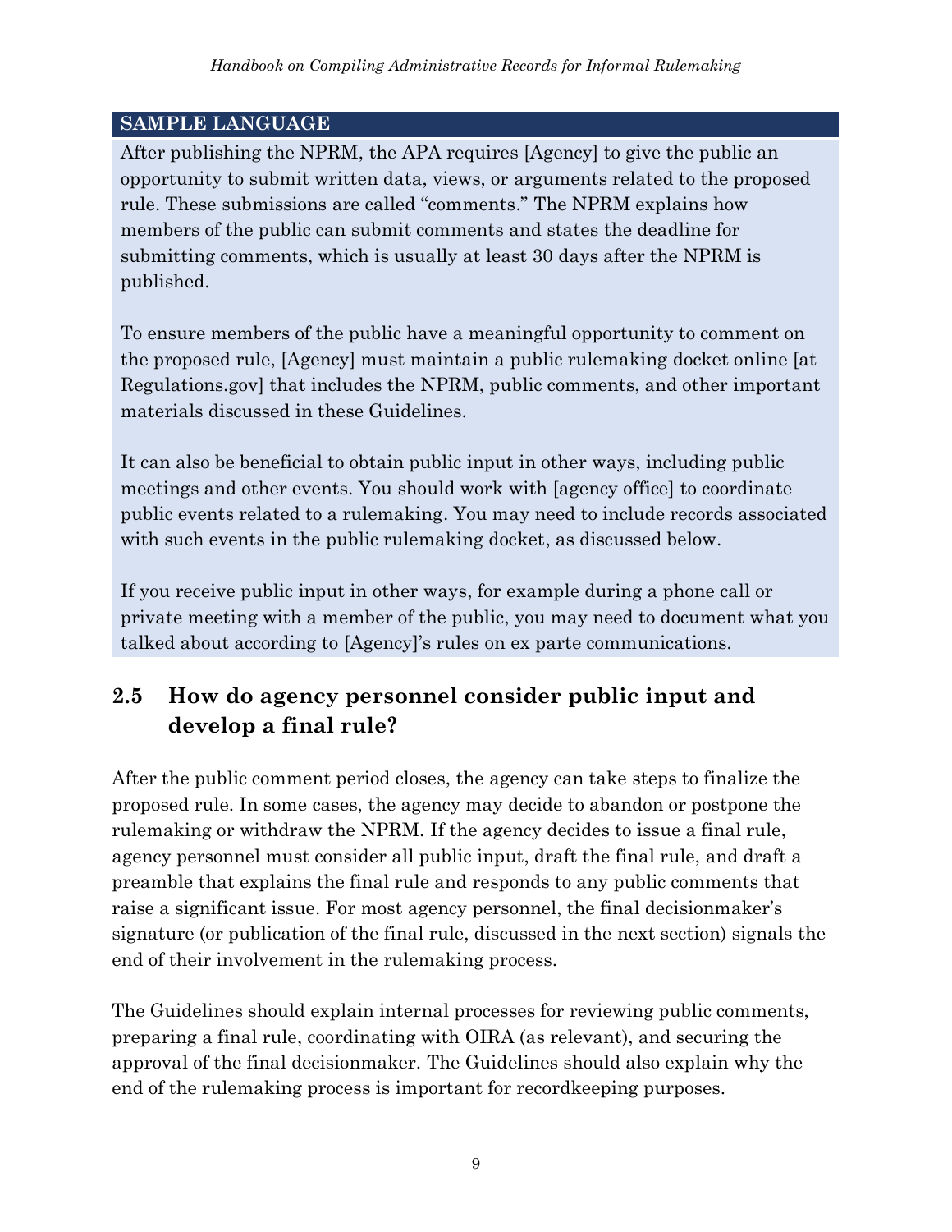**SAMPLE LANGUAGE**

After publishing the NPRM, the APA requires [Agency] to give the public an opportunity to submit written data, views, or arguments related to the proposed rule. These submissions are called "comments." The NPRM explains how members of the public can submit comments and states the deadline for submitting comments, which is usually at least 30 days after the NPRM is published.

To ensure members of the public have a meaningful opportunity to comment on the proposed rule, [Agency] must maintain a public rulemaking docket online [at Regulations.gov] that includes the NPRM, public comments, and other important materials discussed in these Guidelines.

It can also be beneficial to obtain public input in other ways, including public meetings and other events. You should work with [agency office] to coordinate public events related to a rulemaking. You may need to include records associated with such events in the public rulemaking docket, as discussed below.

If you receive public input in other ways, for example during a phone call or private meeting with a member of the public, you may need to document what you talked about according to [Agency]'s rules on ex parte communications.

## 2.5 How do agency personnel consider public input and develop a final rule?

After the public comment period closes, the agency can take steps to finalize the proposed rule. In some cases, the agency may decide to abandon or postpone the rulemaking or withdraw the NPRM. If the agency decides to issue a final rule, agency personnel must consider all public input, draft the final rule, and draft a preamble that explains the final rule and responds to any public comments that raise a significant issue. For most agency personnel, the final decisionmaker's signature (or publication of the final rule, discussed in the next section) signals the end of their involvement in the rulemaking process.

The Guidelines should explain internal processes for reviewing public comments, preparing a final rule, coordinating with OIRA (as relevant), and securing the approval of the final decisionmaker. The Guidelines should also explain why the end of the rulemaking process is important for recordkeeping purposes.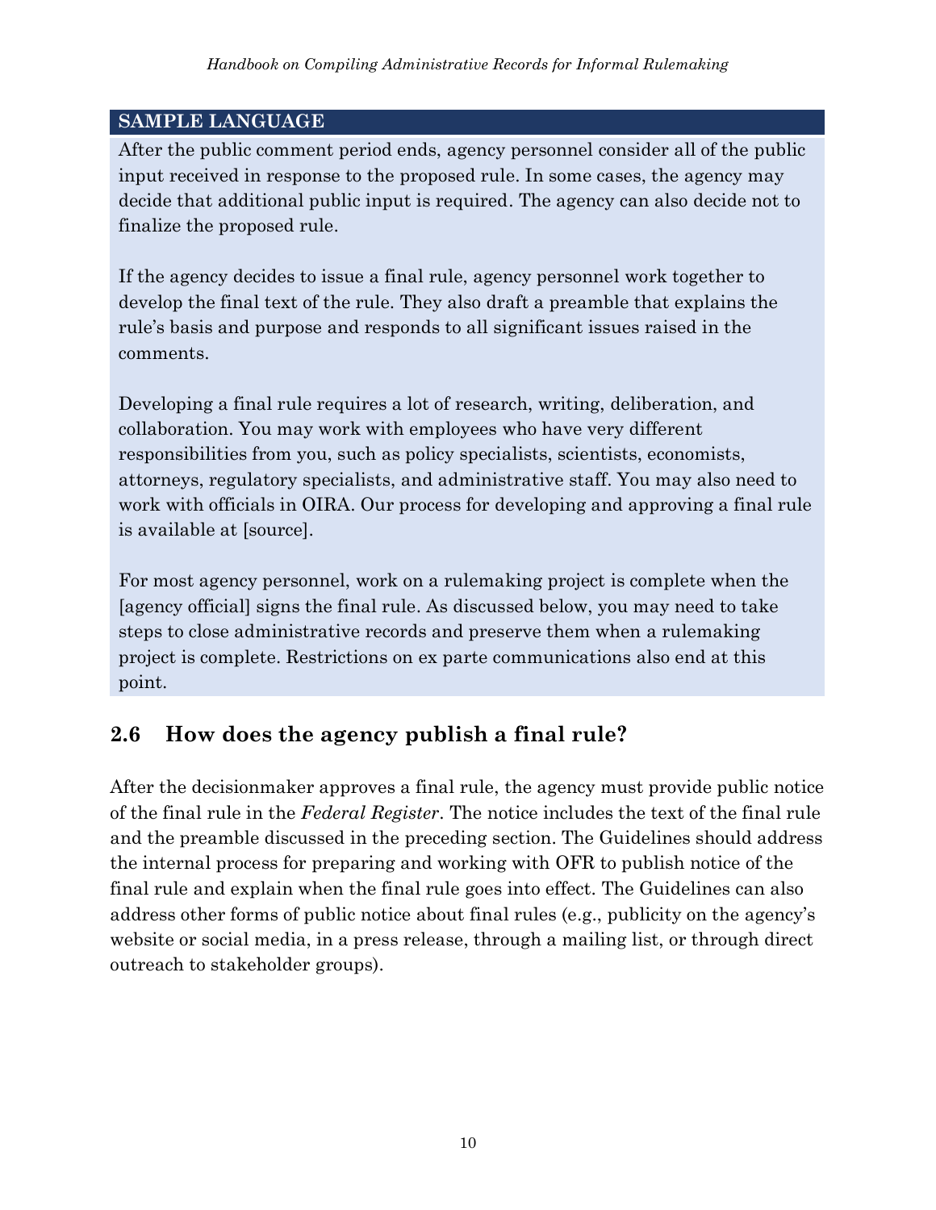**SAMPLE LANGUAGE**

After the public comment period ends, agency personnel consider all of the public input received in response to the proposed rule. In some cases, the agency may decide that additional public input is required. The agency can also decide not to finalize the proposed rule.

If the agency decides to issue a final rule, agency personnel work together to develop the final text of the rule. They also draft a preamble that explains the rule's basis and purpose and responds to all significant issues raised in the comments.

Developing a final rule requires a lot of research, writing, deliberation, and collaboration. You may work with employees who have very different responsibilities from you, such as policy specialists, scientists, economists, attorneys, regulatory specialists, and administrative staff. You may also need to work with officials in OIRA. Our process for developing and approving a final rule is available at [source].

For most agency personnel, work on a rulemaking project is complete when the [agency official] signs the final rule. As discussed below, you may need to take steps to close administrative records and preserve them when a rulemaking project is complete. Restrictions on ex parte communications also end at this point.

## 2.6 How does the agency publish a final rule?

After the decisionmaker approves a final rule, the agency must provide public notice of the final rule in the *Federal Register*. The notice includes the text of the final rule and the preamble discussed in the preceding section. The Guidelines should address the internal process for preparing and working with OFR to publish notice of the final rule and explain when the final rule goes into effect. The Guidelines can also address other forms of public notice about final rules (e.g., publicity on the agency's website or social media, in a press release, through a mailing list, or through direct outreach to stakeholder groups).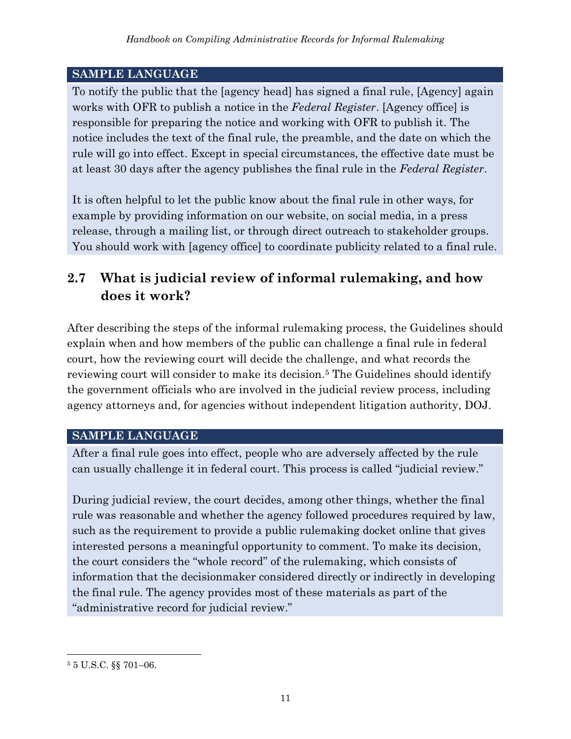**SAMPLE LANGUAGE**

To notify the public that the [agency head] has signed a final rule, [Agency] again works with OFR to publish a notice in the *Federal Register*. [Agency office] is responsible for preparing the notice and working with OFR to publish it. The notice includes the text of the final rule, the preamble, and the date on which the rule will go into effect. Except in special circumstances, the effective date must be at least 30 days after the agency publishes the final rule in the *Federal Register*.

It is often helpful to let the public know about the final rule in other ways, for example by providing information on our website, on social media, in a press release, through a mailing list, or through direct outreach to stakeholder groups. You should work with [agency office] to coordinate publicity related to a final rule.

## 2.7 What is judicial review of informal rulemaking, and how does it work?

After describing the steps of the informal rulemaking process, the Guidelines should explain when and how members of the public can challenge a final rule in federal court, how the reviewing court will decide the challenge, and what records the reviewing court will consider to make its decision.[5] The Guidelines should identify the government officials who are involved in the judicial review process, including agency attorneys and, for agencies without independent litigation authority, DOJ.

**SAMPLE LANGUAGE**

After a final rule goes into effect, people who are adversely affected by the rule can usually challenge it in federal court. This process is called "judicial review."

During judicial review, the court decides, among other things, whether the final rule was reasonable and whether the agency followed procedures required by law, such as the requirement to provide a public rulemaking docket online that gives interested persons a meaningful opportunity to comment. To make its decision, the court considers the "whole record" of the rulemaking, which consists of information that the decisionmaker considered directly or indirectly in developing the final rule. The agency provides most of these materials as part of the "administrative record for judicial review."

---

[5] 5 U.S.C. §§ 701–06.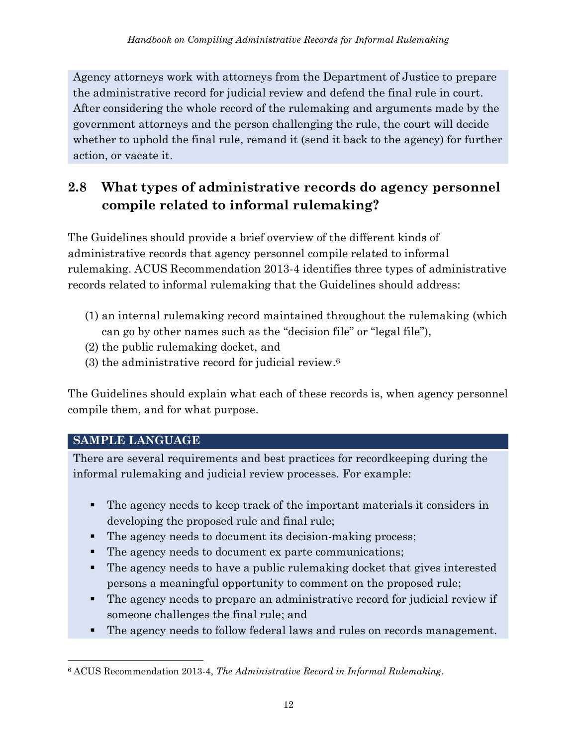Agency attorneys work with attorneys from the Department of Justice to prepare the administrative record for judicial review and defend the final rule in court. After considering the whole record of the rulemaking and arguments made by the government attorneys and the person challenging the rule, the court will decide whether to uphold the final rule, remand it (send it back to the agency) for further action, or vacate it.

## 2.8 What types of administrative records do agency personnel compile related to informal rulemaking?

The Guidelines should provide a brief overview of the different kinds of administrative records that agency personnel compile related to informal rulemaking. ACUS Recommendation 2013-4 identifies three types of administrative records related to informal rulemaking that the Guidelines should address:

(1) an internal rulemaking record maintained throughout the rulemaking (which can go by other names such as the "decision file" or "legal file"),
(2) the public rulemaking docket, and
(3) the administrative record for judicial review.[6]

The Guidelines should explain what each of these records is, when agency personnel compile them, and for what purpose.

**SAMPLE LANGUAGE**

There are several requirements and best practices for recordkeeping during the informal rulemaking and judicial review processes. For example:

- The agency needs to keep track of the important materials it considers in developing the proposed rule and final rule;
- The agency needs to document its decision-making process;
- The agency needs to document ex parte communications;
- The agency needs to have a public rulemaking docket that gives interested persons a meaningful opportunity to comment on the proposed rule;
- The agency needs to prepare an administrative record for judicial review if someone challenges the final rule; and
- The agency needs to follow federal laws and rules on records management.

---

[6] ACUS Recommendation 2013-4, *The Administrative Record in Informal Rulemaking*.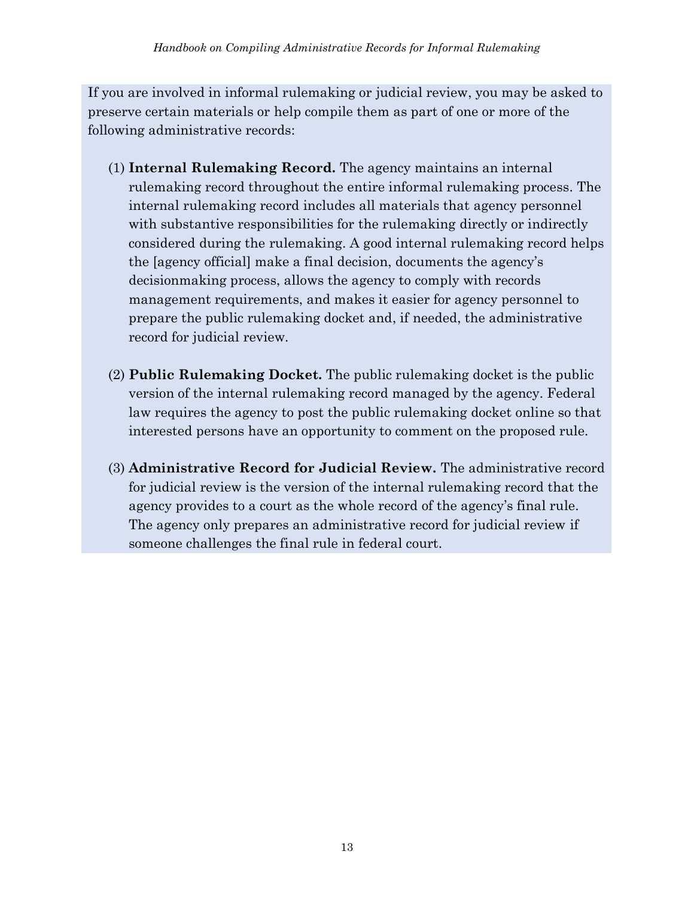If you are involved in informal rulemaking or judicial review, you may be asked to preserve certain materials or help compile them as part of one or more of the following administrative records:

(1) **Internal Rulemaking Record.** The agency maintains an internal rulemaking record throughout the entire informal rulemaking process. The internal rulemaking record includes all materials that agency personnel with substantive responsibilities for the rulemaking directly or indirectly considered during the rulemaking. A good internal rulemaking record helps the [agency official] make a final decision, documents the agency's decisionmaking process, allows the agency to comply with records management requirements, and makes it easier for agency personnel to prepare the public rulemaking docket and, if needed, the administrative record for judicial review.

(2) **Public Rulemaking Docket.** The public rulemaking docket is the public version of the internal rulemaking record managed by the agency. Federal law requires the agency to post the public rulemaking docket online so that interested persons have an opportunity to comment on the proposed rule.

(3) **Administrative Record for Judicial Review.** The administrative record for judicial review is the version of the internal rulemaking record that the agency provides to a court as the whole record of the agency's final rule. The agency only prepares an administrative record for judicial review if someone challenges the final rule in federal court.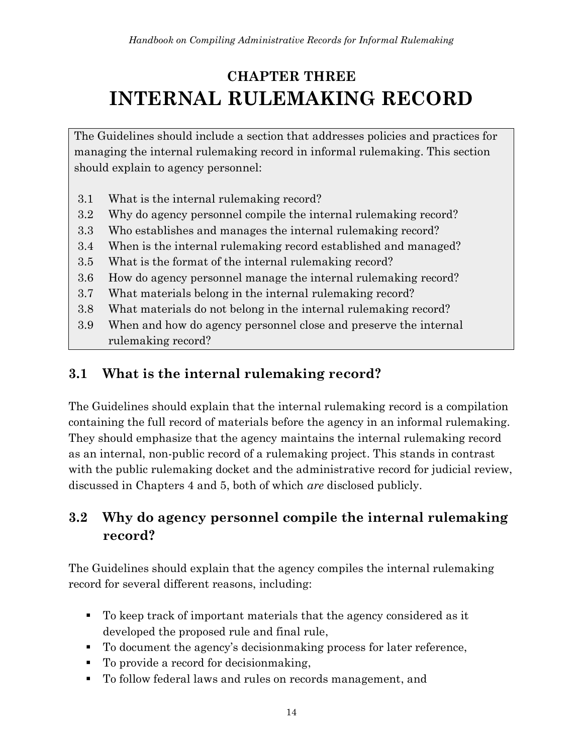# CHAPTER THREE
# INTERNAL RULEMAKING RECORD

The Guidelines should include a section that addresses policies and practices for managing the internal rulemaking record in informal rulemaking. This section should explain to agency personnel:

- 3.1 What is the internal rulemaking record?
- 3.2 Why do agency personnel compile the internal rulemaking record?
- 3.3 Who establishes and manages the internal rulemaking record?
- 3.4 When is the internal rulemaking record established and managed?
- 3.5 What is the format of the internal rulemaking record?
- 3.6 How do agency personnel manage the internal rulemaking record?
- 3.7 What materials belong in the internal rulemaking record?
- 3.8 What materials do not belong in the internal rulemaking record?
- 3.9 When and how do agency personnel close and preserve the internal rulemaking record?

## 3.1 What is the internal rulemaking record?

The Guidelines should explain that the internal rulemaking record is a compilation containing the full record of materials before the agency in an informal rulemaking. They should emphasize that the agency maintains the internal rulemaking record as an internal, non-public record of a rulemaking project. This stands in contrast with the public rulemaking docket and the administrative record for judicial review, discussed in Chapters 4 and 5, both of which *are* disclosed publicly.

## 3.2 Why do agency personnel compile the internal rulemaking record?

The Guidelines should explain that the agency compiles the internal rulemaking record for several different reasons, including:

- To keep track of important materials that the agency considered as it developed the proposed rule and final rule,
- To document the agency's decisionmaking process for later reference,
- To provide a record for decisionmaking,
- To follow federal laws and rules on records management, and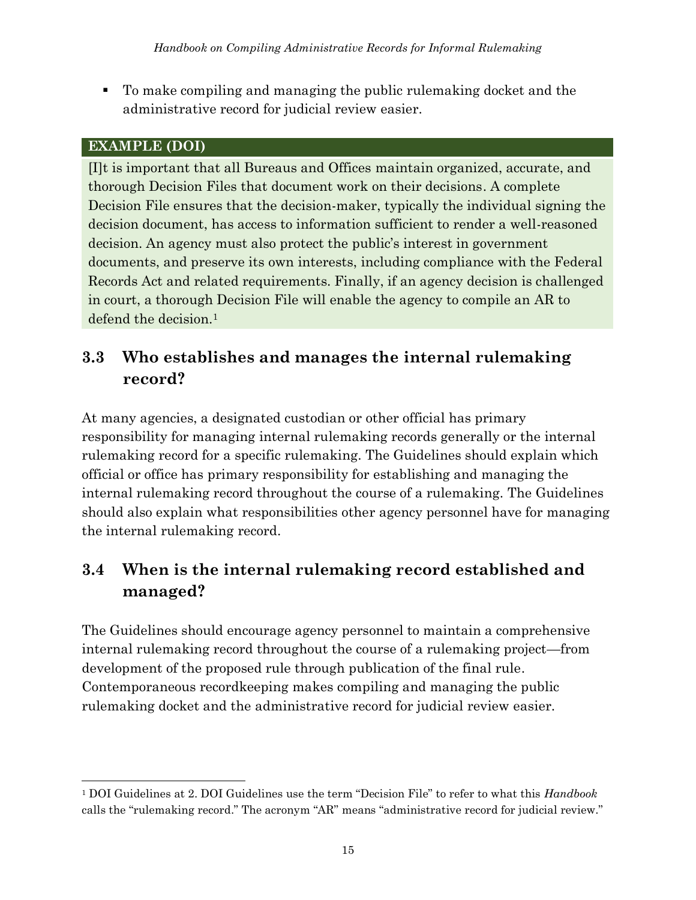- To make compiling and managing the public rulemaking docket and the administrative record for judicial review easier.

**EXAMPLE (DOI)**

[I]t is important that all Bureaus and Offices maintain organized, accurate, and thorough Decision Files that document work on their decisions. A complete Decision File ensures that the decision-maker, typically the individual signing the decision document, has access to information sufficient to render a well-reasoned decision. An agency must also protect the public's interest in government documents, and preserve its own interests, including compliance with the Federal Records Act and related requirements. Finally, if an agency decision is challenged in court, a thorough Decision File will enable the agency to compile an AR to defend the decision.[1]

## 3.3 Who establishes and manages the internal rulemaking record?

At many agencies, a designated custodian or other official has primary responsibility for managing internal rulemaking records generally or the internal rulemaking record for a specific rulemaking. The Guidelines should explain which official or office has primary responsibility for establishing and managing the internal rulemaking record throughout the course of a rulemaking. The Guidelines should also explain what responsibilities other agency personnel have for managing the internal rulemaking record.

## 3.4 When is the internal rulemaking record established and managed?

The Guidelines should encourage agency personnel to maintain a comprehensive internal rulemaking record throughout the course of a rulemaking project—from development of the proposed rule through publication of the final rule. Contemporaneous recordkeeping makes compiling and managing the public rulemaking docket and the administrative record for judicial review easier.

---

[1] DOI Guidelines at 2. DOI Guidelines use the term "Decision File" to refer to what this *Handbook* calls the "rulemaking record." The acronym "AR" means "administrative record for judicial review."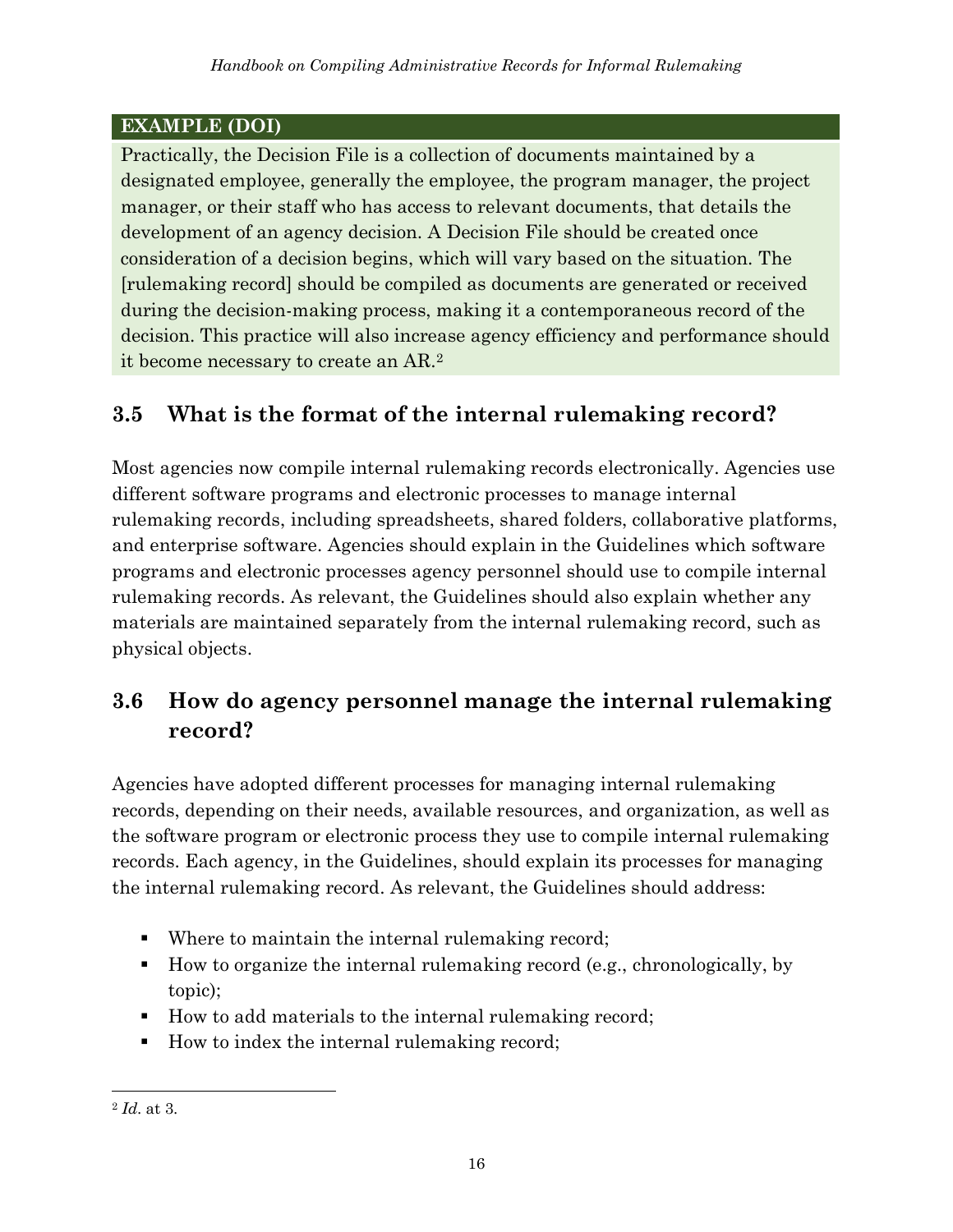**EXAMPLE (DOI)**

Practically, the Decision File is a collection of documents maintained by a designated employee, generally the employee, the program manager, the project manager, or their staff who has access to relevant documents, that details the development of an agency decision. A Decision File should be created once consideration of a decision begins, which will vary based on the situation. The [rulemaking record] should be compiled as documents are generated or received during the decision-making process, making it a contemporaneous record of the decision. This practice will also increase agency efficiency and performance should it become necessary to create an AR.[2]

## 3.5 What is the format of the internal rulemaking record?

Most agencies now compile internal rulemaking records electronically. Agencies use different software programs and electronic processes to manage internal rulemaking records, including spreadsheets, shared folders, collaborative platforms, and enterprise software. Agencies should explain in the Guidelines which software programs and electronic processes agency personnel should use to compile internal rulemaking records. As relevant, the Guidelines should also explain whether any materials are maintained separately from the internal rulemaking record, such as physical objects.

## 3.6 How do agency personnel manage the internal rulemaking record?

Agencies have adopted different processes for managing internal rulemaking records, depending on their needs, available resources, and organization, as well as the software program or electronic process they use to compile internal rulemaking records. Each agency, in the Guidelines, should explain its processes for managing the internal rulemaking record. As relevant, the Guidelines should address:

- Where to maintain the internal rulemaking record;
- How to organize the internal rulemaking record (e.g., chronologically, by topic);
- How to add materials to the internal rulemaking record;
- How to index the internal rulemaking record;

[2] *Id.* at 3.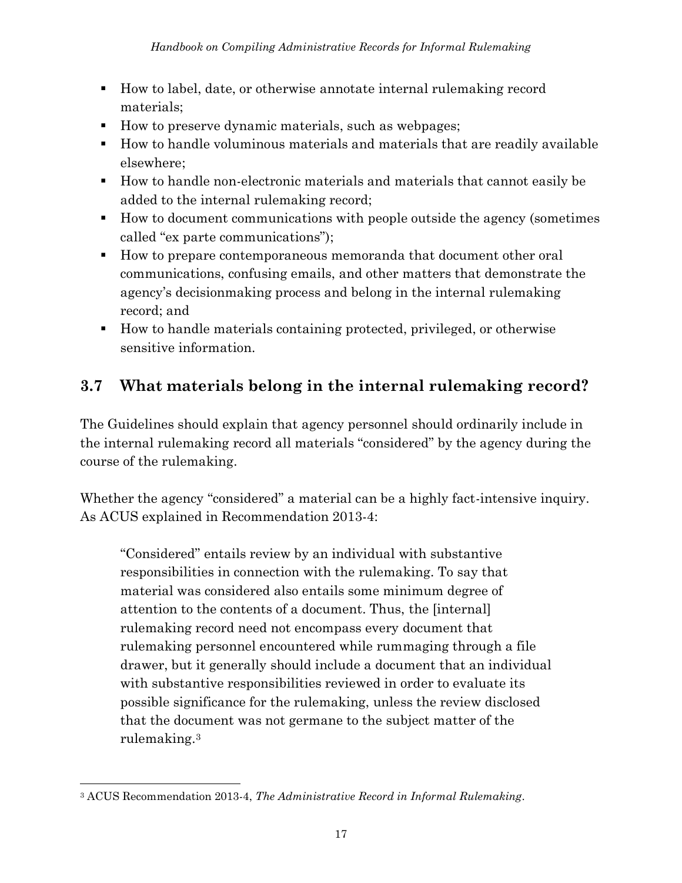- How to label, date, or otherwise annotate internal rulemaking record materials;
- How to preserve dynamic materials, such as webpages;
- How to handle voluminous materials and materials that are readily available elsewhere;
- How to handle non-electronic materials and materials that cannot easily be added to the internal rulemaking record;
- How to document communications with people outside the agency (sometimes called "ex parte communications");
- How to prepare contemporaneous memoranda that document other oral communications, confusing emails, and other matters that demonstrate the agency's decisionmaking process and belong in the internal rulemaking record; and
- How to handle materials containing protected, privileged, or otherwise sensitive information.

## 3.7 What materials belong in the internal rulemaking record?

The Guidelines should explain that agency personnel should ordinarily include in the internal rulemaking record all materials "considered" by the agency during the course of the rulemaking.

Whether the agency "considered" a material can be a highly fact-intensive inquiry. As ACUS explained in Recommendation 2013-4:

> "Considered" entails review by an individual with substantive responsibilities in connection with the rulemaking. To say that material was considered also entails some minimum degree of attention to the contents of a document. Thus, the [internal] rulemaking record need not encompass every document that rulemaking personnel encountered while rummaging through a file drawer, but it generally should include a document that an individual with substantive responsibilities reviewed in order to evaluate its possible significance for the rulemaking, unless the review disclosed that the document was not germane to the subject matter of the rulemaking.[3]

---

[3] ACUS Recommendation 2013-4, *The Administrative Record in Informal Rulemaking*.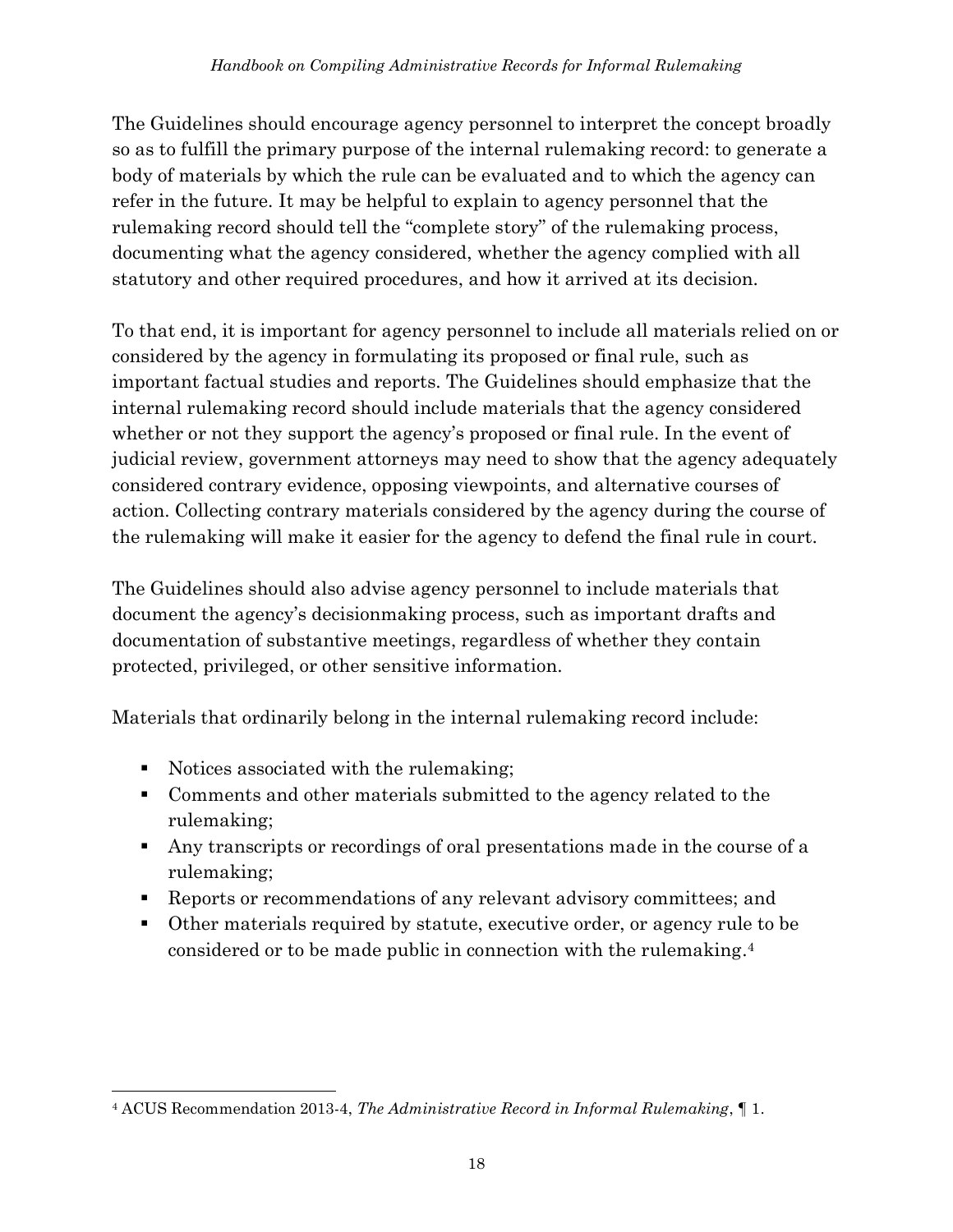The Guidelines should encourage agency personnel to interpret the concept broadly so as to fulfill the primary purpose of the internal rulemaking record: to generate a body of materials by which the rule can be evaluated and to which the agency can refer in the future. It may be helpful to explain to agency personnel that the rulemaking record should tell the "complete story" of the rulemaking process, documenting what the agency considered, whether the agency complied with all statutory and other required procedures, and how it arrived at its decision.

To that end, it is important for agency personnel to include all materials relied on or considered by the agency in formulating its proposed or final rule, such as important factual studies and reports. The Guidelines should emphasize that the internal rulemaking record should include materials that the agency considered whether or not they support the agency's proposed or final rule. In the event of judicial review, government attorneys may need to show that the agency adequately considered contrary evidence, opposing viewpoints, and alternative courses of action. Collecting contrary materials considered by the agency during the course of the rulemaking will make it easier for the agency to defend the final rule in court.

The Guidelines should also advise agency personnel to include materials that document the agency's decisionmaking process, such as important drafts and documentation of substantive meetings, regardless of whether they contain protected, privileged, or other sensitive information.

Materials that ordinarily belong in the internal rulemaking record include:

- Notices associated with the rulemaking;
- Comments and other materials submitted to the agency related to the rulemaking;
- Any transcripts or recordings of oral presentations made in the course of a rulemaking;
- Reports or recommendations of any relevant advisory committees; and
- Other materials required by statute, executive order, or agency rule to be considered or to be made public in connection with the rulemaking.[4]

[4] ACUS Recommendation 2013-4, *The Administrative Record in Informal Rulemaking*, ¶ 1.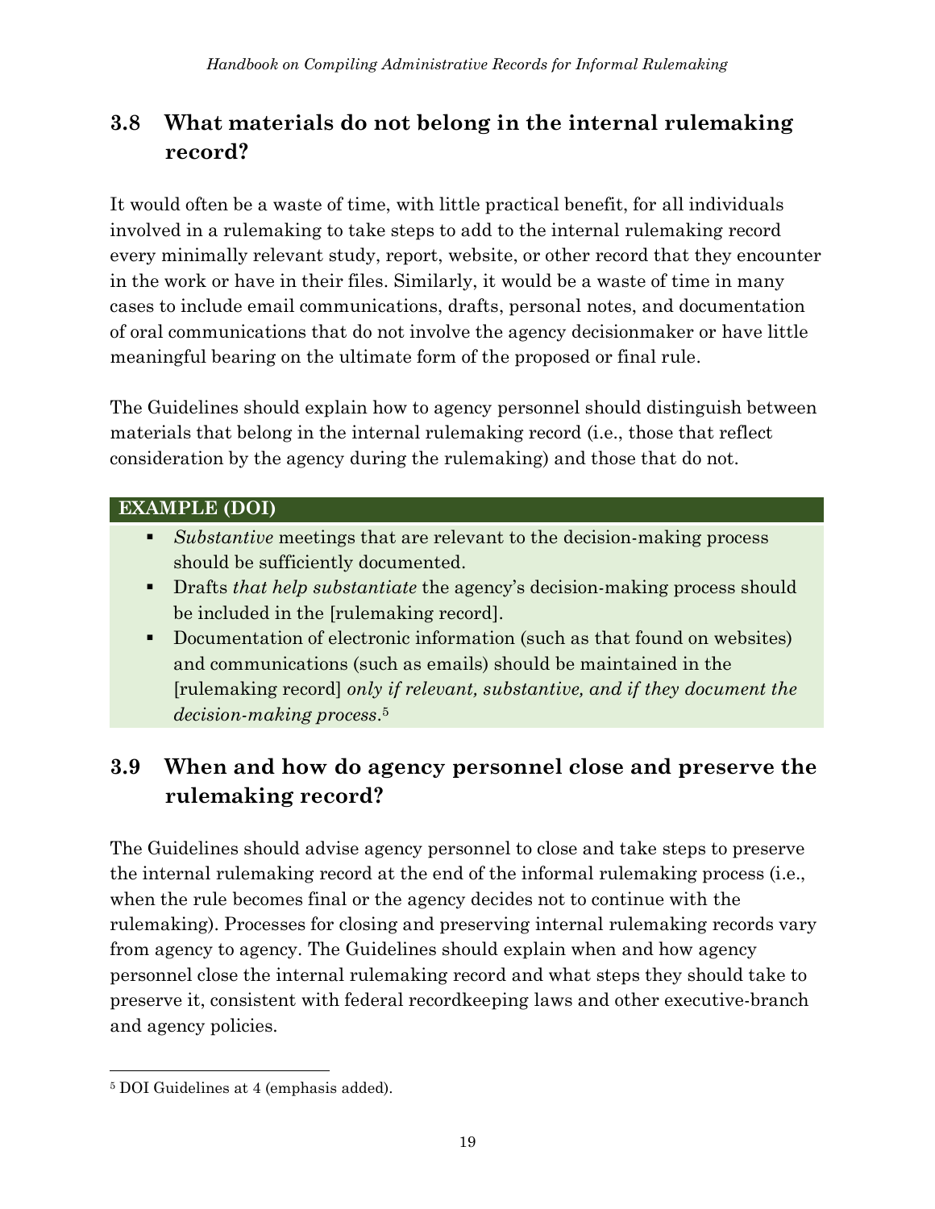## 3.8 What materials do not belong in the internal rulemaking record?

It would often be a waste of time, with little practical benefit, for all individuals involved in a rulemaking to take steps to add to the internal rulemaking record every minimally relevant study, report, website, or other record that they encounter in the work or have in their files. Similarly, it would be a waste of time in many cases to include email communications, drafts, personal notes, and documentation of oral communications that do not involve the agency decisionmaker or have little meaningful bearing on the ultimate form of the proposed or final rule.

The Guidelines should explain how to agency personnel should distinguish between materials that belong in the internal rulemaking record (i.e., those that reflect consideration by the agency during the rulemaking) and those that do not.

**EXAMPLE (DOI)**

- *Substantive* meetings that are relevant to the decision-making process should be sufficiently documented.
- Drafts *that help substantiate* the agency's decision-making process should be included in the [rulemaking record].
- Documentation of electronic information (such as that found on websites) and communications (such as emails) should be maintained in the [rulemaking record] *only if relevant, substantive, and if they document the decision-making process*.[5]

## 3.9 When and how do agency personnel close and preserve the rulemaking record?

The Guidelines should advise agency personnel to close and take steps to preserve the internal rulemaking record at the end of the informal rulemaking process (i.e., when the rule becomes final or the agency decides not to continue with the rulemaking). Processes for closing and preserving internal rulemaking records vary from agency to agency. The Guidelines should explain when and how agency personnel close the internal rulemaking record and what steps they should take to preserve it, consistent with federal recordkeeping laws and other executive-branch and agency policies.

---

[5] DOI Guidelines at 4 (emphasis added).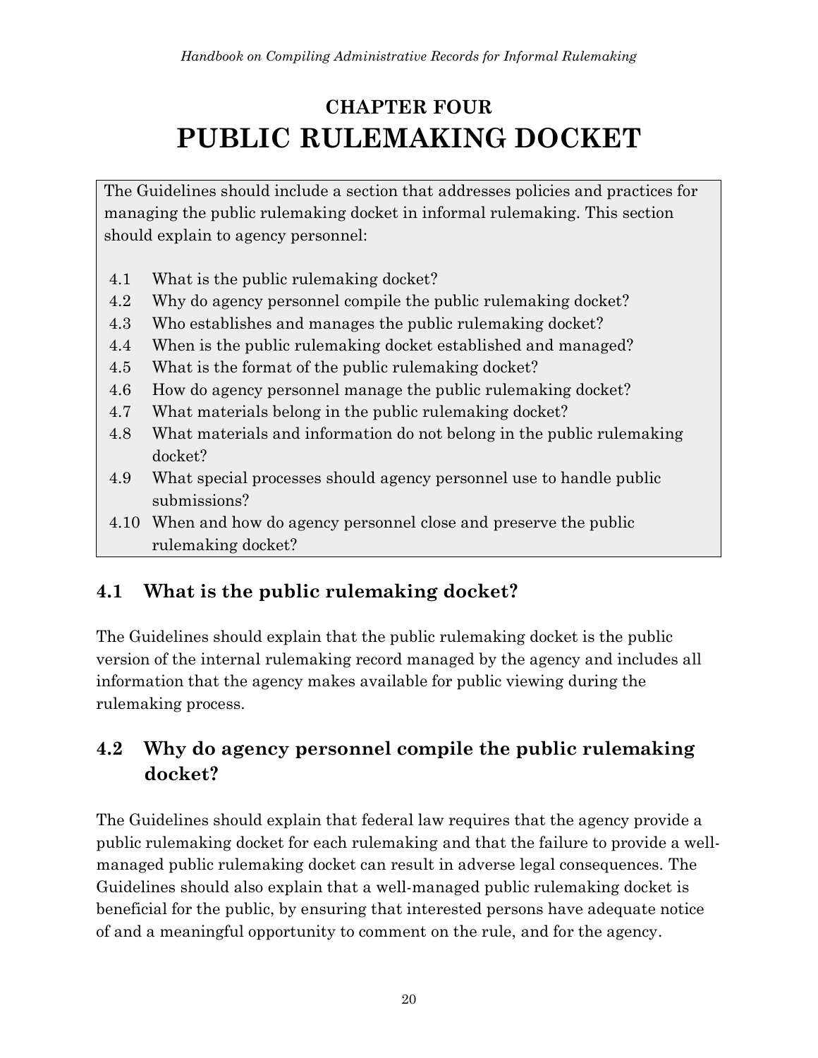# CHAPTER FOUR
# PUBLIC RULEMAKING DOCKET

The Guidelines should include a section that addresses policies and practices for managing the public rulemaking docket in informal rulemaking. This section should explain to agency personnel:

- 4.1 What is the public rulemaking docket?
- 4.2 Why do agency personnel compile the public rulemaking docket?
- 4.3 Who establishes and manages the public rulemaking docket?
- 4.4 When is the public rulemaking docket established and managed?
- 4.5 What is the format of the public rulemaking docket?
- 4.6 How do agency personnel manage the public rulemaking docket?
- 4.7 What materials belong in the public rulemaking docket?
- 4.8 What materials and information do not belong in the public rulemaking docket?
- 4.9 What special processes should agency personnel use to handle public submissions?
- 4.10 When and how do agency personnel close and preserve the public rulemaking docket?

## 4.1 What is the public rulemaking docket?

The Guidelines should explain that the public rulemaking docket is the public version of the internal rulemaking record managed by the agency and includes all information that the agency makes available for public viewing during the rulemaking process.

## 4.2 Why do agency personnel compile the public rulemaking docket?

The Guidelines should explain that federal law requires that the agency provide a public rulemaking docket for each rulemaking and that the failure to provide a well-managed public rulemaking docket can result in adverse legal consequences. The Guidelines should also explain that a well-managed public rulemaking docket is beneficial for the public, by ensuring that interested persons have adequate notice of and a meaningful opportunity to comment on the rule, and for the agency.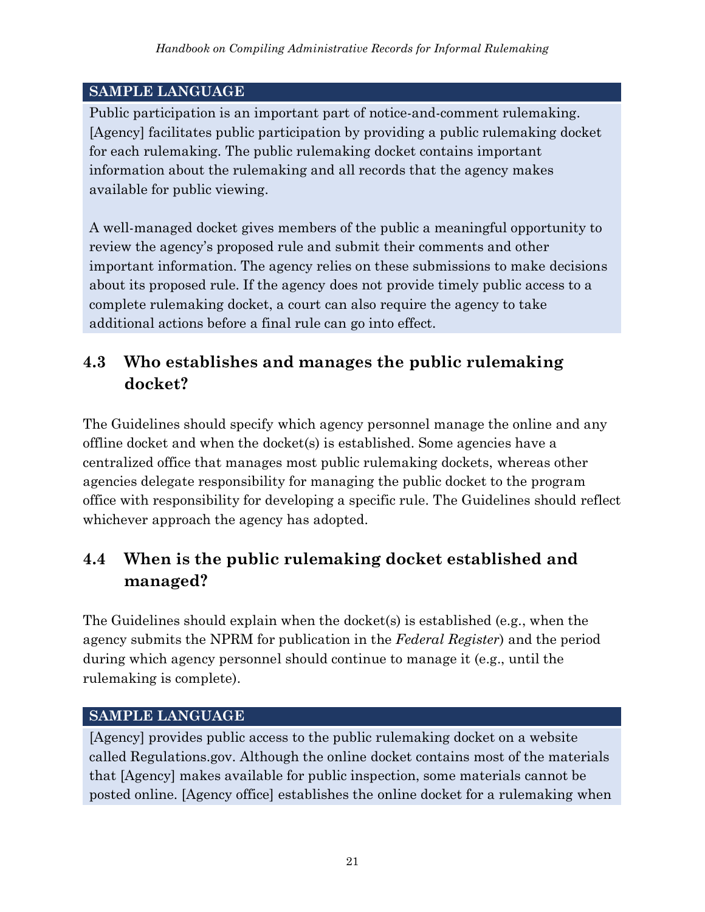**SAMPLE LANGUAGE**

Public participation is an important part of notice-and-comment rulemaking. [Agency] facilitates public participation by providing a public rulemaking docket for each rulemaking. The public rulemaking docket contains important information about the rulemaking and all records that the agency makes available for public viewing.

A well-managed docket gives members of the public a meaningful opportunity to review the agency's proposed rule and submit their comments and other important information. The agency relies on these submissions to make decisions about its proposed rule. If the agency does not provide timely public access to a complete rulemaking docket, a court can also require the agency to take additional actions before a final rule can go into effect.

## 4.3 Who establishes and manages the public rulemaking docket?

The Guidelines should specify which agency personnel manage the online and any offline docket and when the docket(s) is established. Some agencies have a centralized office that manages most public rulemaking dockets, whereas other agencies delegate responsibility for managing the public docket to the program office with responsibility for developing a specific rule. The Guidelines should reflect whichever approach the agency has adopted.

## 4.4 When is the public rulemaking docket established and managed?

The Guidelines should explain when the docket(s) is established (e.g., when the agency submits the NPRM for publication in the *Federal Register*) and the period during which agency personnel should continue to manage it (e.g., until the rulemaking is complete).

**SAMPLE LANGUAGE**

[Agency] provides public access to the public rulemaking docket on a website called Regulations.gov. Although the online docket contains most of the materials that [Agency] makes available for public inspection, some materials cannot be posted online. [Agency office] establishes the online docket for a rulemaking when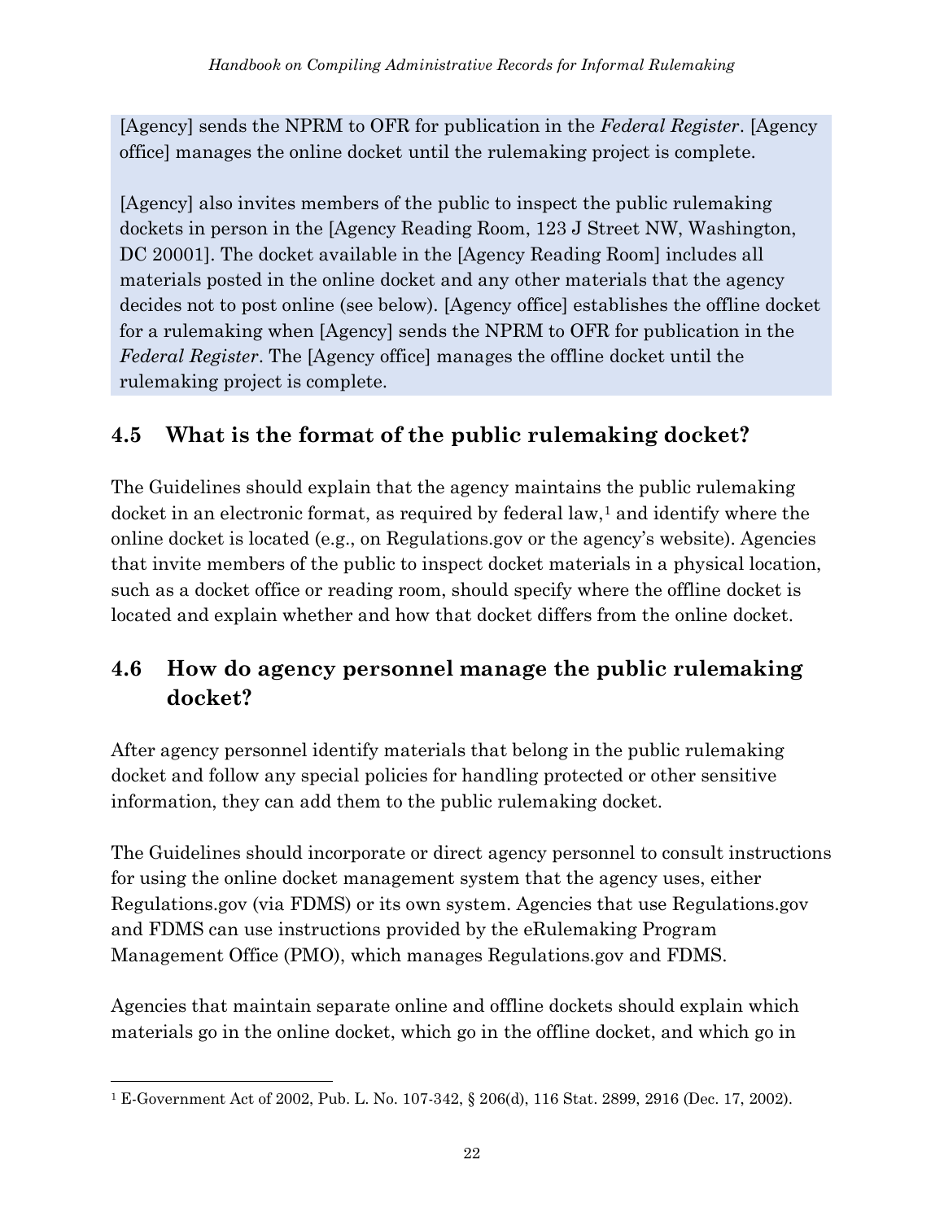[Agency] sends the NPRM to OFR for publication in the *Federal Register*. [Agency office] manages the online docket until the rulemaking project is complete.

[Agency] also invites members of the public to inspect the public rulemaking dockets in person in the [Agency Reading Room, 123 J Street NW, Washington, DC 20001]. The docket available in the [Agency Reading Room] includes all materials posted in the online docket and any other materials that the agency decides not to post online (see below). [Agency office] establishes the offline docket for a rulemaking when [Agency] sends the NPRM to OFR for publication in the *Federal Register*. The [Agency office] manages the offline docket until the rulemaking project is complete.

## 4.5 What is the format of the public rulemaking docket?

The Guidelines should explain that the agency maintains the public rulemaking docket in an electronic format, as required by federal law,[1] and identify where the online docket is located (e.g., on Regulations.gov or the agency's website). Agencies that invite members of the public to inspect docket materials in a physical location, such as a docket office or reading room, should specify where the offline docket is located and explain whether and how that docket differs from the online docket.

## 4.6 How do agency personnel manage the public rulemaking docket?

After agency personnel identify materials that belong in the public rulemaking docket and follow any special policies for handling protected or other sensitive information, they can add them to the public rulemaking docket.

The Guidelines should incorporate or direct agency personnel to consult instructions for using the online docket management system that the agency uses, either Regulations.gov (via FDMS) or its own system. Agencies that use Regulations.gov and FDMS can use instructions provided by the eRulemaking Program Management Office (PMO), which manages Regulations.gov and FDMS.

Agencies that maintain separate online and offline dockets should explain which materials go in the online docket, which go in the offline docket, and which go in

[1] E-Government Act of 2002, Pub. L. No. 107-342, § 206(d), 116 Stat. 2899, 2916 (Dec. 17, 2002).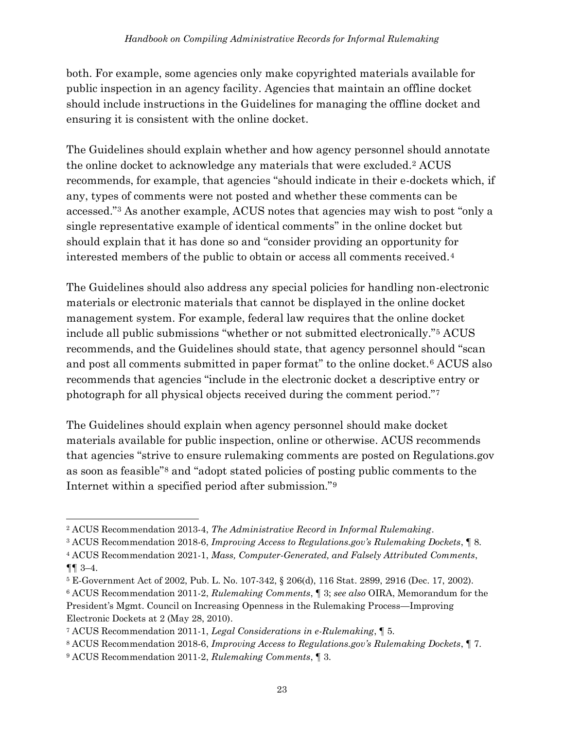both. For example, some agencies only make copyrighted materials available for public inspection in an agency facility. Agencies that maintain an offline docket should include instructions in the Guidelines for managing the offline docket and ensuring it is consistent with the online docket.

The Guidelines should explain whether and how agency personnel should annotate the online docket to acknowledge any materials that were excluded.[2] ACUS recommends, for example, that agencies "should indicate in their e-dockets which, if any, types of comments were not posted and whether these comments can be accessed."[3] As another example, ACUS notes that agencies may wish to post "only a single representative example of identical comments" in the online docket but should explain that it has done so and "consider providing an opportunity for interested members of the public to obtain or access all comments received.[4]

The Guidelines should also address any special policies for handling non-electronic materials or electronic materials that cannot be displayed in the online docket management system. For example, federal law requires that the online docket include all public submissions "whether or not submitted electronically."[5] ACUS recommends, and the Guidelines should state, that agency personnel should "scan and post all comments submitted in paper format" to the online docket.[6] ACUS also recommends that agencies "include in the electronic docket a descriptive entry or photograph for all physical objects received during the comment period."[7]

The Guidelines should explain when agency personnel should make docket materials available for public inspection, online or otherwise. ACUS recommends that agencies "strive to ensure rulemaking comments are posted on Regulations.gov as soon as feasible"[8] and "adopt stated policies of posting public comments to the Internet within a specified period after submission."[9]

---

[2] ACUS Recommendation 2013-4, *The Administrative Record in Informal Rulemaking*.

[3] ACUS Recommendation 2018-6, *Improving Access to Regulations.gov's Rulemaking Dockets*, ¶ 8.

[4] ACUS Recommendation 2021-1, *Mass, Computer-Generated, and Falsely Attributed Comments*, ¶¶ 3–4.

[5] E-Government Act of 2002, Pub. L. No. 107-342, § 206(d), 116 Stat. 2899, 2916 (Dec. 17, 2002).

[6] ACUS Recommendation 2011-2, *Rulemaking Comments*, ¶ 3; *see also* OIRA, Memorandum for the President's Mgmt. Council on Increasing Openness in the Rulemaking Process—Improving Electronic Dockets at 2 (May 28, 2010).

[7] ACUS Recommendation 2011-1, *Legal Considerations in e-Rulemaking*, ¶ 5.

[8] ACUS Recommendation 2018-6, *Improving Access to Regulations.gov's Rulemaking Dockets*, ¶ 7.

[9] ACUS Recommendation 2011-2, *Rulemaking Comments*, ¶ 3.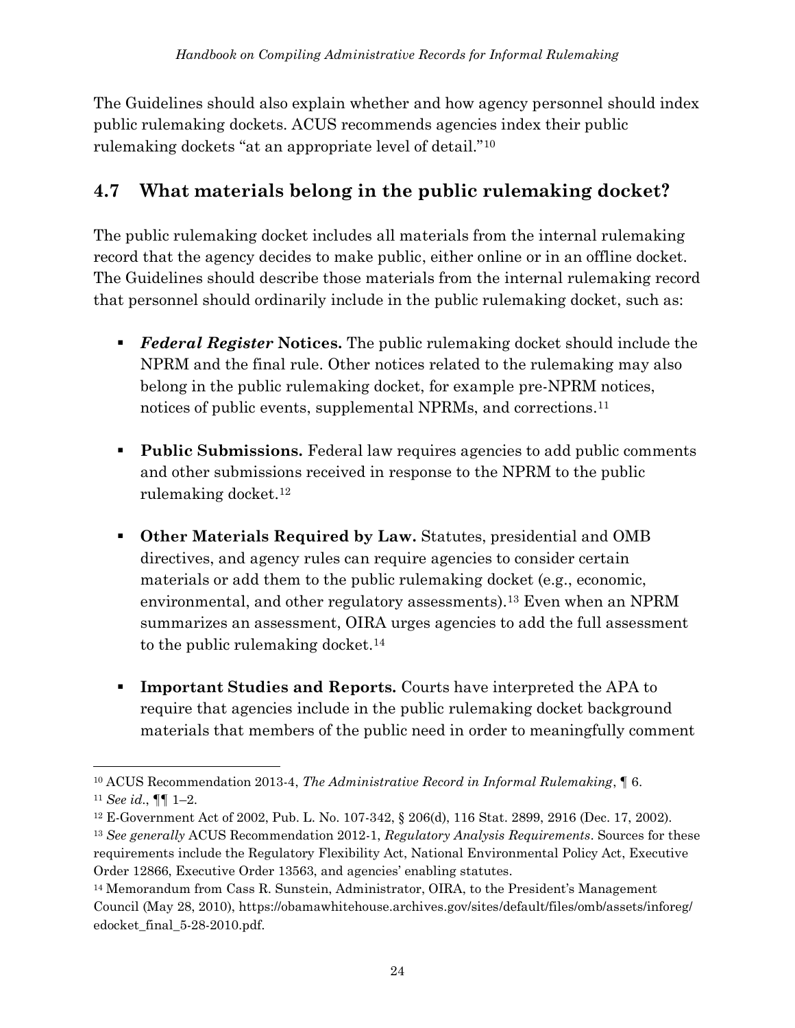The Guidelines should also explain whether and how agency personnel should index public rulemaking dockets. ACUS recommends agencies index their public rulemaking dockets "at an appropriate level of detail."[10]

## 4.7 What materials belong in the public rulemaking docket?

The public rulemaking docket includes all materials from the internal rulemaking record that the agency decides to make public, either online or in an offline docket. The Guidelines should describe those materials from the internal rulemaking record that personnel should ordinarily include in the public rulemaking docket, such as:

- ***Federal Register* Notices.** The public rulemaking docket should include the NPRM and the final rule. Other notices related to the rulemaking may also belong in the public rulemaking docket, for example pre-NPRM notices, notices of public events, supplemental NPRMs, and corrections.[11]

- **Public Submissions.** Federal law requires agencies to add public comments and other submissions received in response to the NPRM to the public rulemaking docket.[12]

- **Other Materials Required by Law.** Statutes, presidential and OMB directives, and agency rules can require agencies to consider certain materials or add them to the public rulemaking docket (e.g., economic, environmental, and other regulatory assessments).[13] Even when an NPRM summarizes an assessment, OIRA urges agencies to add the full assessment to the public rulemaking docket.[14]

- **Important Studies and Reports.** Courts have interpreted the APA to require that agencies include in the public rulemaking docket background materials that members of the public need in order to meaningfully comment

---

[10] ACUS Recommendation 2013-4, *The Administrative Record in Informal Rulemaking*, ¶ 6.

[11] *See id.*, ¶¶ 1–2.

[12] E-Government Act of 2002, Pub. L. No. 107-342, § 206(d), 116 Stat. 2899, 2916 (Dec. 17, 2002).

[13] *See generally* ACUS Recommendation 2012-1, *Regulatory Analysis Requirements*. Sources for these requirements include the Regulatory Flexibility Act, National Environmental Policy Act, Executive Order 12866, Executive Order 13563, and agencies' enabling statutes.

[14] Memorandum from Cass R. Sunstein, Administrator, OIRA, to the President's Management Council (May 28, 2010), https://obamawhitehouse.archives.gov/sites/default/files/omb/assets/inforeg/edocket_final_5-28-2010.pdf.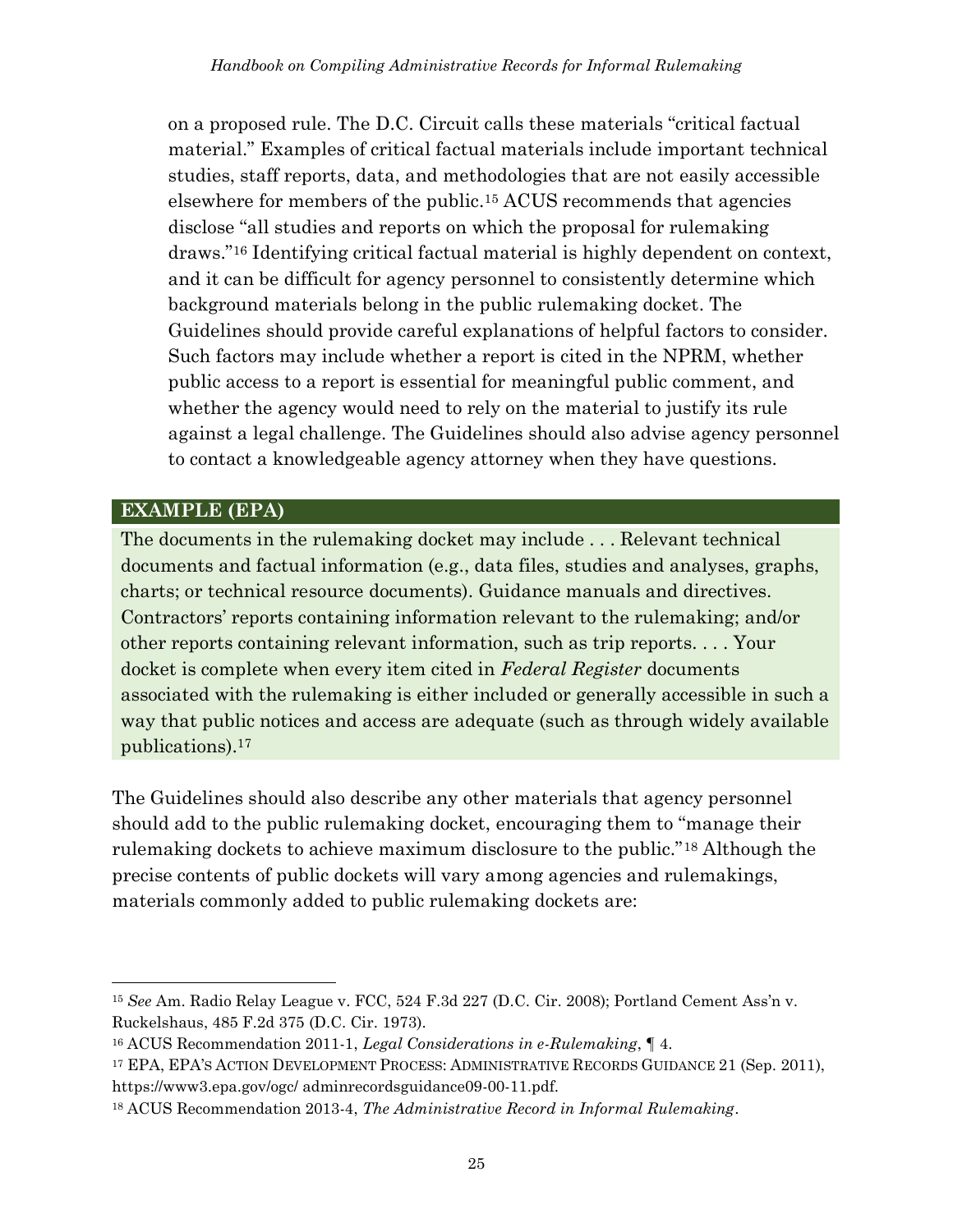on a proposed rule. The D.C. Circuit calls these materials "critical factual material." Examples of critical factual materials include important technical studies, staff reports, data, and methodologies that are not easily accessible elsewhere for members of the public.[15] ACUS recommends that agencies disclose "all studies and reports on which the proposal for rulemaking draws."[16] Identifying critical factual material is highly dependent on context, and it can be difficult for agency personnel to consistently determine which background materials belong in the public rulemaking docket. The Guidelines should provide careful explanations of helpful factors to consider. Such factors may include whether a report is cited in the NPRM, whether public access to a report is essential for meaningful public comment, and whether the agency would need to rely on the material to justify its rule against a legal challenge. The Guidelines should also advise agency personnel to contact a knowledgeable agency attorney when they have questions.

**EXAMPLE (EPA)**

The documents in the rulemaking docket may include . . . Relevant technical documents and factual information (e.g., data files, studies and analyses, graphs, charts; or technical resource documents). Guidance manuals and directives. Contractors' reports containing information relevant to the rulemaking; and/or other reports containing relevant information, such as trip reports. . . . Your docket is complete when every item cited in *Federal Register* documents associated with the rulemaking is either included or generally accessible in such a way that public notices and access are adequate (such as through widely available publications).[17]

The Guidelines should also describe any other materials that agency personnel should add to the public rulemaking docket, encouraging them to "manage their rulemaking dockets to achieve maximum disclosure to the public."[18] Although the precise contents of public dockets will vary among agencies and rulemakings, materials commonly added to public rulemaking dockets are:

---

[15] *See* Am. Radio Relay League v. FCC, 524 F.3d 227 (D.C. Cir. 2008); Portland Cement Ass'n v. Ruckelshaus, 485 F.2d 375 (D.C. Cir. 1973).

[16] ACUS Recommendation 2011-1, *Legal Considerations in e-Rulemaking*, ¶ 4.

[17] EPA, EPA'S ACTION DEVELOPMENT PROCESS: ADMINISTRATIVE RECORDS GUIDANCE 21 (Sep. 2011), https://www3.epa.gov/ogc/ adminrecordsguidance09-00-11.pdf.

[18] ACUS Recommendation 2013-4, *The Administrative Record in Informal Rulemaking*.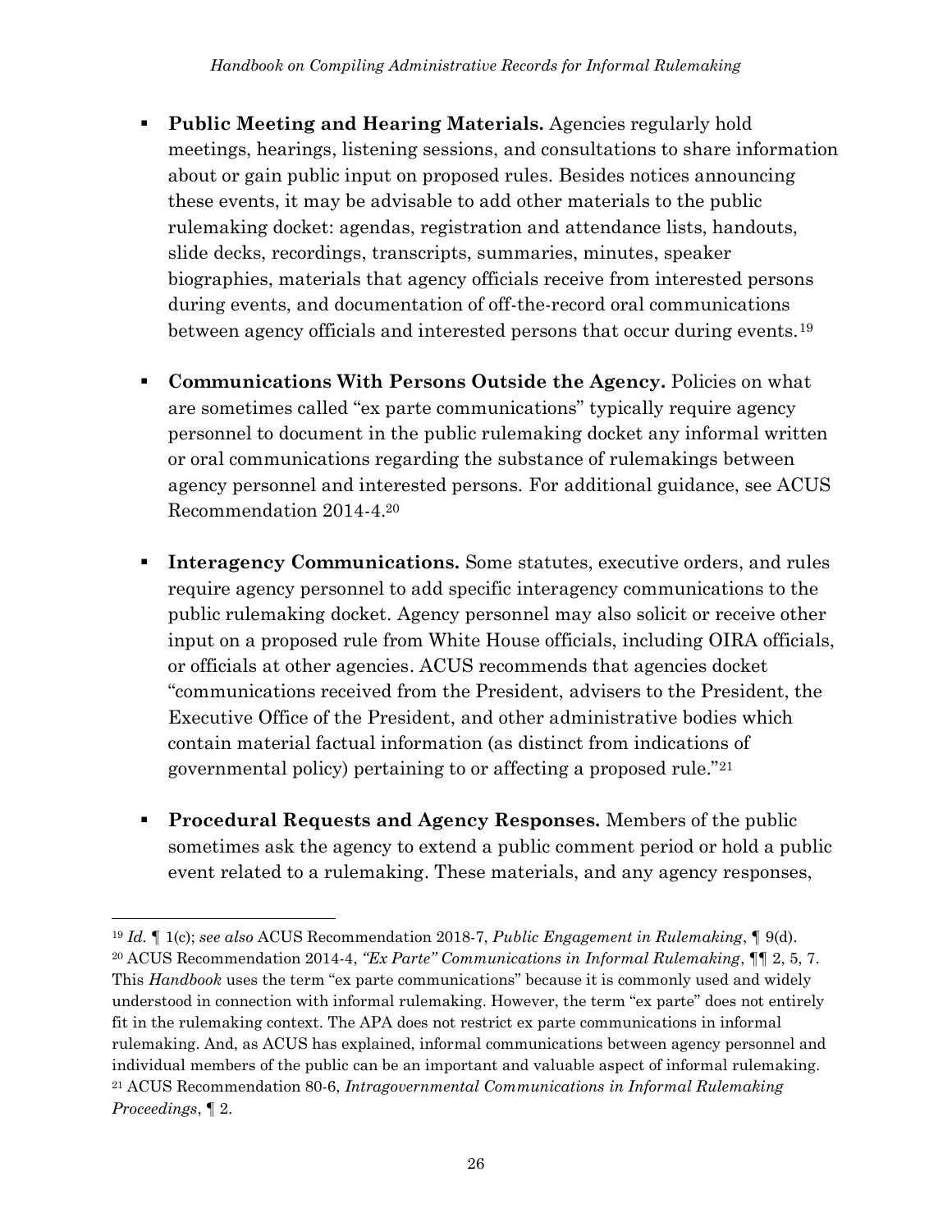- **Public Meeting and Hearing Materials.** Agencies regularly hold meetings, hearings, listening sessions, and consultations to share information about or gain public input on proposed rules. Besides notices announcing these events, it may be advisable to add other materials to the public rulemaking docket: agendas, registration and attendance lists, handouts, slide decks, recordings, transcripts, summaries, minutes, speaker biographies, materials that agency officials receive from interested persons during events, and documentation of off-the-record oral communications between agency officials and interested persons that occur during events.[19]

- **Communications With Persons Outside the Agency.** Policies on what are sometimes called "ex parte communications" typically require agency personnel to document in the public rulemaking docket any informal written or oral communications regarding the substance of rulemakings between agency personnel and interested persons. For additional guidance, see ACUS Recommendation 2014-4.[20]

- **Interagency Communications.** Some statutes, executive orders, and rules require agency personnel to add specific interagency communications to the public rulemaking docket. Agency personnel may also solicit or receive other input on a proposed rule from White House officials, including OIRA officials, or officials at other agencies. ACUS recommends that agencies docket "communications received from the President, advisers to the President, the Executive Office of the President, and other administrative bodies which contain material factual information (as distinct from indications of governmental policy) pertaining to or affecting a proposed rule."[21]

- **Procedural Requests and Agency Responses.** Members of the public sometimes ask the agency to extend a public comment period or hold a public event related to a rulemaking. These materials, and any agency responses,

---

[19] *Id.* ¶ 1(c); *see also* ACUS Recommendation 2018-7, *Public Engagement in Rulemaking*, ¶ 9(d).

[20] ACUS Recommendation 2014-4, *"Ex Parte" Communications in Informal Rulemaking*, ¶¶ 2, 5, 7. This *Handbook* uses the term "ex parte communications" because it is commonly used and widely understood in connection with informal rulemaking. However, the term "ex parte" does not entirely fit in the rulemaking context. The APA does not restrict ex parte communications in informal rulemaking. And, as ACUS has explained, informal communications between agency personnel and individual members of the public can be an important and valuable aspect of informal rulemaking.

[21] ACUS Recommendation 80-6, *Intragovernmental Communications in Informal Rulemaking Proceedings*, ¶ 2.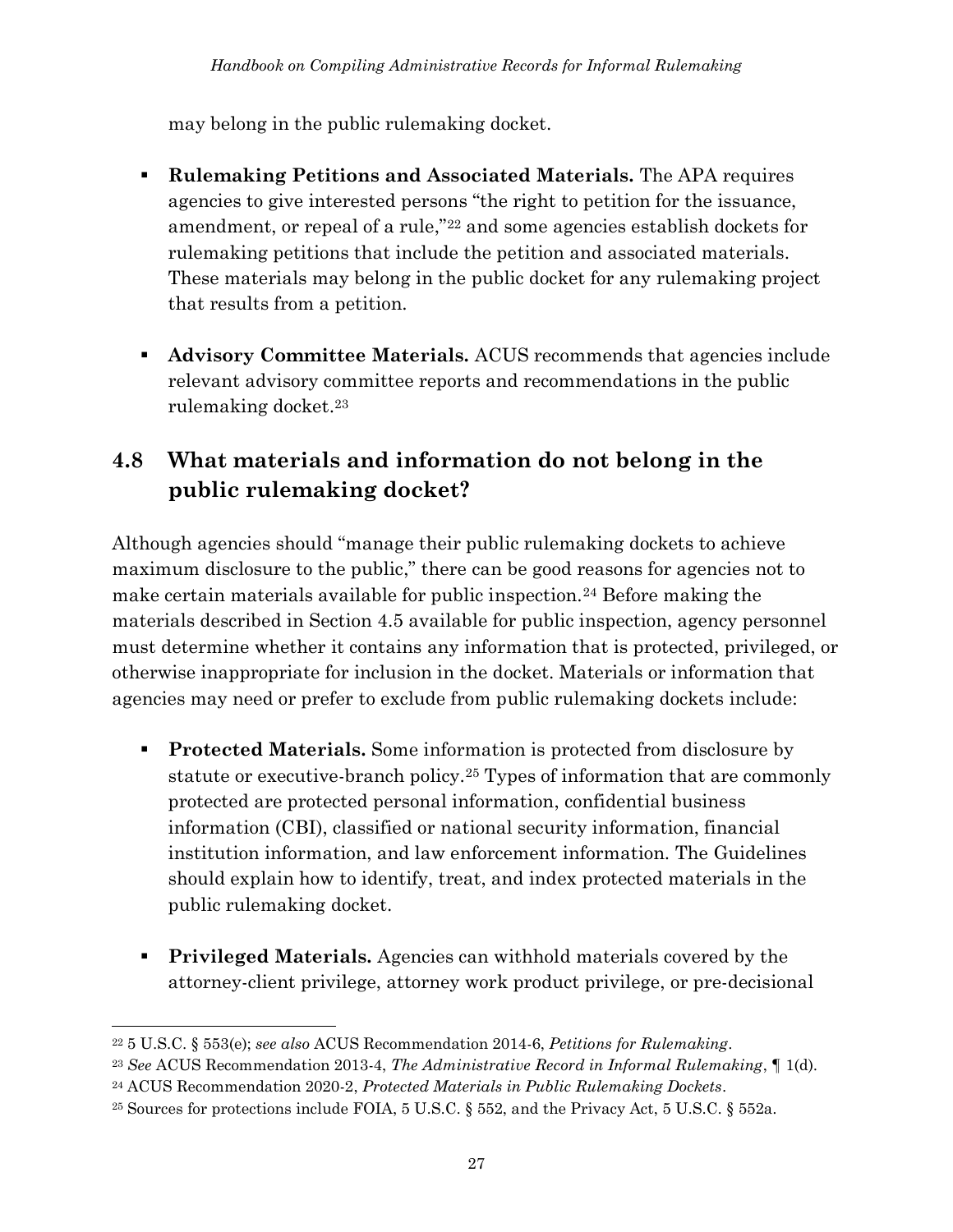may belong in the public rulemaking docket.

- **Rulemaking Petitions and Associated Materials.** The APA requires agencies to give interested persons "the right to petition for the issuance, amendment, or repeal of a rule,"[22] and some agencies establish dockets for rulemaking petitions that include the petition and associated materials. These materials may belong in the public docket for any rulemaking project that results from a petition.

- **Advisory Committee Materials.** ACUS recommends that agencies include relevant advisory committee reports and recommendations in the public rulemaking docket.[23]

## 4.8 What materials and information do not belong in the public rulemaking docket?

Although agencies should "manage their public rulemaking dockets to achieve maximum disclosure to the public," there can be good reasons for agencies not to make certain materials available for public inspection.[24] Before making the materials described in Section 4.5 available for public inspection, agency personnel must determine whether it contains any information that is protected, privileged, or otherwise inappropriate for inclusion in the docket. Materials or information that agencies may need or prefer to exclude from public rulemaking dockets include:

- **Protected Materials.** Some information is protected from disclosure by statute or executive-branch policy.[25] Types of information that are commonly protected are protected personal information, confidential business information (CBI), classified or national security information, financial institution information, and law enforcement information. The Guidelines should explain how to identify, treat, and index protected materials in the public rulemaking docket.

- **Privileged Materials.** Agencies can withhold materials covered by the attorney-client privilege, attorney work product privilege, or pre-decisional

---

[22] 5 U.S.C. § 553(e); *see also* ACUS Recommendation 2014-6, *Petitions for Rulemaking*.

[23] *See* ACUS Recommendation 2013-4, *The Administrative Record in Informal Rulemaking*, ¶ 1(d).

[24] ACUS Recommendation 2020-2, *Protected Materials in Public Rulemaking Dockets*.

[25] Sources for protections include FOIA, 5 U.S.C. § 552, and the Privacy Act, 5 U.S.C. § 552a.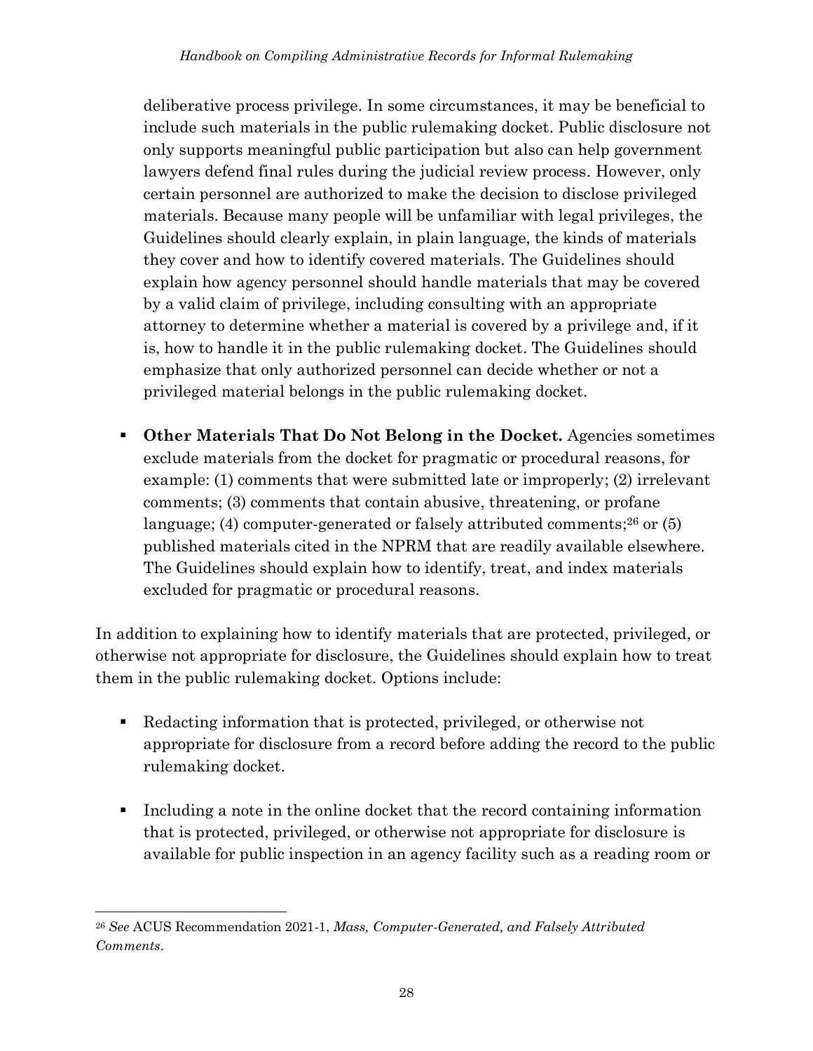deliberative process privilege. In some circumstances, it may be beneficial to include such materials in the public rulemaking docket. Public disclosure not only supports meaningful public participation but also can help government lawyers defend final rules during the judicial review process. However, only certain personnel are authorized to make the decision to disclose privileged materials. Because many people will be unfamiliar with legal privileges, the Guidelines should clearly explain, in plain language, the kinds of materials they cover and how to identify covered materials. The Guidelines should explain how agency personnel should handle materials that may be covered by a valid claim of privilege, including consulting with an appropriate attorney to determine whether a material is covered by a privilege and, if it is, how to handle it in the public rulemaking docket. The Guidelines should emphasize that only authorized personnel can decide whether or not a privileged material belongs in the public rulemaking docket.

- **Other Materials That Do Not Belong in the Docket.** Agencies sometimes exclude materials from the docket for pragmatic or procedural reasons, for example: (1) comments that were submitted late or improperly; (2) irrelevant comments; (3) comments that contain abusive, threatening, or profane language; (4) computer-generated or falsely attributed comments;[26] or (5) published materials cited in the NPRM that are readily available elsewhere. The Guidelines should explain how to identify, treat, and index materials excluded for pragmatic or procedural reasons.

In addition to explaining how to identify materials that are protected, privileged, or otherwise not appropriate for disclosure, the Guidelines should explain how to treat them in the public rulemaking docket. Options include:

- Redacting information that is protected, privileged, or otherwise not appropriate for disclosure from a record before adding the record to the public rulemaking docket.

- Including a note in the online docket that the record containing information that is protected, privileged, or otherwise not appropriate for disclosure is available for public inspection in an agency facility such as a reading room or

[26] *See* ACUS Recommendation 2021-1, *Mass, Computer-Generated, and Falsely Attributed Comments*.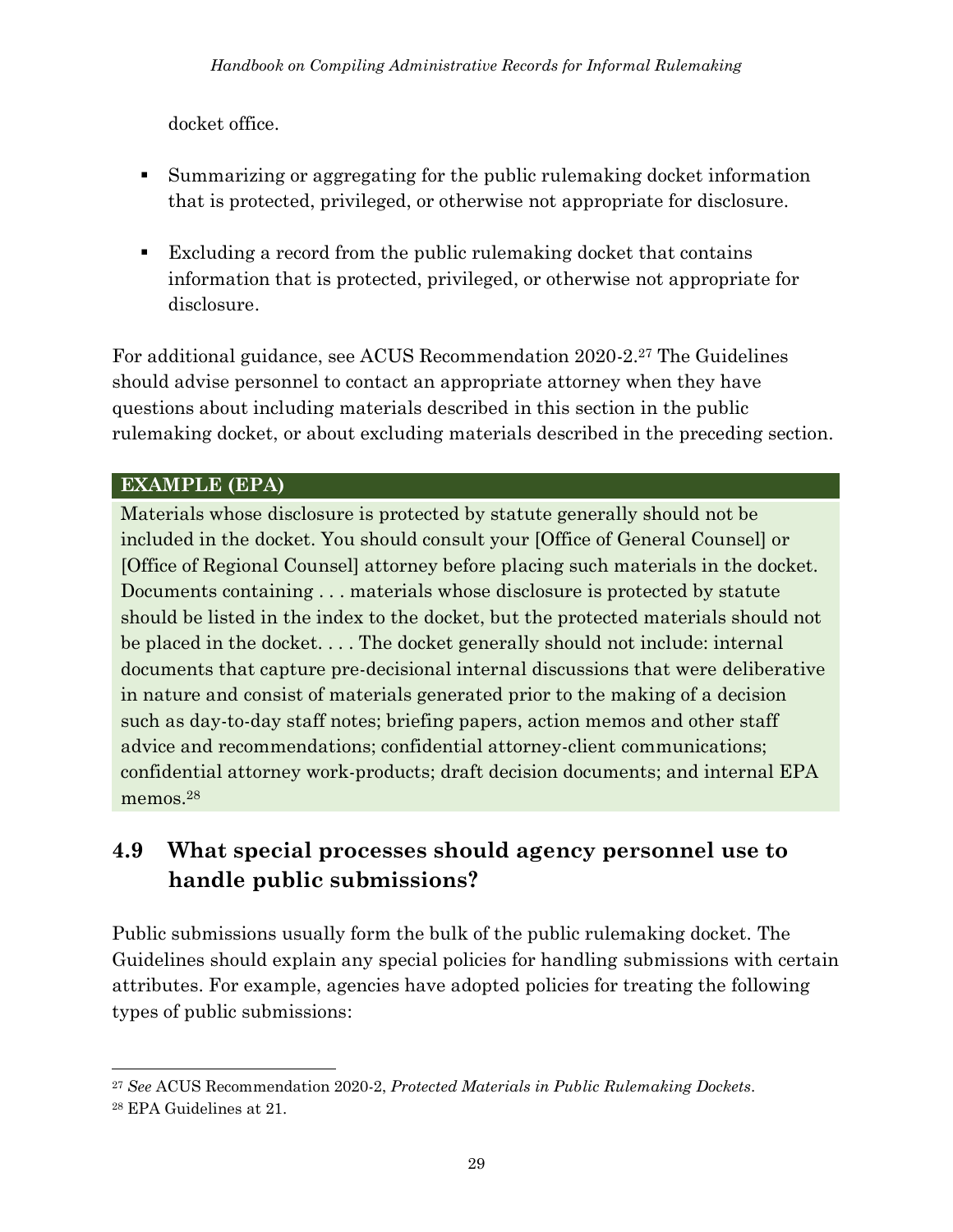docket office.

- Summarizing or aggregating for the public rulemaking docket information that is protected, privileged, or otherwise not appropriate for disclosure.
- Excluding a record from the public rulemaking docket that contains information that is protected, privileged, or otherwise not appropriate for disclosure.

For additional guidance, see ACUS Recommendation 2020-2.[27] The Guidelines should advise personnel to contact an appropriate attorney when they have questions about including materials described in this section in the public rulemaking docket, or about excluding materials described in the preceding section.

**EXAMPLE (EPA)**

Materials whose disclosure is protected by statute generally should not be included in the docket. You should consult your [Office of General Counsel] or [Office of Regional Counsel] attorney before placing such materials in the docket. Documents containing . . . materials whose disclosure is protected by statute should be listed in the index to the docket, but the protected materials should not be placed in the docket. . . . The docket generally should not include: internal documents that capture pre-decisional internal discussions that were deliberative in nature and consist of materials generated prior to the making of a decision such as day-to-day staff notes; briefing papers, action memos and other staff advice and recommendations; confidential attorney-client communications; confidential attorney work-products; draft decision documents; and internal EPA memos.[28]

## 4.9 What special processes should agency personnel use to handle public submissions?

Public submissions usually form the bulk of the public rulemaking docket. The Guidelines should explain any special policies for handling submissions with certain attributes. For example, agencies have adopted policies for treating the following types of public submissions:

---

[27] *See* ACUS Recommendation 2020-2, *Protected Materials in Public Rulemaking Dockets*.

[28] EPA Guidelines at 21.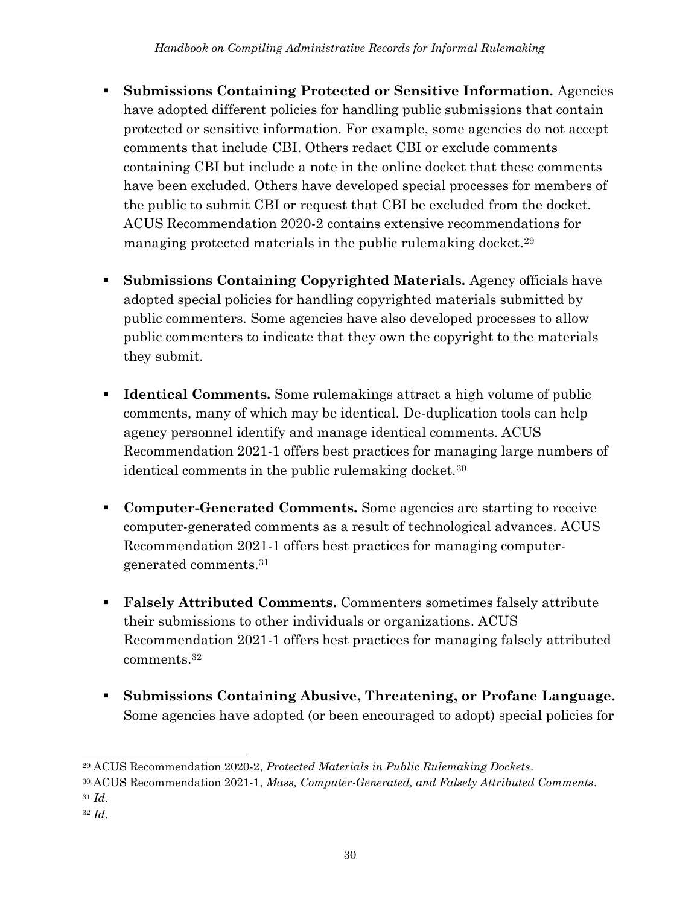- **Submissions Containing Protected or Sensitive Information.** Agencies have adopted different policies for handling public submissions that contain protected or sensitive information. For example, some agencies do not accept comments that include CBI. Others redact CBI or exclude comments containing CBI but include a note in the online docket that these comments have been excluded. Others have developed special processes for members of the public to submit CBI or request that CBI be excluded from the docket. ACUS Recommendation 2020-2 contains extensive recommendations for managing protected materials in the public rulemaking docket.[29]

- **Submissions Containing Copyrighted Materials.** Agency officials have adopted special policies for handling copyrighted materials submitted by public commenters. Some agencies have also developed processes to allow public commenters to indicate that they own the copyright to the materials they submit.

- **Identical Comments.** Some rulemakings attract a high volume of public comments, many of which may be identical. De-duplication tools can help agency personnel identify and manage identical comments. ACUS Recommendation 2021-1 offers best practices for managing large numbers of identical comments in the public rulemaking docket.[30]

- **Computer-Generated Comments.** Some agencies are starting to receive computer-generated comments as a result of technological advances. ACUS Recommendation 2021-1 offers best practices for managing computer-generated comments.[31]

- **Falsely Attributed Comments.** Commenters sometimes falsely attribute their submissions to other individuals or organizations. ACUS Recommendation 2021-1 offers best practices for managing falsely attributed comments.[32]

- **Submissions Containing Abusive, Threatening, or Profane Language.** Some agencies have adopted (or been encouraged to adopt) special policies for

---

[29] ACUS Recommendation 2020-2, *Protected Materials in Public Rulemaking Dockets*.

[30] ACUS Recommendation 2021-1, *Mass, Computer-Generated, and Falsely Attributed Comments*.

[31] *Id*.

[32] *Id*.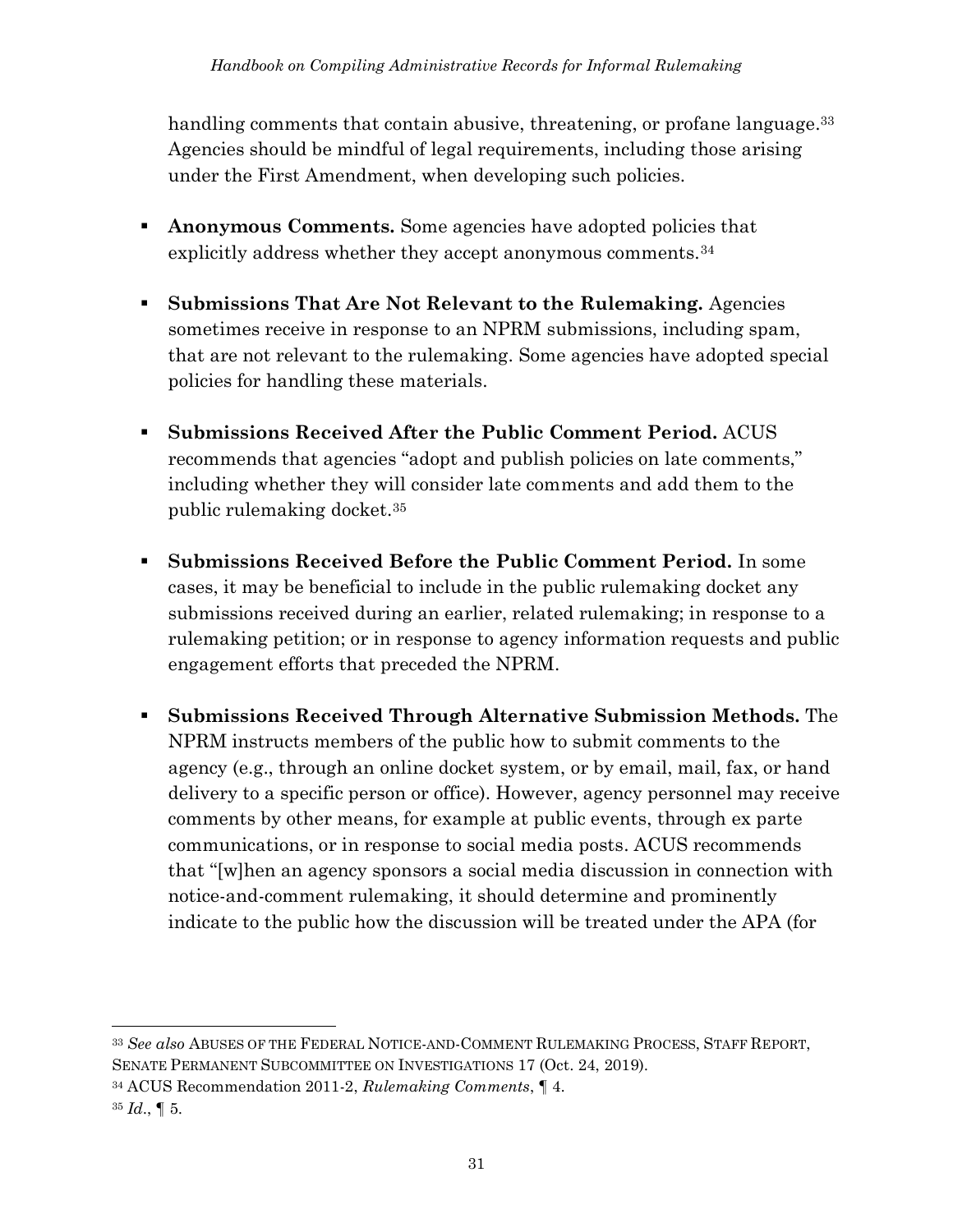handling comments that contain abusive, threatening, or profane language.[33] Agencies should be mindful of legal requirements, including those arising under the First Amendment, when developing such policies.

- **Anonymous Comments.** Some agencies have adopted policies that explicitly address whether they accept anonymous comments.[34]

- **Submissions That Are Not Relevant to the Rulemaking.** Agencies sometimes receive in response to an NPRM submissions, including spam, that are not relevant to the rulemaking. Some agencies have adopted special policies for handling these materials.

- **Submissions Received After the Public Comment Period.** ACUS recommends that agencies "adopt and publish policies on late comments," including whether they will consider late comments and add them to the public rulemaking docket.[35]

- **Submissions Received Before the Public Comment Period.** In some cases, it may be beneficial to include in the public rulemaking docket any submissions received during an earlier, related rulemaking; in response to a rulemaking petition; or in response to agency information requests and public engagement efforts that preceded the NPRM.

- **Submissions Received Through Alternative Submission Methods.** The NPRM instructs members of the public how to submit comments to the agency (e.g., through an online docket system, or by email, mail, fax, or hand delivery to a specific person or office). However, agency personnel may receive comments by other means, for example at public events, through ex parte communications, or in response to social media posts. ACUS recommends that "[w]hen an agency sponsors a social media discussion in connection with notice-and-comment rulemaking, it should determine and prominently indicate to the public how the discussion will be treated under the APA (for

---

[33] *See also* ABUSES OF THE FEDERAL NOTICE-AND-COMMENT RULEMAKING PROCESS, STAFF REPORT, SENATE PERMANENT SUBCOMMITTEE ON INVESTIGATIONS 17 (Oct. 24, 2019).

[34] ACUS Recommendation 2011-2, *Rulemaking Comments*, ¶ 4.

[35] *Id*., ¶ 5.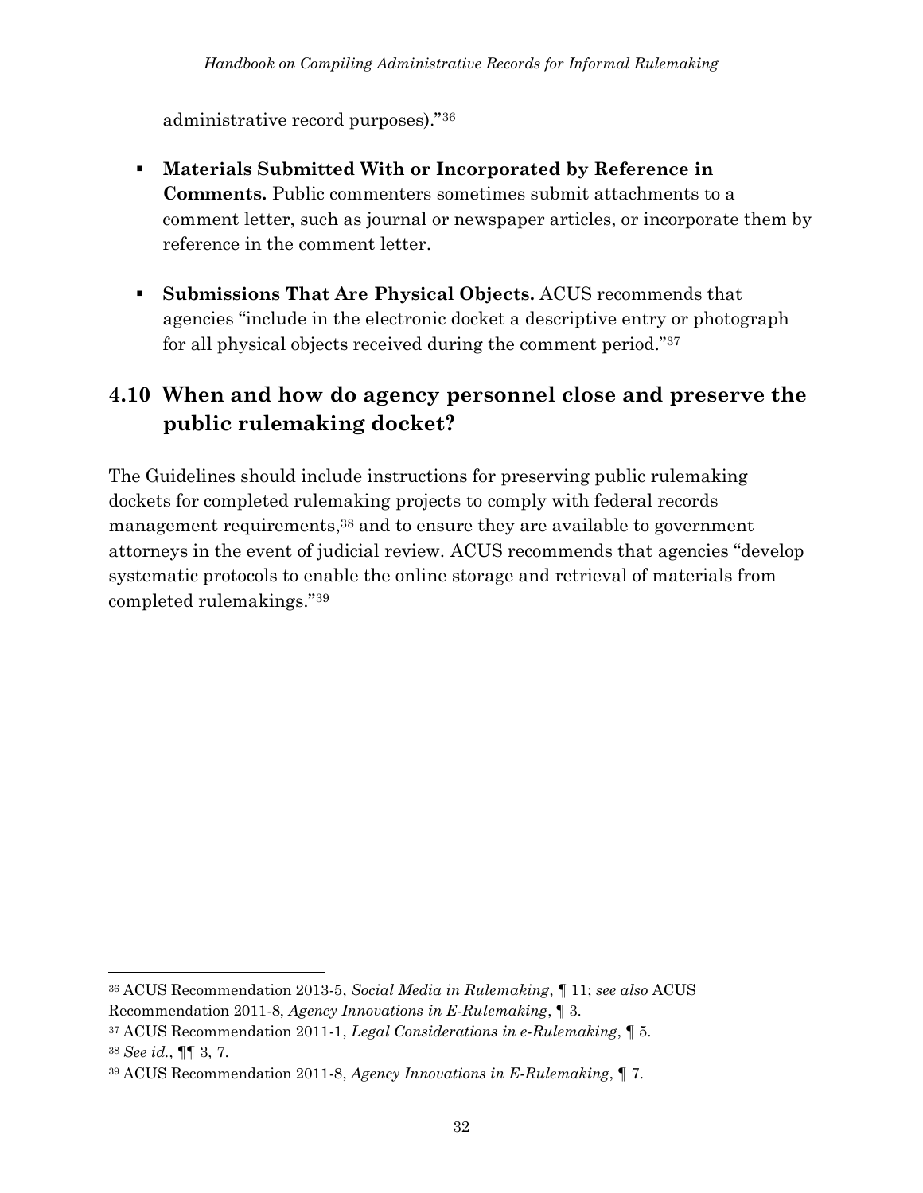administrative record purposes)."[36]

- **Materials Submitted With or Incorporated by Reference in Comments.** Public commenters sometimes submit attachments to a comment letter, such as journal or newspaper articles, or incorporate them by reference in the comment letter.

- **Submissions That Are Physical Objects.** ACUS recommends that agencies "include in the electronic docket a descriptive entry or photograph for all physical objects received during the comment period."[37]

## 4.10 When and how do agency personnel close and preserve the public rulemaking docket?

The Guidelines should include instructions for preserving public rulemaking dockets for completed rulemaking projects to comply with federal records management requirements,[38] and to ensure they are available to government attorneys in the event of judicial review. ACUS recommends that agencies "develop systematic protocols to enable the online storage and retrieval of materials from completed rulemakings."[39]

---

[36] ACUS Recommendation 2013-5, *Social Media in Rulemaking*, ¶ 11; *see also* ACUS Recommendation 2011-8, *Agency Innovations in E-Rulemaking*, ¶ 3.

[37] ACUS Recommendation 2011-1, *Legal Considerations in e-Rulemaking*, ¶ 5.

[38] *See id.*, ¶¶ 3, 7.

[39] ACUS Recommendation 2011-8, *Agency Innovations in E-Rulemaking*, ¶ 7.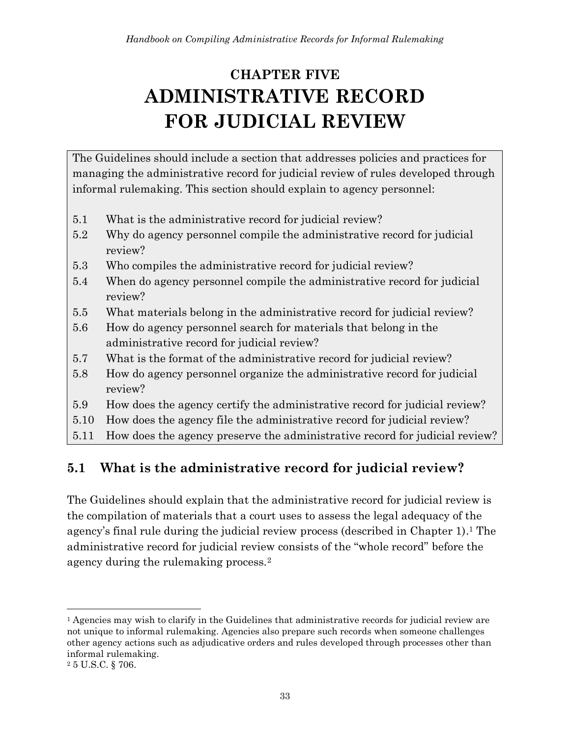# CHAPTER FIVE
# ADMINISTRATIVE RECORD FOR JUDICIAL REVIEW

The Guidelines should include a section that addresses policies and practices for managing the administrative record for judicial review of rules developed through informal rulemaking. This section should explain to agency personnel:

- 5.1 What is the administrative record for judicial review?
- 5.2 Why do agency personnel compile the administrative record for judicial review?
- 5.3 Who compiles the administrative record for judicial review?
- 5.4 When do agency personnel compile the administrative record for judicial review?
- 5.5 What materials belong in the administrative record for judicial review?
- 5.6 How do agency personnel search for materials that belong in the administrative record for judicial review?
- 5.7 What is the format of the administrative record for judicial review?
- 5.8 How do agency personnel organize the administrative record for judicial review?
- 5.9 How does the agency certify the administrative record for judicial review?
- 5.10 How does the agency file the administrative record for judicial review?
- 5.11 How does the agency preserve the administrative record for judicial review?

## 5.1 What is the administrative record for judicial review?

The Guidelines should explain that the administrative record for judicial review is the compilation of materials that a court uses to assess the legal adequacy of the agency's final rule during the judicial review process (described in Chapter 1).[1] The administrative record for judicial review consists of the "whole record" before the agency during the rulemaking process.[2]

---

[1] Agencies may wish to clarify in the Guidelines that administrative records for judicial review are not unique to informal rulemaking. Agencies also prepare such records when someone challenges other agency actions such as adjudicative orders and rules developed through processes other than informal rulemaking.

[2] 5 U.S.C. § 706.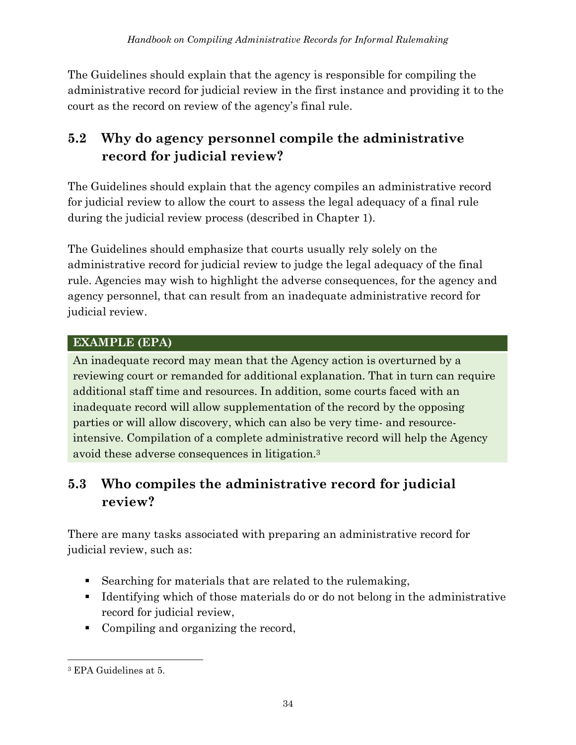The Guidelines should explain that the agency is responsible for compiling the administrative record for judicial review in the first instance and providing it to the court as the record on review of the agency's final rule.

## 5.2 Why do agency personnel compile the administrative record for judicial review?

The Guidelines should explain that the agency compiles an administrative record for judicial review to allow the court to assess the legal adequacy of a final rule during the judicial review process (described in Chapter 1).

The Guidelines should emphasize that courts usually rely solely on the administrative record for judicial review to judge the legal adequacy of the final rule. Agencies may wish to highlight the adverse consequences, for the agency and agency personnel, that can result from an inadequate administrative record for judicial review.

**EXAMPLE (EPA)**

An inadequate record may mean that the Agency action is overturned by a reviewing court or remanded for additional explanation. That in turn can require additional staff time and resources. In addition, some courts faced with an inadequate record will allow supplementation of the record by the opposing parties or will allow discovery, which can also be very time- and resource-intensive. Compilation of a complete administrative record will help the Agency avoid these adverse consequences in litigation.[3]

## 5.3 Who compiles the administrative record for judicial review?

There are many tasks associated with preparing an administrative record for judicial review, such as:

- Searching for materials that are related to the rulemaking,
- Identifying which of those materials do or do not belong in the administrative record for judicial review,
- Compiling and organizing the record,

[3] EPA Guidelines at 5.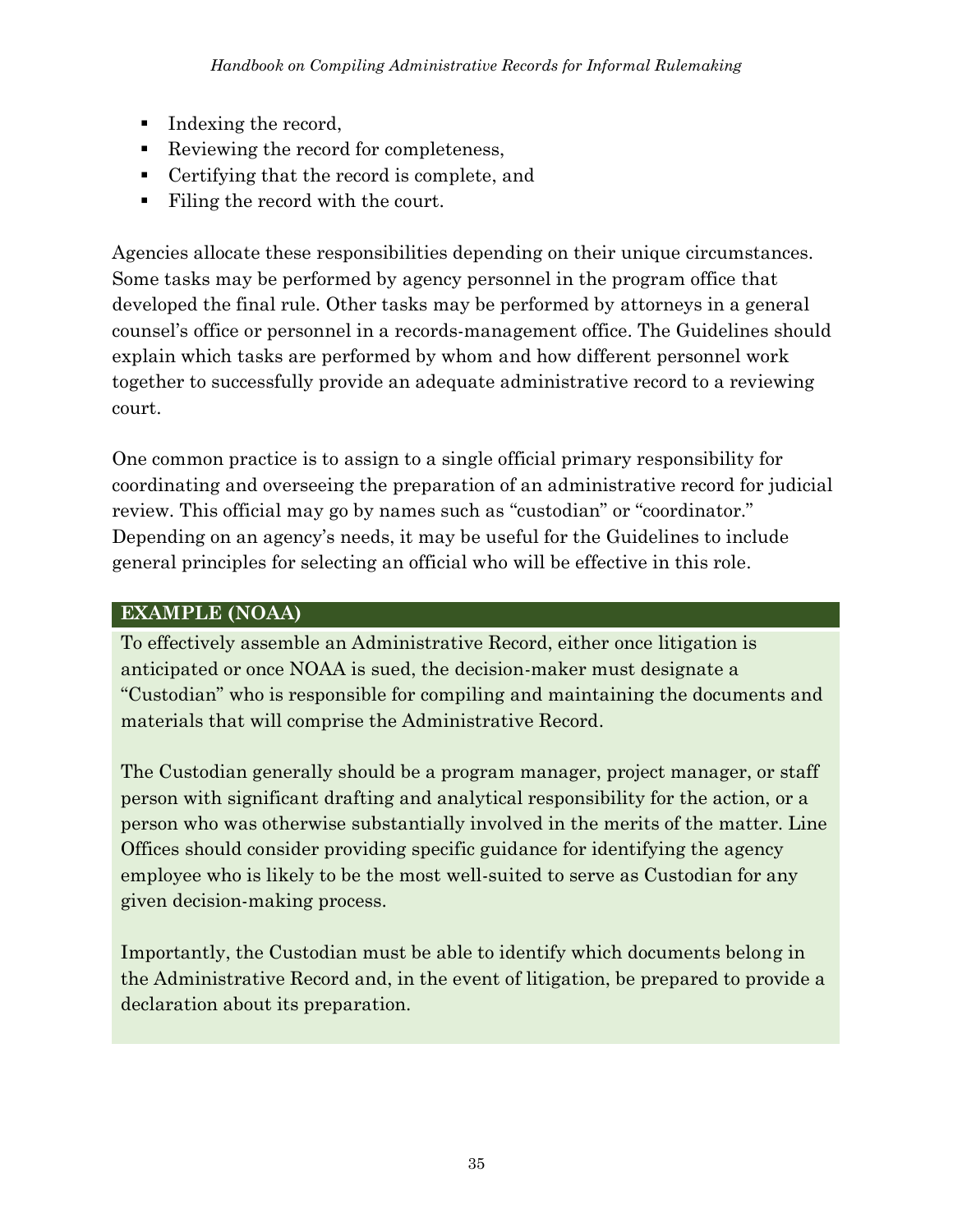- Indexing the record,
- Reviewing the record for completeness,
- Certifying that the record is complete, and
- Filing the record with the court.

Agencies allocate these responsibilities depending on their unique circumstances. Some tasks may be performed by agency personnel in the program office that developed the final rule. Other tasks may be performed by attorneys in a general counsel's office or personnel in a records-management office. The Guidelines should explain which tasks are performed by whom and how different personnel work together to successfully provide an adequate administrative record to a reviewing court.

One common practice is to assign to a single official primary responsibility for coordinating and overseeing the preparation of an administrative record for judicial review. This official may go by names such as "custodian" or "coordinator." Depending on an agency's needs, it may be useful for the Guidelines to include general principles for selecting an official who will be effective in this role.

**EXAMPLE (NOAA)**

To effectively assemble an Administrative Record, either once litigation is anticipated or once NOAA is sued, the decision-maker must designate a "Custodian" who is responsible for compiling and maintaining the documents and materials that will comprise the Administrative Record.

The Custodian generally should be a program manager, project manager, or staff person with significant drafting and analytical responsibility for the action, or a person who was otherwise substantially involved in the merits of the matter. Line Offices should consider providing specific guidance for identifying the agency employee who is likely to be the most well-suited to serve as Custodian for any given decision-making process.

Importantly, the Custodian must be able to identify which documents belong in the Administrative Record and, in the event of litigation, be prepared to provide a declaration about its preparation.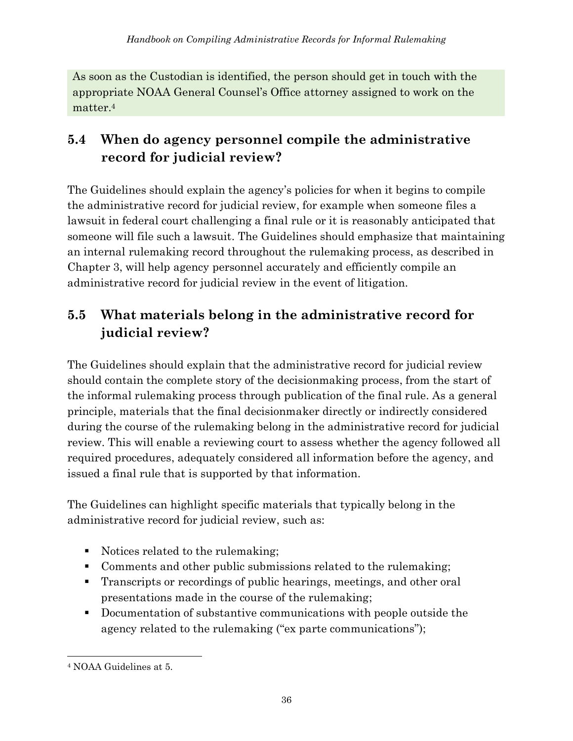As soon as the Custodian is identified, the person should get in touch with the appropriate NOAA General Counsel's Office attorney assigned to work on the matter.[4]

## 5.4 When do agency personnel compile the administrative record for judicial review?

The Guidelines should explain the agency's policies for when it begins to compile the administrative record for judicial review, for example when someone files a lawsuit in federal court challenging a final rule or it is reasonably anticipated that someone will file such a lawsuit. The Guidelines should emphasize that maintaining an internal rulemaking record throughout the rulemaking process, as described in Chapter 3, will help agency personnel accurately and efficiently compile an administrative record for judicial review in the event of litigation.

## 5.5 What materials belong in the administrative record for judicial review?

The Guidelines should explain that the administrative record for judicial review should contain the complete story of the decisionmaking process, from the start of the informal rulemaking process through publication of the final rule. As a general principle, materials that the final decisionmaker directly or indirectly considered during the course of the rulemaking belong in the administrative record for judicial review. This will enable a reviewing court to assess whether the agency followed all required procedures, adequately considered all information before the agency, and issued a final rule that is supported by that information.

The Guidelines can highlight specific materials that typically belong in the administrative record for judicial review, such as:

- Notices related to the rulemaking;
- Comments and other public submissions related to the rulemaking;
- Transcripts or recordings of public hearings, meetings, and other oral presentations made in the course of the rulemaking;
- Documentation of substantive communications with people outside the agency related to the rulemaking ("ex parte communications");

[4] NOAA Guidelines at 5.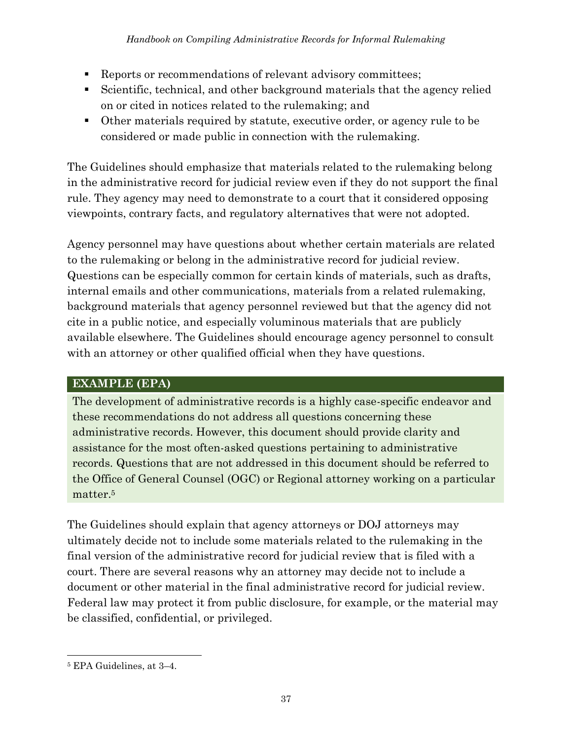- Reports or recommendations of relevant advisory committees;
- Scientific, technical, and other background materials that the agency relied on or cited in notices related to the rulemaking; and
- Other materials required by statute, executive order, or agency rule to be considered or made public in connection with the rulemaking.

The Guidelines should emphasize that materials related to the rulemaking belong in the administrative record for judicial review even if they do not support the final rule. They agency may need to demonstrate to a court that it considered opposing viewpoints, contrary facts, and regulatory alternatives that were not adopted.

Agency personnel may have questions about whether certain materials are related to the rulemaking or belong in the administrative record for judicial review. Questions can be especially common for certain kinds of materials, such as drafts, internal emails and other communications, materials from a related rulemaking, background materials that agency personnel reviewed but that the agency did not cite in a public notice, and especially voluminous materials that are publicly available elsewhere. The Guidelines should encourage agency personnel to consult with an attorney or other qualified official when they have questions.

**EXAMPLE (EPA)**

The development of administrative records is a highly case-specific endeavor and these recommendations do not address all questions concerning these administrative records. However, this document should provide clarity and assistance for the most often-asked questions pertaining to administrative records. Questions that are not addressed in this document should be referred to the Office of General Counsel (OGC) or Regional attorney working on a particular matter.[5]

The Guidelines should explain that agency attorneys or DOJ attorneys may ultimately decide not to include some materials related to the rulemaking in the final version of the administrative record for judicial review that is filed with a court. There are several reasons why an attorney may decide not to include a document or other material in the final administrative record for judicial review. Federal law may protect it from public disclosure, for example, or the material may be classified, confidential, or privileged.

[5] EPA Guidelines, at 3–4.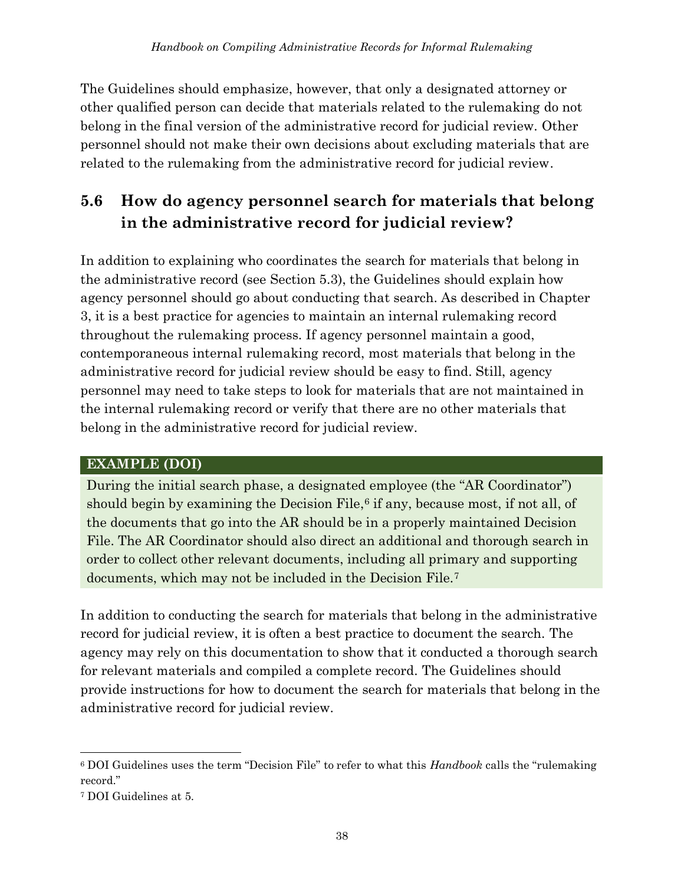The Guidelines should emphasize, however, that only a designated attorney or other qualified person can decide that materials related to the rulemaking do not belong in the final version of the administrative record for judicial review. Other personnel should not make their own decisions about excluding materials that are related to the rulemaking from the administrative record for judicial review.

## 5.6 How do agency personnel search for materials that belong in the administrative record for judicial review?

In addition to explaining who coordinates the search for materials that belong in the administrative record (see Section 5.3), the Guidelines should explain how agency personnel should go about conducting that search. As described in Chapter 3, it is a best practice for agencies to maintain an internal rulemaking record throughout the rulemaking process. If agency personnel maintain a good, contemporaneous internal rulemaking record, most materials that belong in the administrative record for judicial review should be easy to find. Still, agency personnel may need to take steps to look for materials that are not maintained in the internal rulemaking record or verify that there are no other materials that belong in the administrative record for judicial review.

**EXAMPLE (DOI)**

During the initial search phase, a designated employee (the "AR Coordinator") should begin by examining the Decision File,[6] if any, because most, if not all, of the documents that go into the AR should be in a properly maintained Decision File. The AR Coordinator should also direct an additional and thorough search in order to collect other relevant documents, including all primary and supporting documents, which may not be included in the Decision File.[7]

In addition to conducting the search for materials that belong in the administrative record for judicial review, it is often a best practice to document the search. The agency may rely on this documentation to show that it conducted a thorough search for relevant materials and compiled a complete record. The Guidelines should provide instructions for how to document the search for materials that belong in the administrative record for judicial review.

---

[6] DOI Guidelines uses the term "Decision File" to refer to what this *Handbook* calls the "rulemaking record."

[7] DOI Guidelines at 5.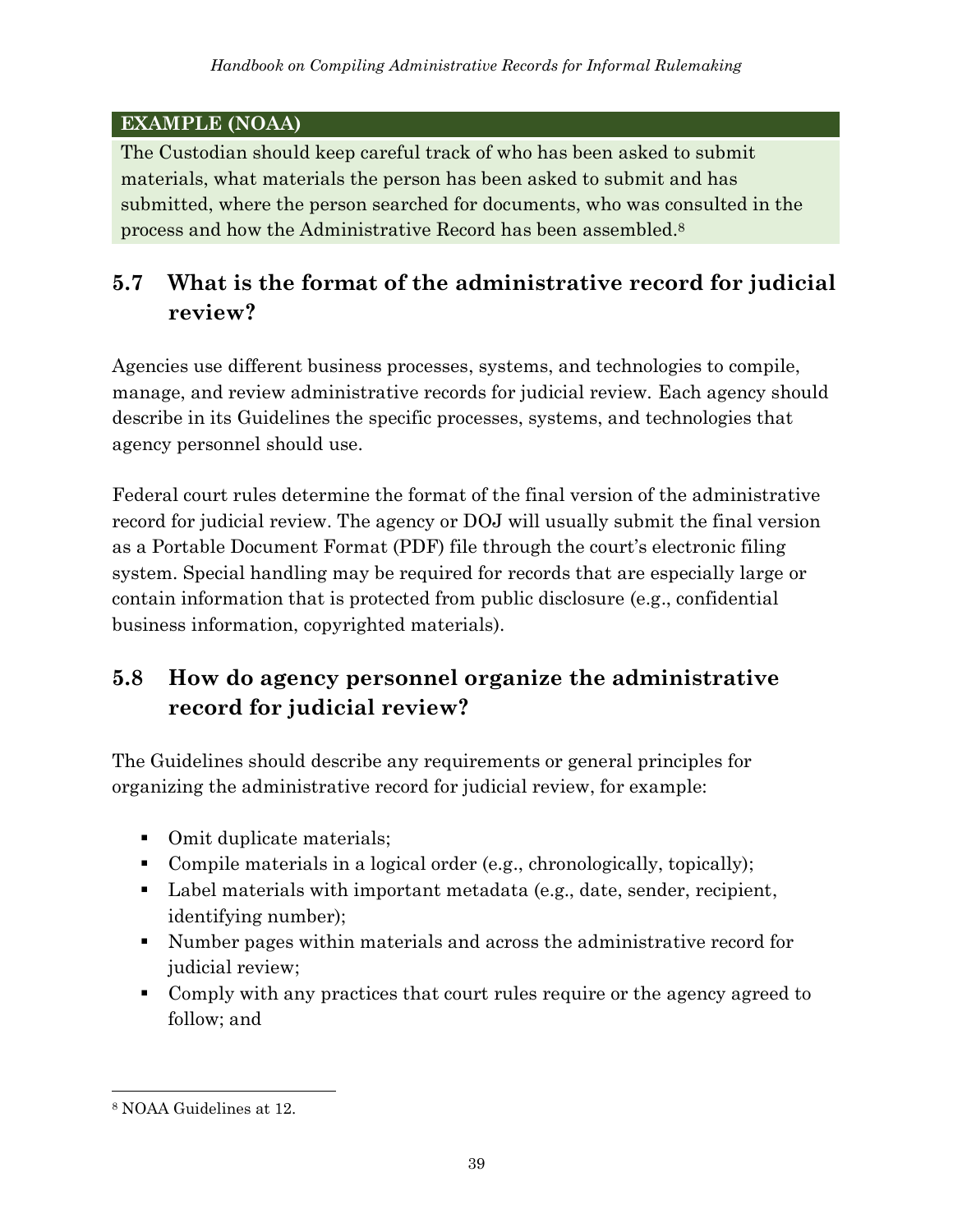**EXAMPLE (NOAA)**

The Custodian should keep careful track of who has been asked to submit materials, what materials the person has been asked to submit and has submitted, where the person searched for documents, who was consulted in the process and how the Administrative Record has been assembled.[8]

## 5.7 What is the format of the administrative record for judicial review?

Agencies use different business processes, systems, and technologies to compile, manage, and review administrative records for judicial review. Each agency should describe in its Guidelines the specific processes, systems, and technologies that agency personnel should use.

Federal court rules determine the format of the final version of the administrative record for judicial review. The agency or DOJ will usually submit the final version as a Portable Document Format (PDF) file through the court's electronic filing system. Special handling may be required for records that are especially large or contain information that is protected from public disclosure (e.g., confidential business information, copyrighted materials).

## 5.8 How do agency personnel organize the administrative record for judicial review?

The Guidelines should describe any requirements or general principles for organizing the administrative record for judicial review, for example:

- Omit duplicate materials;
- Compile materials in a logical order (e.g., chronologically, topically);
- Label materials with important metadata (e.g., date, sender, recipient, identifying number);
- Number pages within materials and across the administrative record for judicial review;
- Comply with any practices that court rules require or the agency agreed to follow; and

[8] NOAA Guidelines at 12.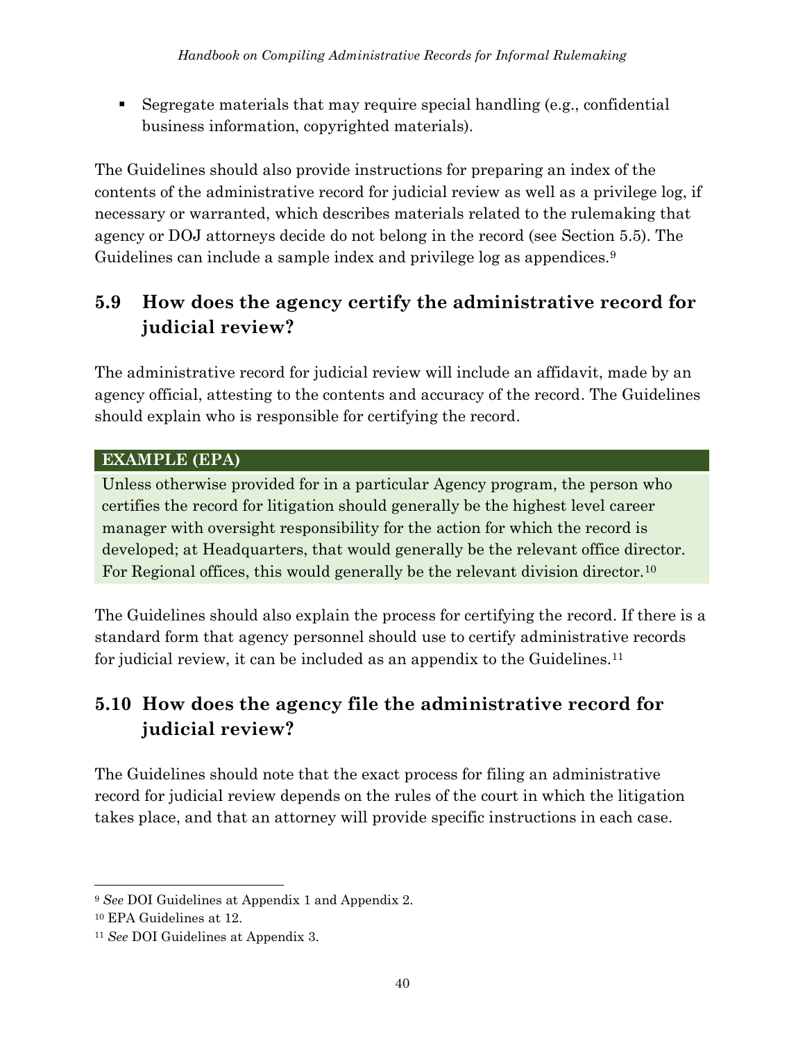- Segregate materials that may require special handling (e.g., confidential business information, copyrighted materials).

The Guidelines should also provide instructions for preparing an index of the contents of the administrative record for judicial review as well as a privilege log, if necessary or warranted, which describes materials related to the rulemaking that agency or DOJ attorneys decide do not belong in the record (see Section 5.5). The Guidelines can include a sample index and privilege log as appendices.[9]

## 5.9 How does the agency certify the administrative record for judicial review?

The administrative record for judicial review will include an affidavit, made by an agency official, attesting to the contents and accuracy of the record. The Guidelines should explain who is responsible for certifying the record.

**EXAMPLE (EPA)**

Unless otherwise provided for in a particular Agency program, the person who certifies the record for litigation should generally be the highest level career manager with oversight responsibility for the action for which the record is developed; at Headquarters, that would generally be the relevant office director. For Regional offices, this would generally be the relevant division director.[10]

The Guidelines should also explain the process for certifying the record. If there is a standard form that agency personnel should use to certify administrative records for judicial review, it can be included as an appendix to the Guidelines.[11]

## 5.10 How does the agency file the administrative record for judicial review?

The Guidelines should note that the exact process for filing an administrative record for judicial review depends on the rules of the court in which the litigation takes place, and that an attorney will provide specific instructions in each case.

---

[9] *See* DOI Guidelines at Appendix 1 and Appendix 2.

[10] EPA Guidelines at 12.

[11] *See* DOI Guidelines at Appendix 3.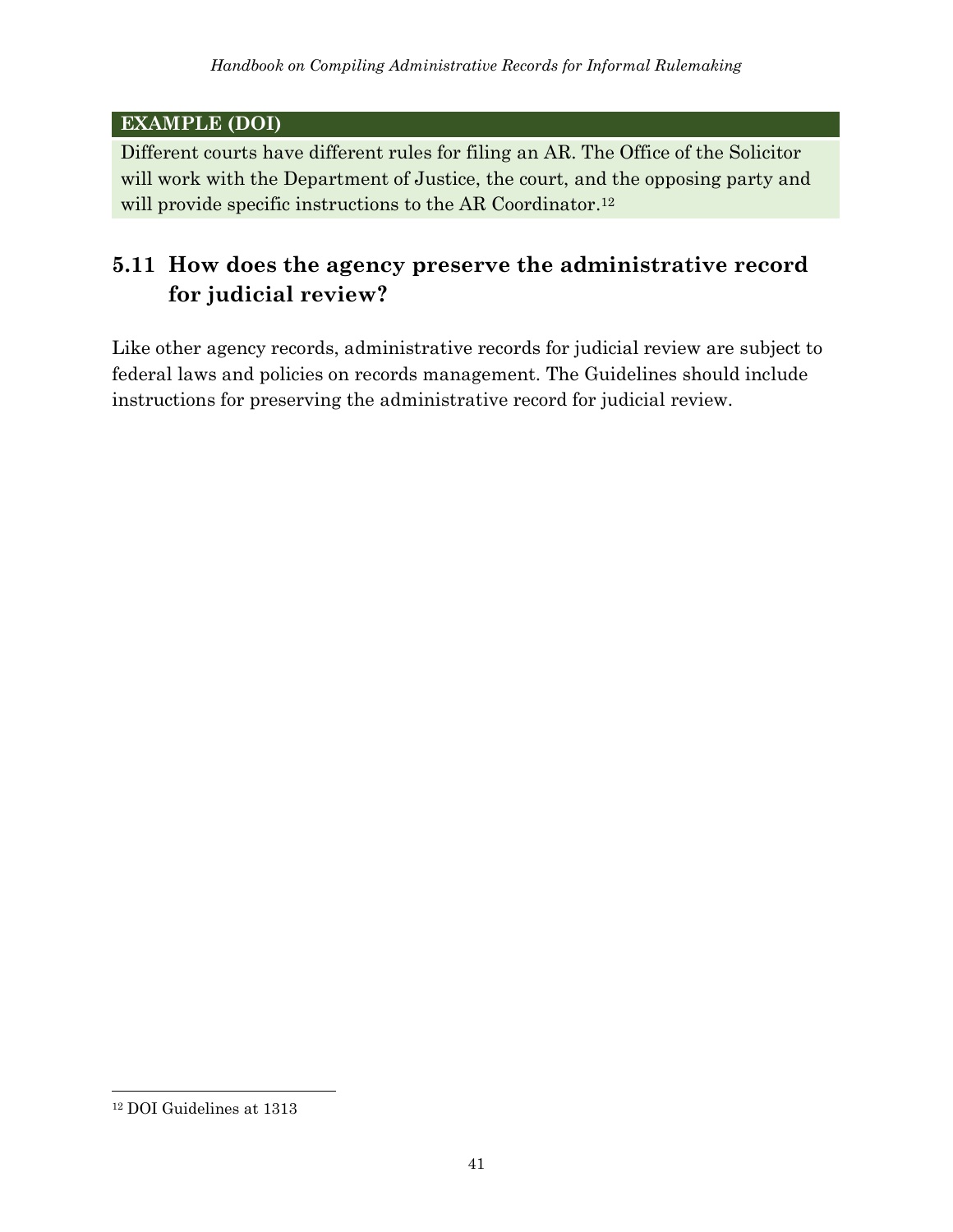**EXAMPLE (DOI)**

Different courts have different rules for filing an AR. The Office of the Solicitor will work with the Department of Justice, the court, and the opposing party and will provide specific instructions to the AR Coordinator.[12]

## 5.11 How does the agency preserve the administrative record for judicial review?

Like other agency records, administrative records for judicial review are subject to federal laws and policies on records management. The Guidelines should include instructions for preserving the administrative record for judicial review.

---

[12] DOI Guidelines at 1313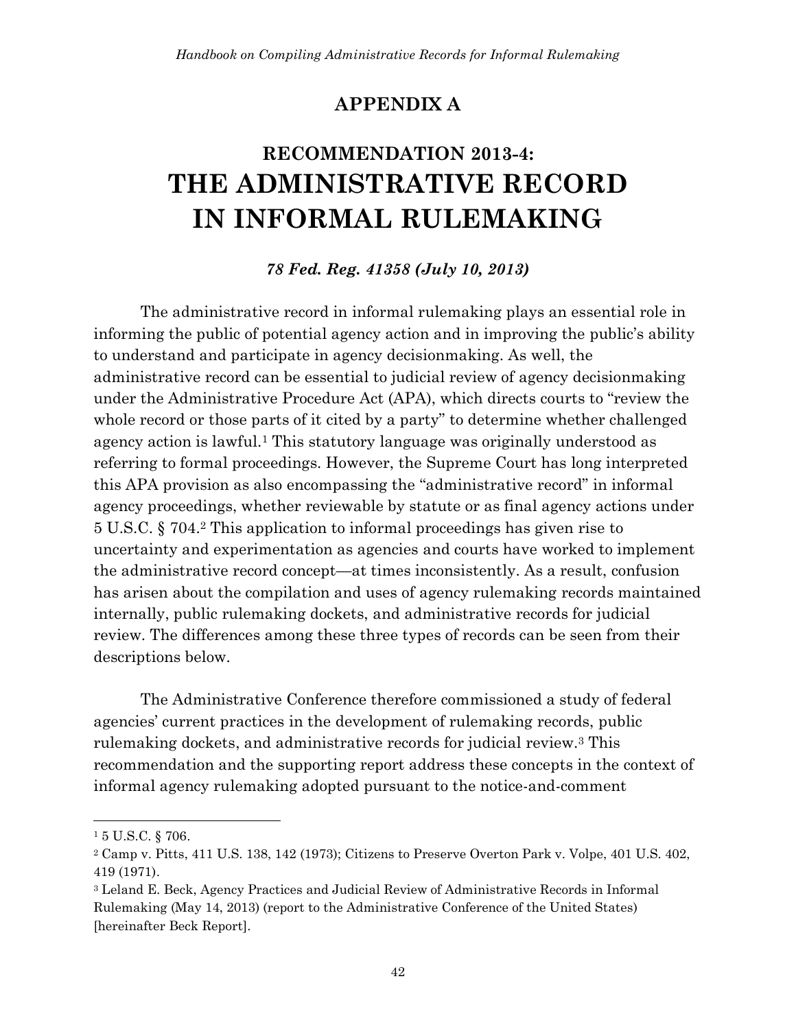# APPENDIX A

## RECOMMENDATION 2013-4: THE ADMINISTRATIVE RECORD IN INFORMAL RULEMAKING

***78 Fed. Reg. 41358 (July 10, 2013)***

The administrative record in informal rulemaking plays an essential role in informing the public of potential agency action and in improving the public's ability to understand and participate in agency decisionmaking. As well, the administrative record can be essential to judicial review of agency decisionmaking under the Administrative Procedure Act (APA), which directs courts to "review the whole record or those parts of it cited by a party" to determine whether challenged agency action is lawful.[1] This statutory language was originally understood as referring to formal proceedings. However, the Supreme Court has long interpreted this APA provision as also encompassing the "administrative record" in informal agency proceedings, whether reviewable by statute or as final agency actions under 5 U.S.C. § 704.[2] This application to informal proceedings has given rise to uncertainty and experimentation as agencies and courts have worked to implement the administrative record concept—at times inconsistently. As a result, confusion has arisen about the compilation and uses of agency rulemaking records maintained internally, public rulemaking dockets, and administrative records for judicial review. The differences among these three types of records can be seen from their descriptions below.

The Administrative Conference therefore commissioned a study of federal agencies' current practices in the development of rulemaking records, public rulemaking dockets, and administrative records for judicial review.[3] This recommendation and the supporting report address these concepts in the context of informal agency rulemaking adopted pursuant to the notice-and-comment

---

[1] 5 U.S.C. § 706.

[2] Camp v. Pitts, 411 U.S. 138, 142 (1973); Citizens to Preserve Overton Park v. Volpe, 401 U.S. 402, 419 (1971).

[3] Leland E. Beck, Agency Practices and Judicial Review of Administrative Records in Informal Rulemaking (May 14, 2013) (report to the Administrative Conference of the United States) [hereinafter Beck Report].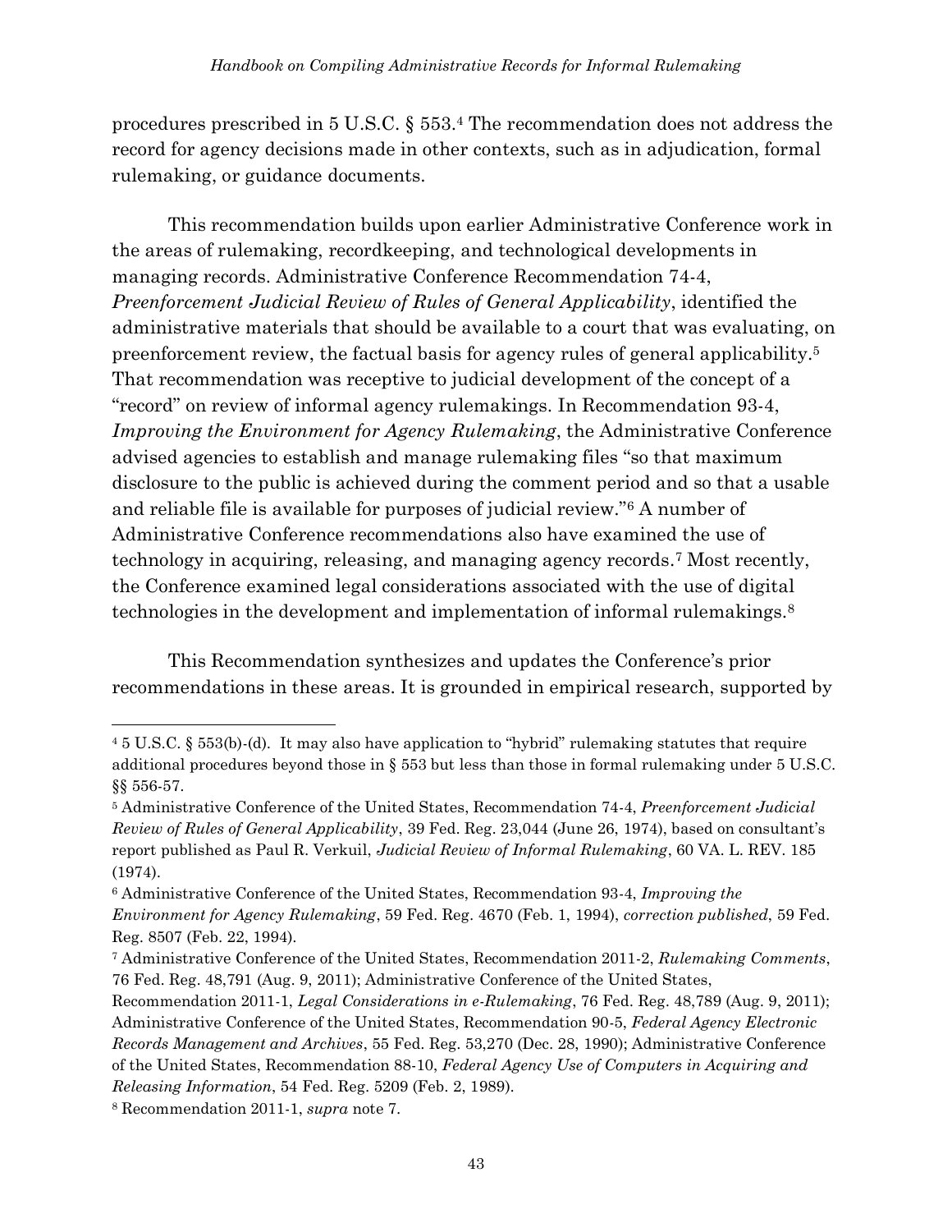procedures prescribed in 5 U.S.C. § 553.[4] The recommendation does not address the record for agency decisions made in other contexts, such as in adjudication, formal rulemaking, or guidance documents.

This recommendation builds upon earlier Administrative Conference work in the areas of rulemaking, recordkeeping, and technological developments in managing records. Administrative Conference Recommendation 74-4, *Preenforcement Judicial Review of Rules of General Applicability*, identified the administrative materials that should be available to a court that was evaluating, on preenforcement review, the factual basis for agency rules of general applicability.[5] That recommendation was receptive to judicial development of the concept of a "record" on review of informal agency rulemakings. In Recommendation 93-4, *Improving the Environment for Agency Rulemaking*, the Administrative Conference advised agencies to establish and manage rulemaking files "so that maximum disclosure to the public is achieved during the comment period and so that a usable and reliable file is available for purposes of judicial review."[6] A number of Administrative Conference recommendations also have examined the use of technology in acquiring, releasing, and managing agency records.[7] Most recently, the Conference examined legal considerations associated with the use of digital technologies in the development and implementation of informal rulemakings.[8]

This Recommendation synthesizes and updates the Conference's prior recommendations in these areas. It is grounded in empirical research, supported by

---

[4] 5 U.S.C. § 553(b)-(d). It may also have application to "hybrid" rulemaking statutes that require additional procedures beyond those in § 553 but less than those in formal rulemaking under 5 U.S.C. §§ 556-57.

[5] Administrative Conference of the United States, Recommendation 74-4, *Preenforcement Judicial Review of Rules of General Applicability*, 39 Fed. Reg. 23,044 (June 26, 1974), based on consultant's report published as Paul R. Verkuil, *Judicial Review of Informal Rulemaking*, 60 VA. L. REV. 185 (1974).

[6] Administrative Conference of the United States, Recommendation 93-4, *Improving the Environment for Agency Rulemaking*, 59 Fed. Reg. 4670 (Feb. 1, 1994), *correction published*, 59 Fed. Reg. 8507 (Feb. 22, 1994).

[7] Administrative Conference of the United States, Recommendation 2011-2, *Rulemaking Comments*, 76 Fed. Reg. 48,791 (Aug. 9, 2011); Administrative Conference of the United States, Recommendation 2011-1, *Legal Considerations in e-Rulemaking*, 76 Fed. Reg. 48,789 (Aug. 9, 2011); Administrative Conference of the United States, Recommendation 90-5, *Federal Agency Electronic Records Management and Archives*, 55 Fed. Reg. 53,270 (Dec. 28, 1990); Administrative Conference of the United States, Recommendation 88-10, *Federal Agency Use of Computers in Acquiring and Releasing Information*, 54 Fed. Reg. 5209 (Feb. 2, 1989).

[8] Recommendation 2011-1, *supra* note 7.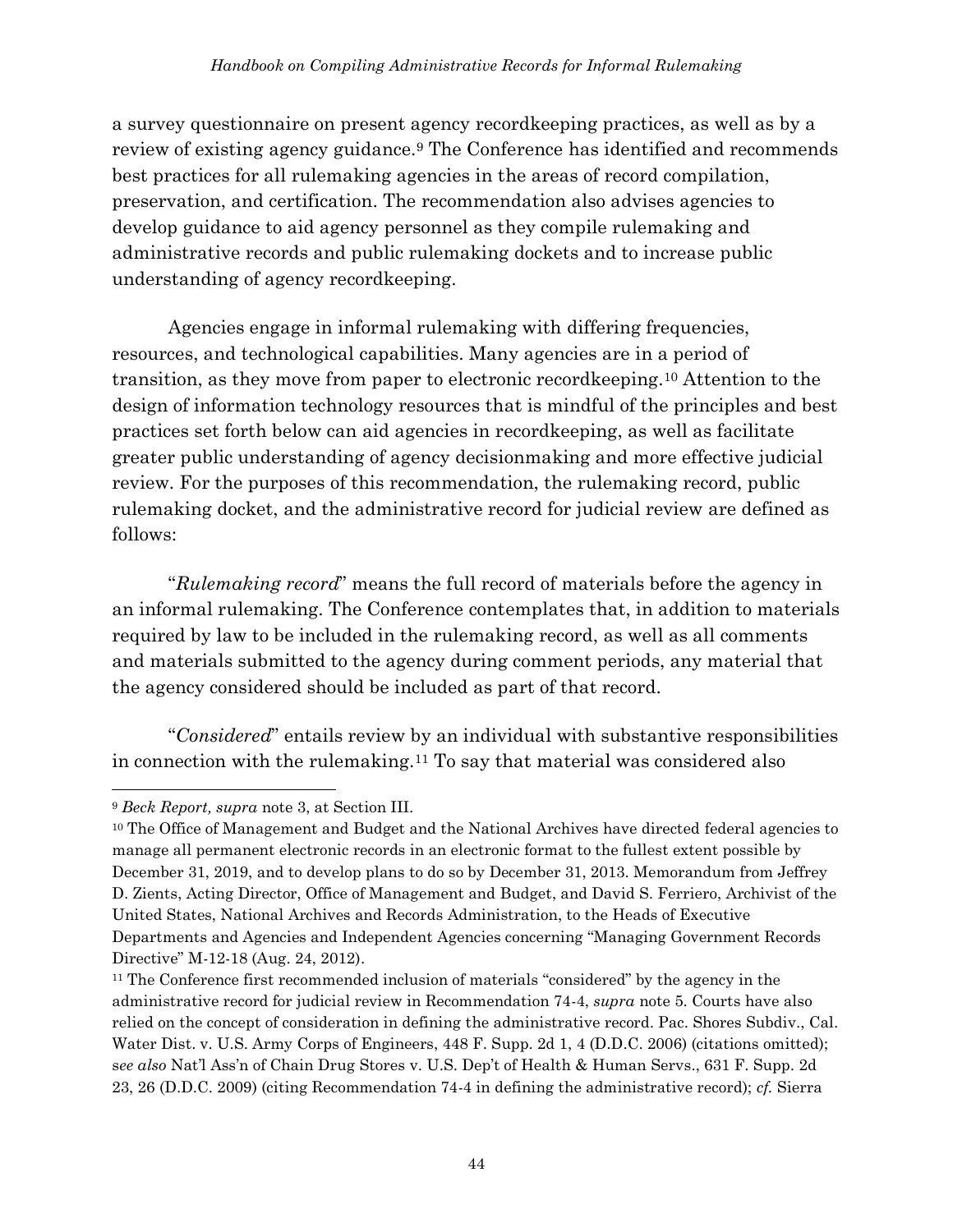a survey questionnaire on present agency recordkeeping practices, as well as by a review of existing agency guidance.[9] The Conference has identified and recommends best practices for all rulemaking agencies in the areas of record compilation, preservation, and certification. The recommendation also advises agencies to develop guidance to aid agency personnel as they compile rulemaking and administrative records and public rulemaking dockets and to increase public understanding of agency recordkeeping.

Agencies engage in informal rulemaking with differing frequencies, resources, and technological capabilities. Many agencies are in a period of transition, as they move from paper to electronic recordkeeping.[10] Attention to the design of information technology resources that is mindful of the principles and best practices set forth below can aid agencies in recordkeeping, as well as facilitate greater public understanding of agency decisionmaking and more effective judicial review. For the purposes of this recommendation, the rulemaking record, public rulemaking docket, and the administrative record for judicial review are defined as follows:

"*Rulemaking record*" means the full record of materials before the agency in an informal rulemaking. The Conference contemplates that, in addition to materials required by law to be included in the rulemaking record, as well as all comments and materials submitted to the agency during comment periods, any material that the agency considered should be included as part of that record.

"*Considered*" entails review by an individual with substantive responsibilities in connection with the rulemaking.[11] To say that material was considered also

---

[9] *Beck Report, supra* note 3, at Section III.

[10] The Office of Management and Budget and the National Archives have directed federal agencies to manage all permanent electronic records in an electronic format to the fullest extent possible by December 31, 2019, and to develop plans to do so by December 31, 2013. Memorandum from Jeffrey D. Zients, Acting Director, Office of Management and Budget, and David S. Ferriero, Archivist of the United States, National Archives and Records Administration, to the Heads of Executive Departments and Agencies and Independent Agencies concerning "Managing Government Records Directive" M-12-18 (Aug. 24, 2012).

[11] The Conference first recommended inclusion of materials "considered" by the agency in the administrative record for judicial review in Recommendation 74-4, *supra* note 5. Courts have also relied on the concept of consideration in defining the administrative record. Pac. Shores Subdiv., Cal. Water Dist. v. U.S. Army Corps of Engineers, 448 F. Supp. 2d 1, 4 (D.D.C. 2006) (citations omitted); *see also* Nat'l Ass'n of Chain Drug Stores v. U.S. Dep't of Health & Human Servs., 631 F. Supp. 2d 23, 26 (D.D.C. 2009) (citing Recommendation 74-4 in defining the administrative record); *cf.* Sierra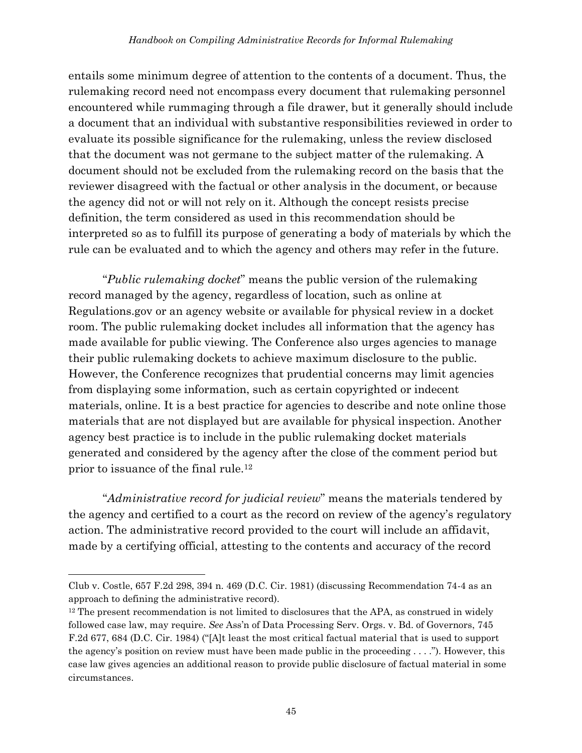entails some minimum degree of attention to the contents of a document. Thus, the rulemaking record need not encompass every document that rulemaking personnel encountered while rummaging through a file drawer, but it generally should include a document that an individual with substantive responsibilities reviewed in order to evaluate its possible significance for the rulemaking, unless the review disclosed that the document was not germane to the subject matter of the rulemaking. A document should not be excluded from the rulemaking record on the basis that the reviewer disagreed with the factual or other analysis in the document, or because the agency did not or will not rely on it. Although the concept resists precise definition, the term considered as used in this recommendation should be interpreted so as to fulfill its purpose of generating a body of materials by which the rule can be evaluated and to which the agency and others may refer in the future.

"*Public rulemaking docket*" means the public version of the rulemaking record managed by the agency, regardless of location, such as online at Regulations.gov or an agency website or available for physical review in a docket room. The public rulemaking docket includes all information that the agency has made available for public viewing. The Conference also urges agencies to manage their public rulemaking dockets to achieve maximum disclosure to the public. However, the Conference recognizes that prudential concerns may limit agencies from displaying some information, such as certain copyrighted or indecent materials, online. It is a best practice for agencies to describe and note online those materials that are not displayed but are available for physical inspection. Another agency best practice is to include in the public rulemaking docket materials generated and considered by the agency after the close of the comment period but prior to issuance of the final rule.[12]

"*Administrative record for judicial review*" means the materials tendered by the agency and certified to a court as the record on review of the agency's regulatory action. The administrative record provided to the court will include an affidavit, made by a certifying official, attesting to the contents and accuracy of the record

---

Club v. Costle, 657 F.2d 298, 394 n. 469 (D.C. Cir. 1981) (discussing Recommendation 74-4 as an approach to defining the administrative record).

[12] The present recommendation is not limited to disclosures that the APA, as construed in widely followed case law, may require. *See* Ass'n of Data Processing Serv. Orgs. v. Bd. of Governors, 745 F.2d 677, 684 (D.C. Cir. 1984) ("[A]t least the most critical factual material that is used to support the agency's position on review must have been made public in the proceeding . . . ."). However, this case law gives agencies an additional reason to provide public disclosure of factual material in some circumstances.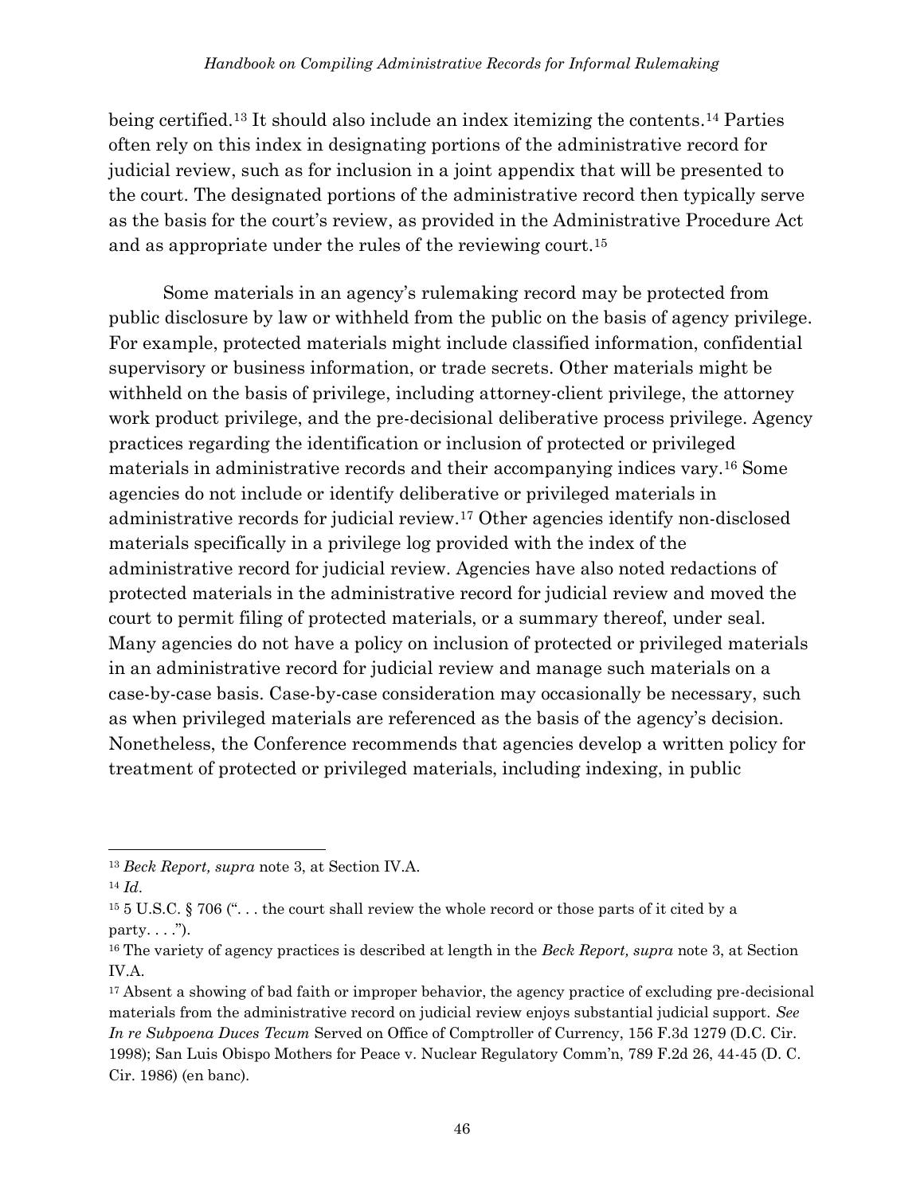being certified.[13] It should also include an index itemizing the contents.[14] Parties often rely on this index in designating portions of the administrative record for judicial review, such as for inclusion in a joint appendix that will be presented to the court. The designated portions of the administrative record then typically serve as the basis for the court's review, as provided in the Administrative Procedure Act and as appropriate under the rules of the reviewing court.[15]

Some materials in an agency's rulemaking record may be protected from public disclosure by law or withheld from the public on the basis of agency privilege. For example, protected materials might include classified information, confidential supervisory or business information, or trade secrets. Other materials might be withheld on the basis of privilege, including attorney-client privilege, the attorney work product privilege, and the pre-decisional deliberative process privilege. Agency practices regarding the identification or inclusion of protected or privileged materials in administrative records and their accompanying indices vary.[16] Some agencies do not include or identify deliberative or privileged materials in administrative records for judicial review.[17] Other agencies identify non-disclosed materials specifically in a privilege log provided with the index of the administrative record for judicial review. Agencies have also noted redactions of protected materials in the administrative record for judicial review and moved the court to permit filing of protected materials, or a summary thereof, under seal. Many agencies do not have a policy on inclusion of protected or privileged materials in an administrative record for judicial review and manage such materials on a case-by-case basis. Case-by-case consideration may occasionally be necessary, such as when privileged materials are referenced as the basis of the agency's decision. Nonetheless, the Conference recommends that agencies develop a written policy for treatment of protected or privileged materials, including indexing, in public

---

[13] *Beck Report, supra* note 3, at Section IV.A.

[14] *Id*.

[15] 5 U.S.C. § 706 (". . . the court shall review the whole record or those parts of it cited by a party. . . .").

[16] The variety of agency practices is described at length in the *Beck Report, supra* note 3, at Section IV.A.

[17] Absent a showing of bad faith or improper behavior, the agency practice of excluding pre-decisional materials from the administrative record on judicial review enjoys substantial judicial support. *See In re Subpoena Duces Tecum* Served on Office of Comptroller of Currency, 156 F.3d 1279 (D.C. Cir. 1998); San Luis Obispo Mothers for Peace v. Nuclear Regulatory Comm'n, 789 F.2d 26, 44-45 (D. C. Cir. 1986) (en banc).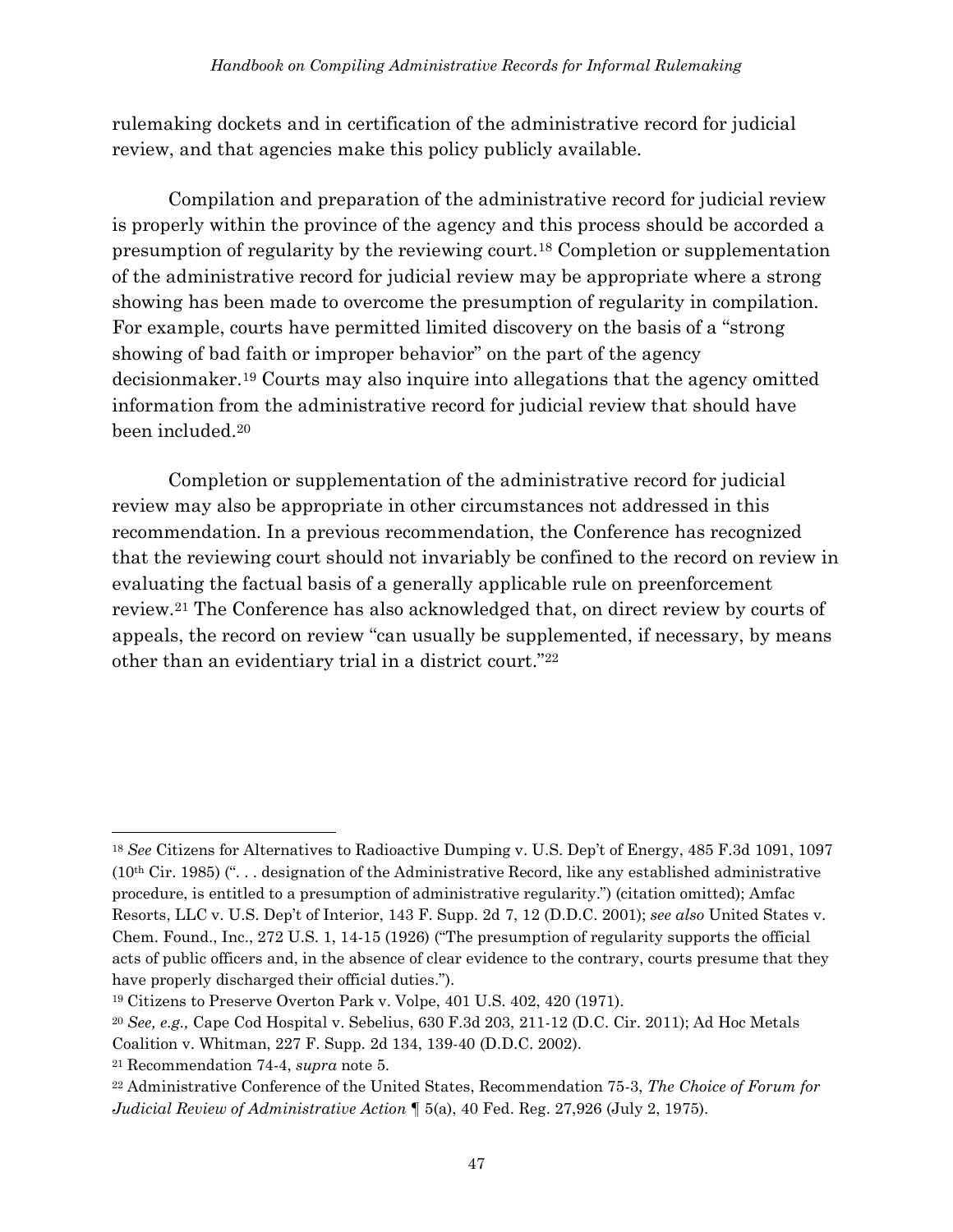rulemaking dockets and in certification of the administrative record for judicial review, and that agencies make this policy publicly available.

Compilation and preparation of the administrative record for judicial review is properly within the province of the agency and this process should be accorded a presumption of regularity by the reviewing court.[18] Completion or supplementation of the administrative record for judicial review may be appropriate where a strong showing has been made to overcome the presumption of regularity in compilation. For example, courts have permitted limited discovery on the basis of a "strong showing of bad faith or improper behavior" on the part of the agency decisionmaker.[19] Courts may also inquire into allegations that the agency omitted information from the administrative record for judicial review that should have been included.[20]

Completion or supplementation of the administrative record for judicial review may also be appropriate in other circumstances not addressed in this recommendation. In a previous recommendation, the Conference has recognized that the reviewing court should not invariably be confined to the record on review in evaluating the factual basis of a generally applicable rule on preenforcement review.[21] The Conference has also acknowledged that, on direct review by courts of appeals, the record on review "can usually be supplemented, if necessary, by means other than an evidentiary trial in a district court."[22]

---

[18] *See* Citizens for Alternatives to Radioactive Dumping v. U.S. Dep't of Energy, 485 F.3d 1091, 1097 (10th Cir. 1985) (". . . designation of the Administrative Record, like any established administrative procedure, is entitled to a presumption of administrative regularity.") (citation omitted); Amfac Resorts, LLC v. U.S. Dep't of Interior, 143 F. Supp. 2d 7, 12 (D.D.C. 2001); *see also* United States v. Chem. Found., Inc., 272 U.S. 1, 14-15 (1926) ("The presumption of regularity supports the official acts of public officers and, in the absence of clear evidence to the contrary, courts presume that they have properly discharged their official duties.").

[19] Citizens to Preserve Overton Park v. Volpe, 401 U.S. 402, 420 (1971).

[20] *See, e.g.,* Cape Cod Hospital v. Sebelius, 630 F.3d 203, 211-12 (D.C. Cir. 2011); Ad Hoc Metals Coalition v. Whitman, 227 F. Supp. 2d 134, 139-40 (D.D.C. 2002).

[21] Recommendation 74-4, *supra* note 5.

[22] Administrative Conference of the United States, Recommendation 75-3, *The Choice of Forum for Judicial Review of Administrative Action* ¶ 5(a), 40 Fed. Reg. 27,926 (July 2, 1975).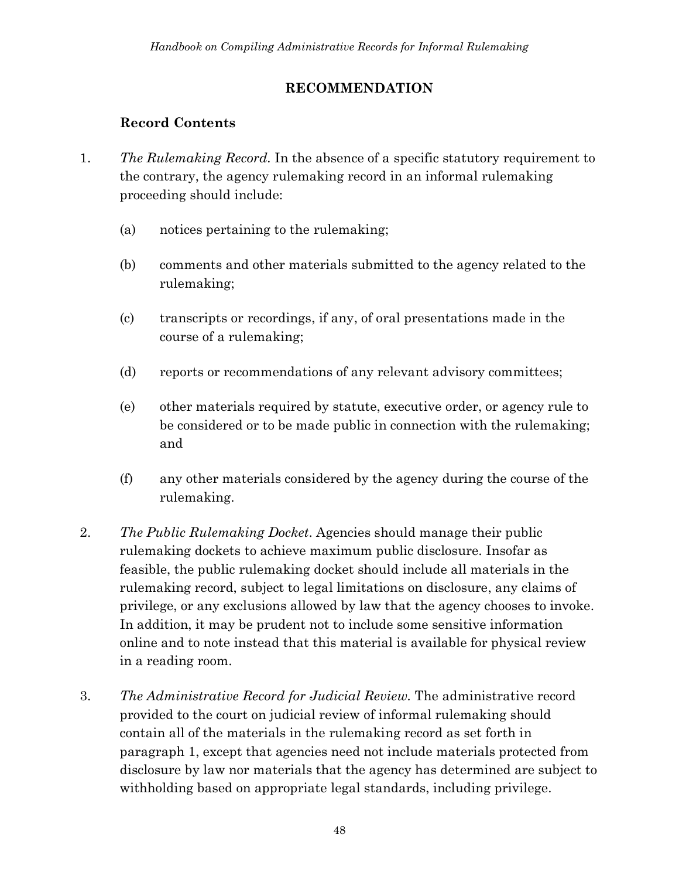## RECOMMENDATION

### Record Contents

1. *The Rulemaking Record.* In the absence of a specific statutory requirement to the contrary, the agency rulemaking record in an informal rulemaking proceeding should include:

   (a) notices pertaining to the rulemaking;

   (b) comments and other materials submitted to the agency related to the rulemaking;

   (c) transcripts or recordings, if any, of oral presentations made in the course of a rulemaking;

   (d) reports or recommendations of any relevant advisory committees;

   (e) other materials required by statute, executive order, or agency rule to be considered or to be made public in connection with the rulemaking; and

   (f) any other materials considered by the agency during the course of the rulemaking.

2. *The Public Rulemaking Docket*. Agencies should manage their public rulemaking dockets to achieve maximum public disclosure. Insofar as feasible, the public rulemaking docket should include all materials in the rulemaking record, subject to legal limitations on disclosure, any claims of privilege, or any exclusions allowed by law that the agency chooses to invoke. In addition, it may be prudent not to include some sensitive information online and to note instead that this material is available for physical review in a reading room.

3. *The Administrative Record for Judicial Review.* The administrative record provided to the court on judicial review of informal rulemaking should contain all of the materials in the rulemaking record as set forth in paragraph 1, except that agencies need not include materials protected from disclosure by law nor materials that the agency has determined are subject to withholding based on appropriate legal standards, including privilege.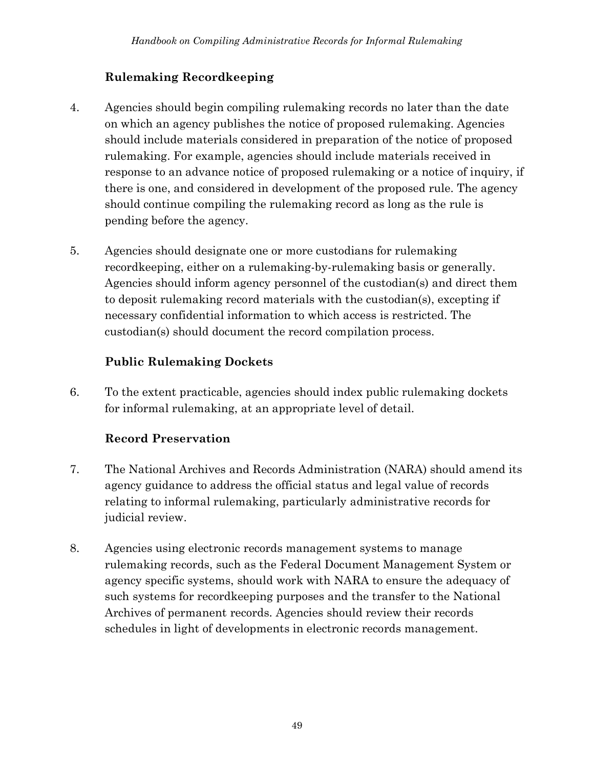### Rulemaking Recordkeeping

4. Agencies should begin compiling rulemaking records no later than the date on which an agency publishes the notice of proposed rulemaking. Agencies should include materials considered in preparation of the notice of proposed rulemaking. For example, agencies should include materials received in response to an advance notice of proposed rulemaking or a notice of inquiry, if there is one, and considered in development of the proposed rule. The agency should continue compiling the rulemaking record as long as the rule is pending before the agency.

5. Agencies should designate one or more custodians for rulemaking recordkeeping, either on a rulemaking-by-rulemaking basis or generally. Agencies should inform agency personnel of the custodian(s) and direct them to deposit rulemaking record materials with the custodian(s), excepting if necessary confidential information to which access is restricted. The custodian(s) should document the record compilation process.

### Public Rulemaking Dockets

6. To the extent practicable, agencies should index public rulemaking dockets for informal rulemaking, at an appropriate level of detail.

### Record Preservation

7. The National Archives and Records Administration (NARA) should amend its agency guidance to address the official status and legal value of records relating to informal rulemaking, particularly administrative records for judicial review.

8. Agencies using electronic records management systems to manage rulemaking records, such as the Federal Document Management System or agency specific systems, should work with NARA to ensure the adequacy of such systems for recordkeeping purposes and the transfer to the National Archives of permanent records. Agencies should review their records schedules in light of developments in electronic records management.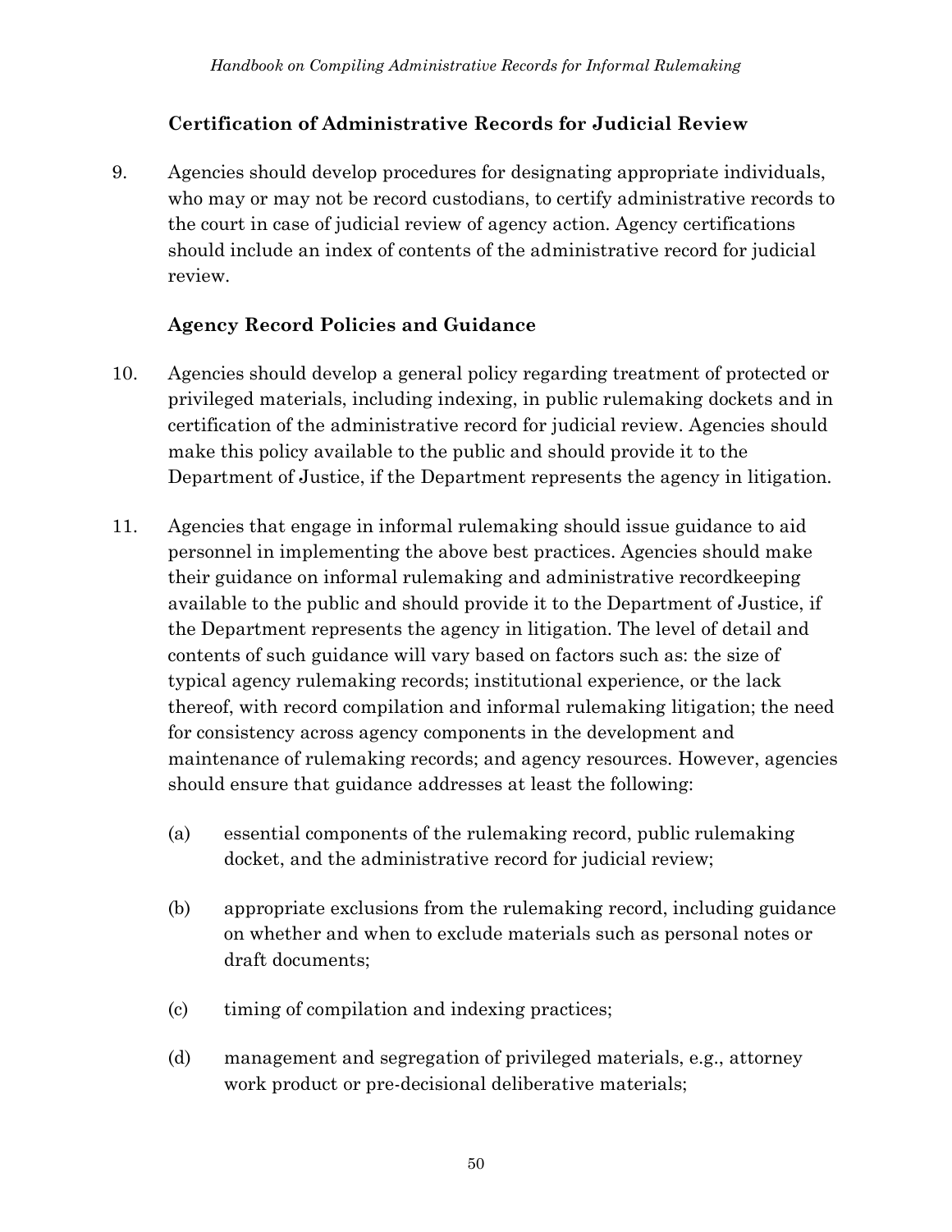### Certification of Administrative Records for Judicial Review

9. Agencies should develop procedures for designating appropriate individuals, who may or may not be record custodians, to certify administrative records to the court in case of judicial review of agency action. Agency certifications should include an index of contents of the administrative record for judicial review.

### Agency Record Policies and Guidance

10. Agencies should develop a general policy regarding treatment of protected or privileged materials, including indexing, in public rulemaking dockets and in certification of the administrative record for judicial review. Agencies should make this policy available to the public and should provide it to the Department of Justice, if the Department represents the agency in litigation.

11. Agencies that engage in informal rulemaking should issue guidance to aid personnel in implementing the above best practices. Agencies should make their guidance on informal rulemaking and administrative recordkeeping available to the public and should provide it to the Department of Justice, if the Department represents the agency in litigation. The level of detail and contents of such guidance will vary based on factors such as: the size of typical agency rulemaking records; institutional experience, or the lack thereof, with record compilation and informal rulemaking litigation; the need for consistency across agency components in the development and maintenance of rulemaking records; and agency resources. However, agencies should ensure that guidance addresses at least the following:

    (a) essential components of the rulemaking record, public rulemaking docket, and the administrative record for judicial review;

    (b) appropriate exclusions from the rulemaking record, including guidance on whether and when to exclude materials such as personal notes or draft documents;

    (c) timing of compilation and indexing practices;

    (d) management and segregation of privileged materials, e.g., attorney work product or pre-decisional deliberative materials;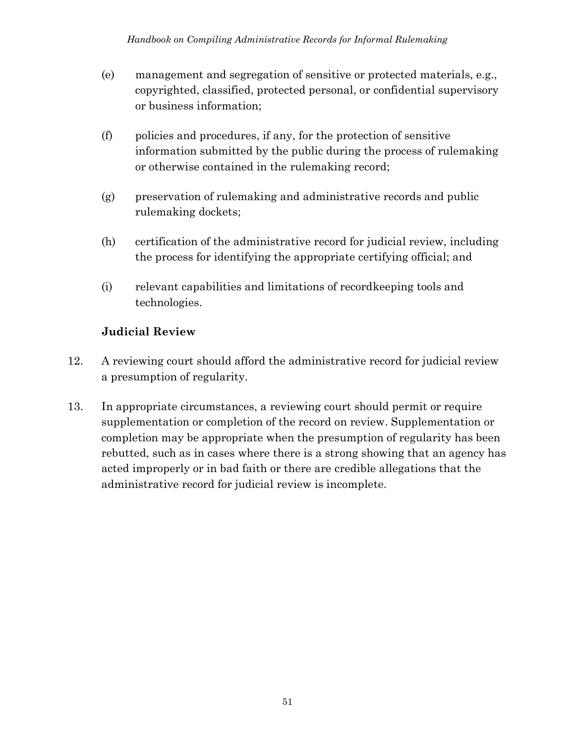(e) management and segregation of sensitive or protected materials, e.g., copyrighted, classified, protected personal, or confidential supervisory or business information;

(f) policies and procedures, if any, for the protection of sensitive information submitted by the public during the process of rulemaking or otherwise contained in the rulemaking record;

(g) preservation of rulemaking and administrative records and public rulemaking dockets;

(h) certification of the administrative record for judicial review, including the process for identifying the appropriate certifying official; and

(i) relevant capabilities and limitations of recordkeeping tools and technologies.

**Judicial Review**

12. A reviewing court should afford the administrative record for judicial review a presumption of regularity.

13. In appropriate circumstances, a reviewing court should permit or require supplementation or completion of the record on review. Supplementation or completion may be appropriate when the presumption of regularity has been rebutted, such as in cases where there is a strong showing that an agency has acted improperly or in bad faith or there are credible allegations that the administrative record for judicial review is incomplete.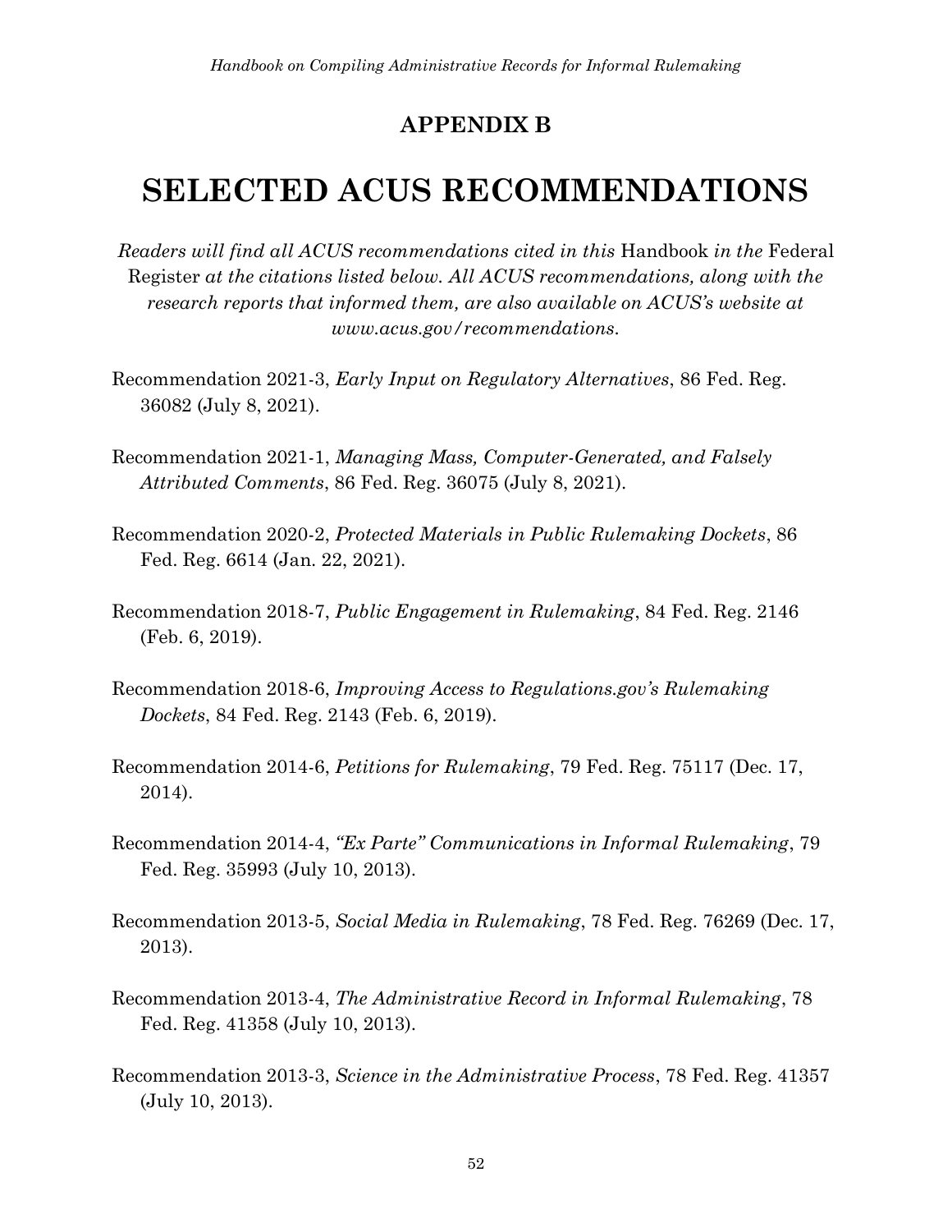# APPENDIX B

# SELECTED ACUS RECOMMENDATIONS

*Readers will find all ACUS recommendations cited in this* Handbook *in the* Federal Register *at the citations listed below. All ACUS recommendations, along with the research reports that informed them, are also available on ACUS's website at www.acus.gov/recommendations.*

Recommendation 2021-3, *Early Input on Regulatory Alternatives*, 86 Fed. Reg. 36082 (July 8, 2021).

Recommendation 2021-1, *Managing Mass, Computer-Generated, and Falsely Attributed Comments*, 86 Fed. Reg. 36075 (July 8, 2021).

Recommendation 2020-2, *Protected Materials in Public Rulemaking Dockets*, 86 Fed. Reg. 6614 (Jan. 22, 2021).

Recommendation 2018-7, *Public Engagement in Rulemaking*, 84 Fed. Reg. 2146 (Feb. 6, 2019).

Recommendation 2018-6, *Improving Access to Regulations.gov's Rulemaking Dockets*, 84 Fed. Reg. 2143 (Feb. 6, 2019).

Recommendation 2014-6, *Petitions for Rulemaking*, 79 Fed. Reg. 75117 (Dec. 17, 2014).

Recommendation 2014-4, *"Ex Parte" Communications in Informal Rulemaking*, 79 Fed. Reg. 35993 (July 10, 2013).

Recommendation 2013-5, *Social Media in Rulemaking*, 78 Fed. Reg. 76269 (Dec. 17, 2013).

Recommendation 2013-4, *The Administrative Record in Informal Rulemaking*, 78 Fed. Reg. 41358 (July 10, 2013).

Recommendation 2013-3, *Science in the Administrative Process*, 78 Fed. Reg. 41357 (July 10, 2013).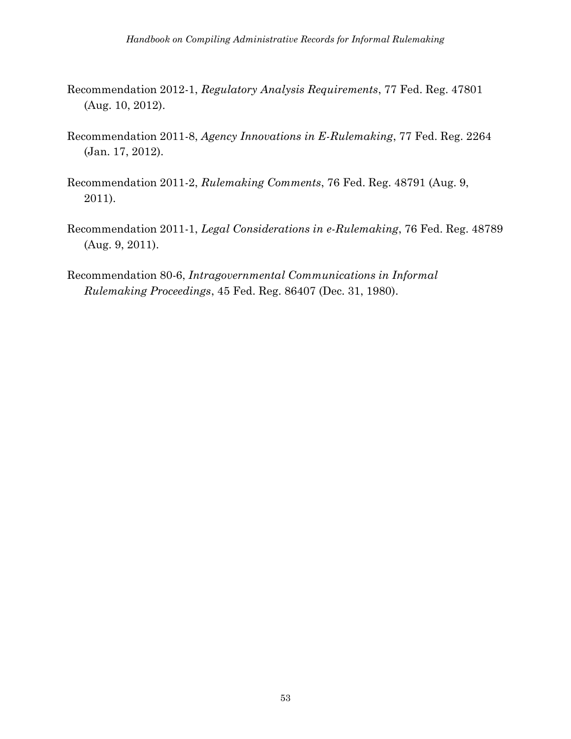Recommendation 2012-1, *Regulatory Analysis Requirements*, 77 Fed. Reg. 47801 (Aug. 10, 2012).

Recommendation 2011-8, *Agency Innovations in E-Rulemaking*, 77 Fed. Reg. 2264 (Jan. 17, 2012).

Recommendation 2011-2, *Rulemaking Comments*, 76 Fed. Reg. 48791 (Aug. 9, 2011).

Recommendation 2011-1, *Legal Considerations in e-Rulemaking*, 76 Fed. Reg. 48789 (Aug. 9, 2011).

Recommendation 80-6, *Intragovernmental Communications in Informal Rulemaking Proceedings*, 45 Fed. Reg. 86407 (Dec. 31, 1980).